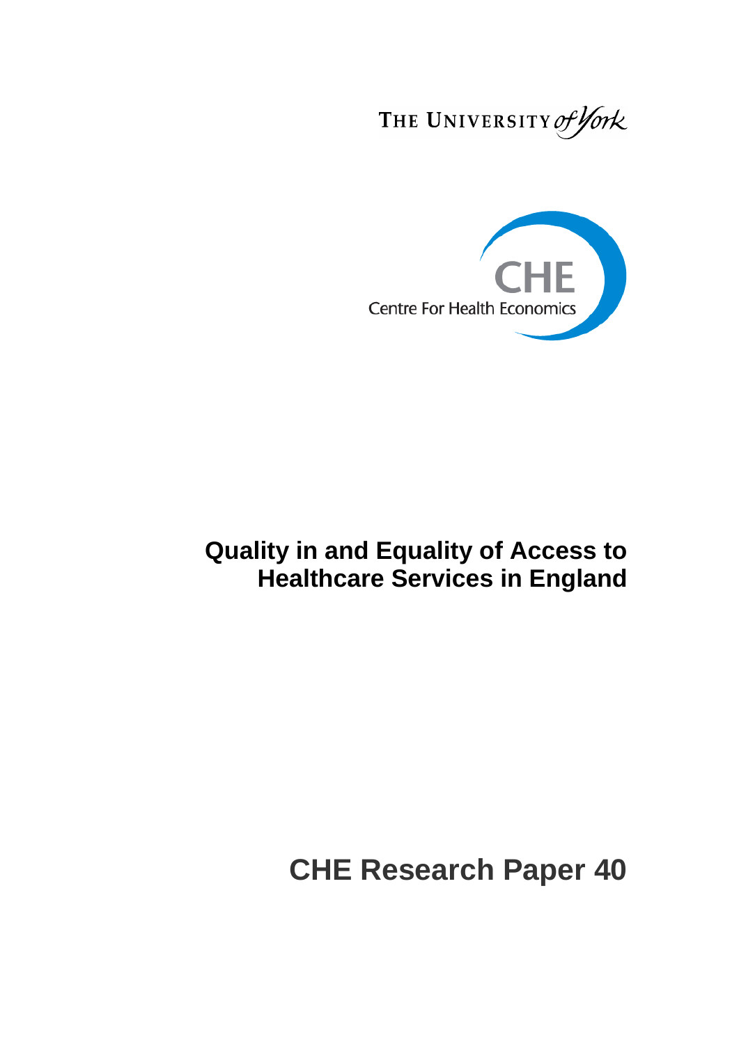THE UNIVERSITY of York

CHE

Centre For Health Economics

# Quality in and Equality of Access to Healthcare Services in England

## CHE Research Paper 40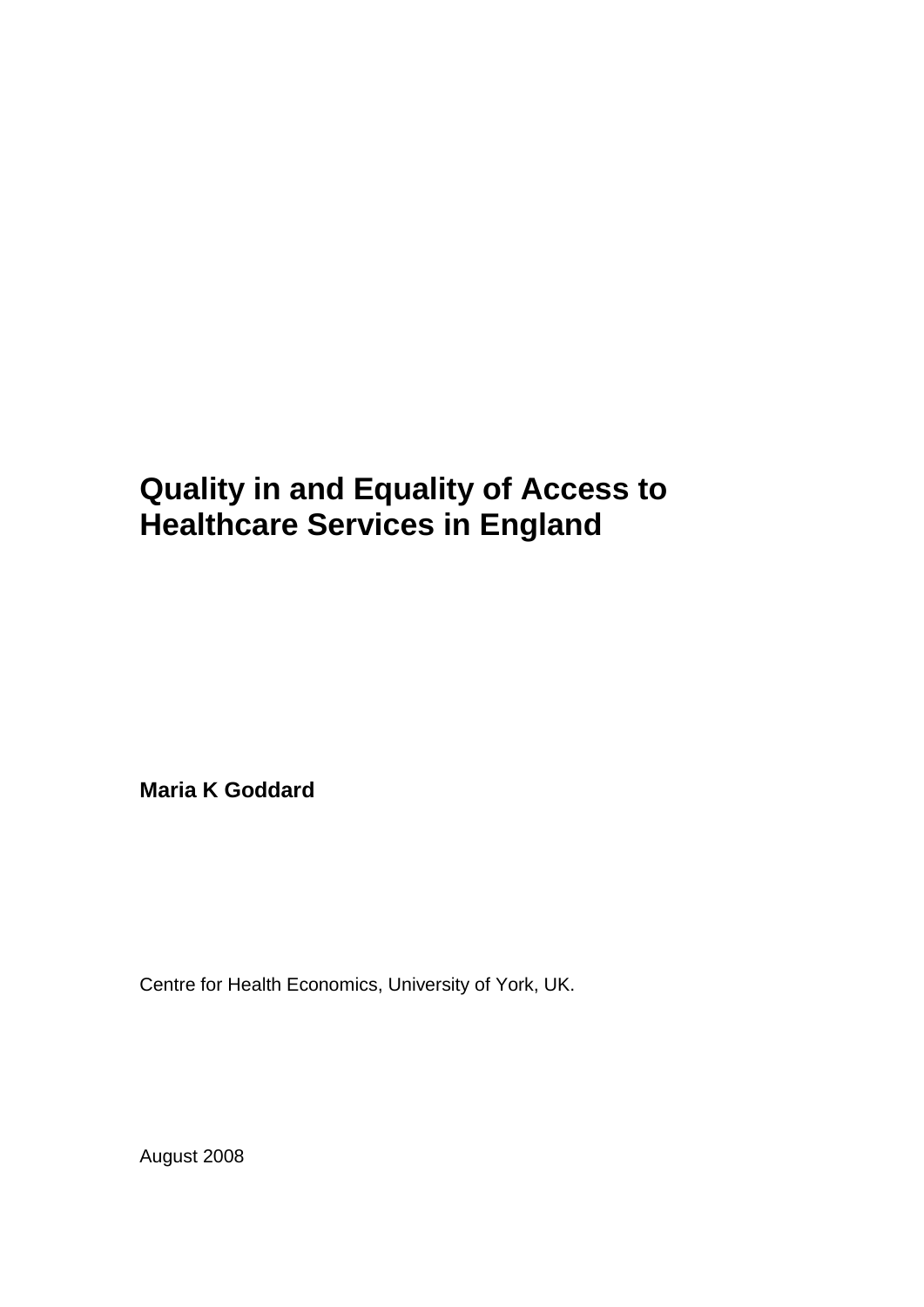# Quality in and Equality of Access to Healthcare Services in England

**Maria K Goddard**

Centre for Health Economics, University of York, UK.

August 2008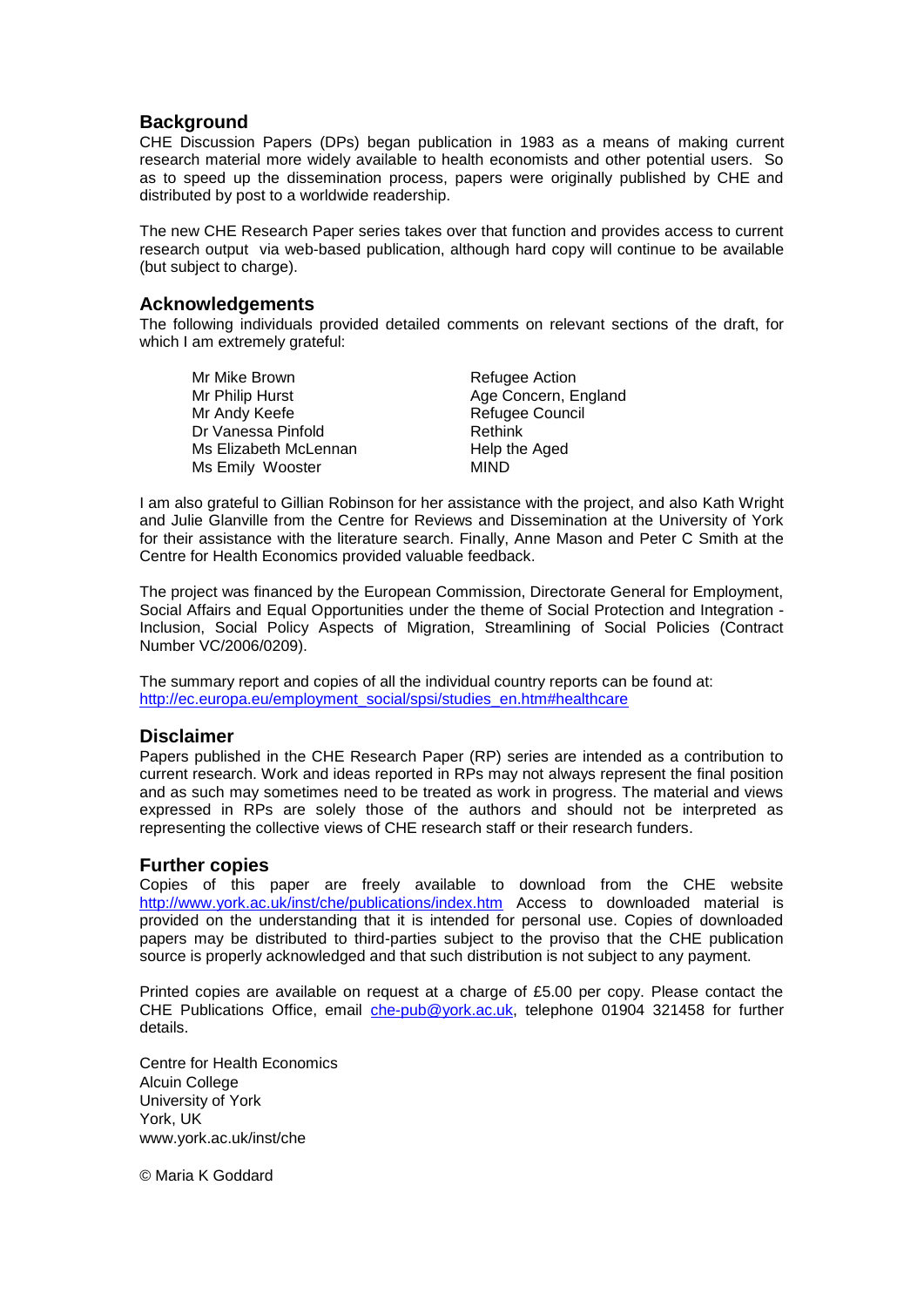## Background

CHE Discussion Papers (DPs) began publication in 1983 as a means of making current research material more widely available to health economists and other potential users. So as to speed up the dissemination process, papers were originally published by CHE and distributed by post to a worldwide readership.

The new CHE Research Paper series takes over that function and provides access to current research output via web-based publication, although hard copy will continue to be available (but subject to charge).

## Acknowledgements

The following individuals provided detailed comments on relevant sections of the draft, for which I am extremely grateful:

| | |
|---|---|
| Mr Mike Brown | Refugee Action |
| Mr Philip Hurst | Age Concern, England |
| Mr Andy Keefe | Refugee Council |
| Dr Vanessa Pinfold | Rethink |
| Ms Elizabeth McLennan | Help the Aged |
| Ms Emily Wooster | MIND |

I am also grateful to Gillian Robinson for her assistance with the project, and also Kath Wright and Julie Glanville from the Centre for Reviews and Dissemination at the University of York for their assistance with the literature search. Finally, Anne Mason and Peter C Smith at the Centre for Health Economics provided valuable feedback.

The project was financed by the European Commission, Directorate General for Employment, Social Affairs and Equal Opportunities under the theme of Social Protection and Integration - Inclusion, Social Policy Aspects of Migration, Streamlining of Social Policies (Contract Number VC/2006/0209).

The summary report and copies of all the individual country reports can be found at:
http://ec.europa.eu/employment_social/spsi/studies_en.htm#healthcare

## Disclaimer

Papers published in the CHE Research Paper (RP) series are intended as a contribution to current research. Work and ideas reported in RPs may not always represent the final position and as such may sometimes need to be treated as work in progress. The material and views expressed in RPs are solely those of the authors and should not be interpreted as representing the collective views of CHE research staff or their research funders.

## Further copies

Copies of this paper are freely available to download from the CHE website http://www.york.ac.uk/inst/che/publications/index.htm Access to downloaded material is provided on the understanding that it is intended for personal use. Copies of downloaded papers may be distributed to third-parties subject to the proviso that the CHE publication source is properly acknowledged and that such distribution is not subject to any payment.

Printed copies are available on request at a charge of £5.00 per copy. Please contact the CHE Publications Office, email che-pub@york.ac.uk, telephone 01904 321458 for further details.

Centre for Health Economics
Alcuin College
University of York
York, UK
www.york.ac.uk/inst/che

© Maria K Goddard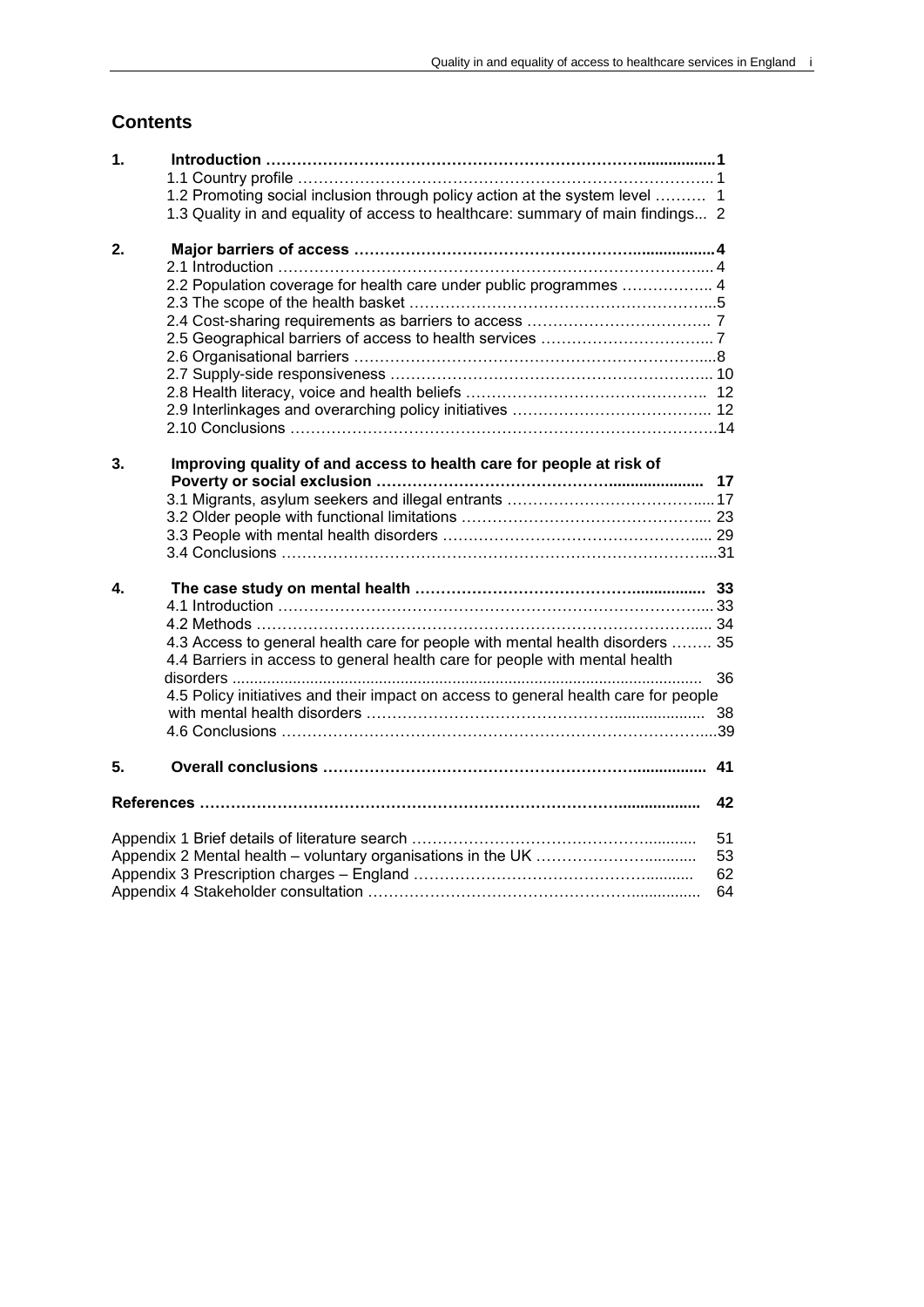## Contents

| | | |
|---|---|---|
| **1.** | **Introduction** | **1** |
| | 1.1 Country profile | 1 |
| | 1.2 Promoting social inclusion through policy action at the system level | 1 |
| | 1.3 Quality in and equality of access to healthcare: summary of main findings | 2 |
| **2.** | **Major barriers of access** | **4** |
| | 2.1 Introduction | 4 |
| | 2.2 Population coverage for health care under public programmes | 4 |
| | 2.3 The scope of the health basket | 5 |
| | 2.4 Cost-sharing requirements as barriers to access | 7 |
| | 2.5 Geographical barriers of access to health services | 7 |
| | 2.6 Organisational barriers | 8 |
| | 2.7 Supply-side responsiveness | 10 |
| | 2.8 Health literacy, voice and health beliefs | 12 |
| | 2.9 Interlinkages and overarching policy initiatives | 12 |
| | 2.10 Conclusions | 14 |
| **3.** | **Improving quality of and access to health care for people at risk of Poverty or social exclusion** | **17** |
| | 3.1 Migrants, asylum seekers and illegal entrants | 17 |
| | 3.2 Older people with functional limitations | 23 |
| | 3.3 People with mental health disorders | 29 |
| | 3.4 Conclusions | 31 |
| **4.** | **The case study on mental health** | **33** |
| | 4.1 Introduction | 33 |
| | 4.2 Methods | 34 |
| | 4.3 Access to general health care for people with mental health disorders | 35 |
| | 4.4 Barriers in access to general health care for people with mental health disorders | 36 |
| | 4.5 Policy initiatives and their impact on access to general health care for people with mental health disorders | 38 |
| | 4.6 Conclusions | 39 |
| **5.** | **Overall conclusions** | **41** |
| | **References** | **42** |
| | Appendix 1 Brief details of literature search | 51 |
| | Appendix 2 Mental health – voluntary organisations in the UK | 53 |
| | Appendix 3 Prescription charges – England | 62 |
| | Appendix 4 Stakeholder consultation | 64 |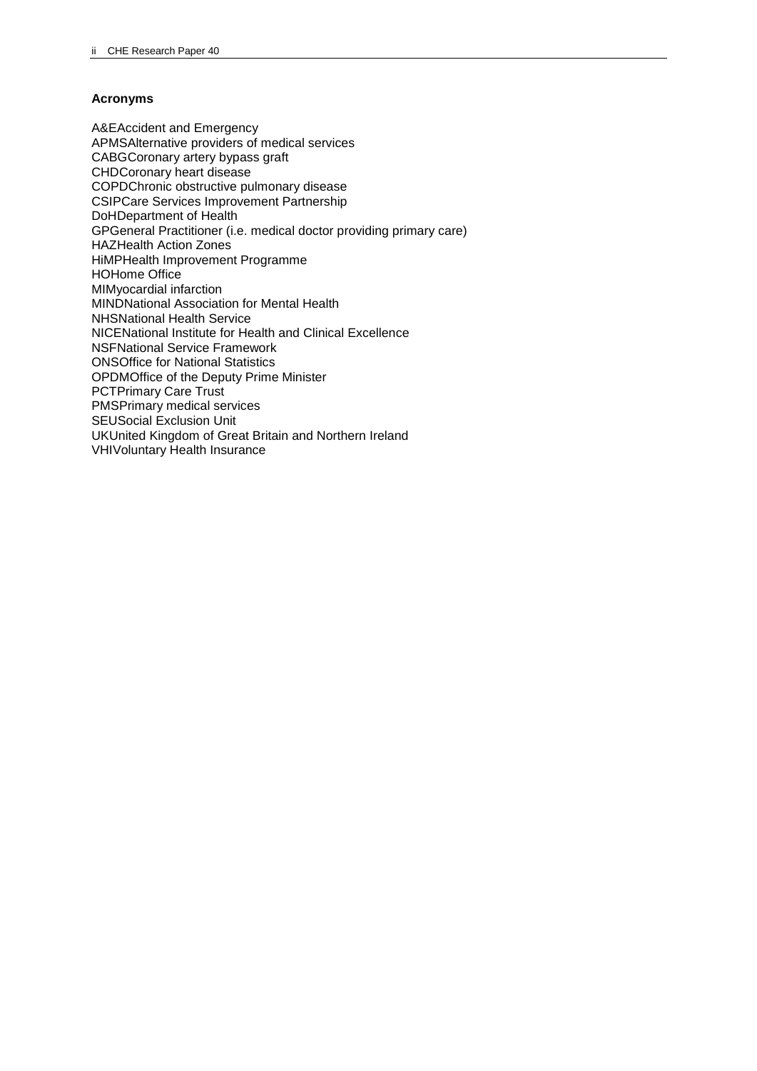**Acronyms**

A&EAccident and Emergency
APMSAlternative providers of medical services
CABGCoronary artery bypass graft
CHDCoronary heart disease
COPDChronic obstructive pulmonary disease
CSIPCare Services Improvement Partnership
DoHDepartment of Health
GPGeneral Practitioner (i.e. medical doctor providing primary care)
HAZHealth Action Zones
HiMPHealth Improvement Programme
HOHome Office
MIMyocardial infarction
MINDNational Association for Mental Health
NHSNational Health Service
NICENational Institute for Health and Clinical Excellence
NSFNational Service Framework
ONSOffice for National Statistics
OPDMOffice of the Deputy Prime Minister
PCTPrimary Care Trust
PMSPrimary medical services
SEUSocial Exclusion Unit
UKUnited Kingdom of Great Britain and Northern Ireland
VHIVoluntary Health Insurance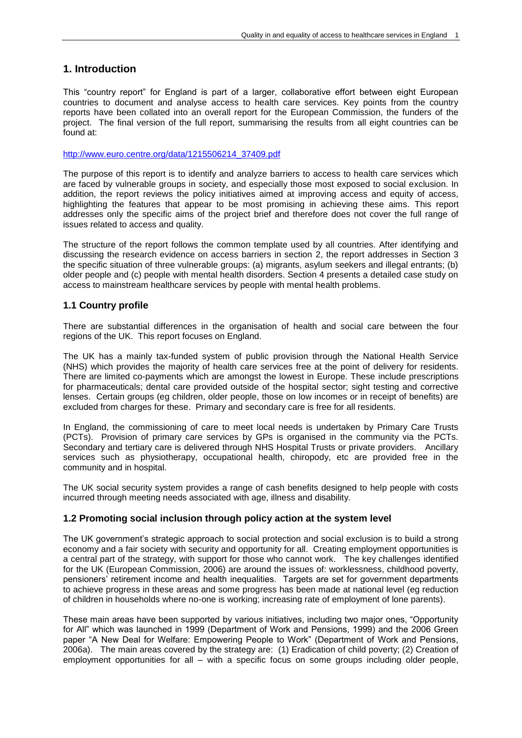# 1. Introduction

This "country report" for England is part of a larger, collaborative effort between eight European countries to document and analyse access to health care services. Key points from the country reports have been collated into an overall report for the European Commission, the funders of the project. The final version of the full report, summarising the results from all eight countries can be found at:

[http://www.euro.centre.org/data/1215506214_37409.pdf](http://www.euro.centre.org/data/1215506214_37409.pdf)

The purpose of this report is to identify and analyze barriers to access to health care services which are faced by vulnerable groups in society, and especially those most exposed to social exclusion. In addition, the report reviews the policy initiatives aimed at improving access and equity of access, highlighting the features that appear to be most promising in achieving these aims. This report addresses only the specific aims of the project brief and therefore does not cover the full range of issues related to access and quality.

The structure of the report follows the common template used by all countries. After identifying and discussing the research evidence on access barriers in section 2, the report addresses in Section 3 the specific situation of three vulnerable groups: (a) migrants, asylum seekers and illegal entrants; (b) older people and (c) people with mental health disorders. Section 4 presents a detailed case study on access to mainstream healthcare services by people with mental health problems.

## 1.1 Country profile

There are substantial differences in the organisation of health and social care between the four regions of the UK. This report focuses on England.

The UK has a mainly tax-funded system of public provision through the National Health Service (NHS) which provides the majority of health care services free at the point of delivery for residents. There are limited co-payments which are amongst the lowest in Europe. These include prescriptions for pharmaceuticals; dental care provided outside of the hospital sector; sight testing and corrective lenses. Certain groups (eg children, older people, those on low incomes or in receipt of benefits) are excluded from charges for these. Primary and secondary care is free for all residents.

In England, the commissioning of care to meet local needs is undertaken by Primary Care Trusts (PCTs). Provision of primary care services by GPs is organised in the community via the PCTs. Secondary and tertiary care is delivered through NHS Hospital Trusts or private providers. Ancillary services such as physiotherapy, occupational health, chiropody, etc are provided free in the community and in hospital.

The UK social security system provides a range of cash benefits designed to help people with costs incurred through meeting needs associated with age, illness and disability.

## 1.2 Promoting social inclusion through policy action at the system level

The UK government's strategic approach to social protection and social exclusion is to build a strong economy and a fair society with security and opportunity for all. Creating employment opportunities is a central part of the strategy, with support for those who cannot work. The key challenges identified for the UK (European Commission, 2006) are around the issues of: worklessness, childhood poverty, pensioners' retirement income and health inequalities. Targets are set for government departments to achieve progress in these areas and some progress has been made at national level (eg reduction of children in households where no-one is working; increasing rate of employment of lone parents).

These main areas have been supported by various initiatives, including two major ones, "Opportunity for All" which was launched in 1999 (Department of Work and Pensions, 1999) and the 2006 Green paper "A New Deal for Welfare: Empowering People to Work" (Department of Work and Pensions, 2006a). The main areas covered by the strategy are: (1) Eradication of child poverty; (2) Creation of employment opportunities for all – with a specific focus on some groups including older people,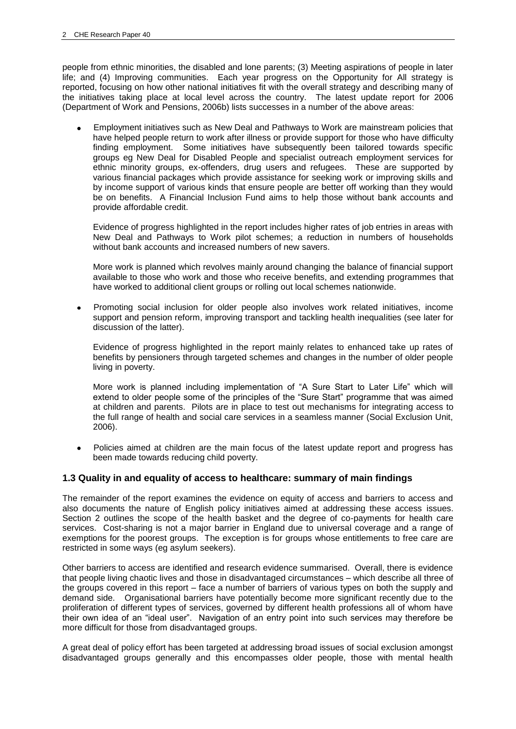people from ethnic minorities, the disabled and lone parents; (3) Meeting aspirations of people in later life; and (4) Improving communities. Each year progress on the Opportunity for All strategy is reported, focusing on how other national initiatives fit with the overall strategy and describing many of the initiatives taking place at local level across the country. The latest update report for 2006 (Department of Work and Pensions, 2006b) lists successes in a number of the above areas:

- Employment initiatives such as New Deal and Pathways to Work are mainstream policies that have helped people return to work after illness or provide support for those who have difficulty finding employment. Some initiatives have subsequently been tailored towards specific groups eg New Deal for Disabled People and specialist outreach employment services for ethnic minority groups, ex-offenders, drug users and refugees. These are supported by various financial packages which provide assistance for seeking work or improving skills and by income support of various kinds that ensure people are better off working than they would be on benefits. A Financial Inclusion Fund aims to help those without bank accounts and provide affordable credit.

  Evidence of progress highlighted in the report includes higher rates of job entries in areas with New Deal and Pathways to Work pilot schemes; a reduction in numbers of households without bank accounts and increased numbers of new savers.

  More work is planned which revolves mainly around changing the balance of financial support available to those who work and those who receive benefits, and extending programmes that have worked to additional client groups or rolling out local schemes nationwide.

- Promoting social inclusion for older people also involves work related initiatives, income support and pension reform, improving transport and tackling health inequalities (see later for discussion of the latter).

  Evidence of progress highlighted in the report mainly relates to enhanced take up rates of benefits by pensioners through targeted schemes and changes in the number of older people living in poverty.

  More work is planned including implementation of "A Sure Start to Later Life" which will extend to older people some of the principles of the "Sure Start" programme that was aimed at children and parents. Pilots are in place to test out mechanisms for integrating access to the full range of health and social care services in a seamless manner (Social Exclusion Unit, 2006).

- Policies aimed at children are the main focus of the latest update report and progress has been made towards reducing child poverty.

### 1.3 Quality in and equality of access to healthcare: summary of main findings

The remainder of the report examines the evidence on equity of access and barriers to access and also documents the nature of English policy initiatives aimed at addressing these access issues. Section 2 outlines the scope of the health basket and the degree of co-payments for health care services. Cost-sharing is not a major barrier in England due to universal coverage and a range of exemptions for the poorest groups. The exception is for groups whose entitlements to free care are restricted in some ways (eg asylum seekers).

Other barriers to access are identified and research evidence summarised. Overall, there is evidence that people living chaotic lives and those in disadvantaged circumstances – which describe all three of the groups covered in this report – face a number of barriers of various types on both the supply and demand side. Organisational barriers have potentially become more significant recently due to the proliferation of different types of services, governed by different health professions all of whom have their own idea of an "ideal user". Navigation of an entry point into such services may therefore be more difficult for those from disadvantaged groups.

A great deal of policy effort has been targeted at addressing broad issues of social exclusion amongst disadvantaged groups generally and this encompasses older people, those with mental health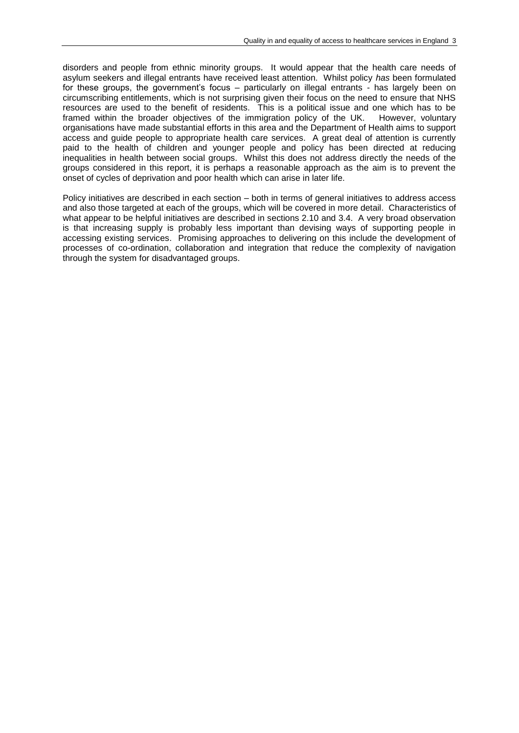disorders and people from ethnic minority groups. It would appear that the health care needs of asylum seekers and illegal entrants have received least attention. Whilst policy *has* been formulated for these groups, the government's focus – particularly on illegal entrants - has largely been on circumscribing entitlements, which is not surprising given their focus on the need to ensure that NHS resources are used to the benefit of residents. This is a political issue and one which has to be framed within the broader objectives of the immigration policy of the UK. However, voluntary organisations have made substantial efforts in this area and the Department of Health aims to support access and guide people to appropriate health care services. A great deal of attention is currently paid to the health of children and younger people and policy has been directed at reducing inequalities in health between social groups. Whilst this does not address directly the needs of the groups considered in this report, it is perhaps a reasonable approach as the aim is to prevent the onset of cycles of deprivation and poor health which can arise in later life.

Policy initiatives are described in each section – both in terms of general initiatives to address access and also those targeted at each of the groups, which will be covered in more detail. Characteristics of what appear to be helpful initiatives are described in sections 2.10 and 3.4. A very broad observation is that increasing supply is probably less important than devising ways of supporting people in accessing existing services. Promising approaches to delivering on this include the development of processes of co-ordination, collaboration and integration that reduce the complexity of navigation through the system for disadvantaged groups.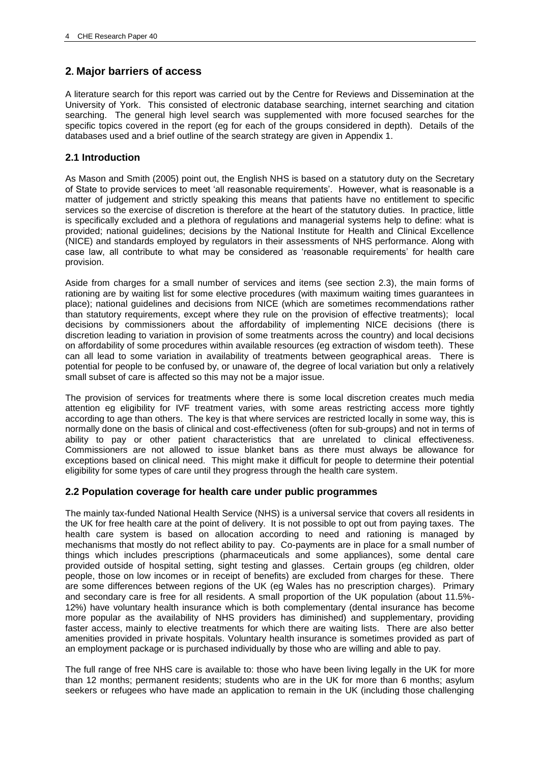## 2. Major barriers of access

A literature search for this report was carried out by the Centre for Reviews and Dissemination at the University of York. This consisted of electronic database searching, internet searching and citation searching. The general high level search was supplemented with more focused searches for the specific topics covered in the report (eg for each of the groups considered in depth). Details of the databases used and a brief outline of the search strategy are given in Appendix 1.

### 2.1 Introduction

As Mason and Smith (2005) point out, the English NHS is based on a statutory duty on the Secretary of State to provide services to meet 'all reasonable requirements'. However, what is reasonable is a matter of judgement and strictly speaking this means that patients have no entitlement to specific services so the exercise of discretion is therefore at the heart of the statutory duties. In practice, little is specifically excluded and a plethora of regulations and managerial systems help to define: what is provided; national guidelines; decisions by the National Institute for Health and Clinical Excellence (NICE) and standards employed by regulators in their assessments of NHS performance. Along with case law, all contribute to what may be considered as 'reasonable requirements' for health care provision.

Aside from charges for a small number of services and items (see section 2.3), the main forms of rationing are by waiting list for some elective procedures (with maximum waiting times guarantees in place); national guidelines and decisions from NICE (which are sometimes recommendations rather than statutory requirements, except where they rule on the provision of effective treatments); local decisions by commissioners about the affordability of implementing NICE decisions (there is discretion leading to variation in provision of some treatments across the country) and local decisions on affordability of some procedures within available resources (eg extraction of wisdom teeth). These can all lead to some variation in availability of treatments between geographical areas. There is potential for people to be confused by, or unaware of, the degree of local variation but only a relatively small subset of care is affected so this may not be a major issue.

The provision of services for treatments where there is some local discretion creates much media attention eg eligibility for IVF treatment varies, with some areas restricting access more tightly according to age than others. The key is that where services are restricted locally in some way, this is normally done on the basis of clinical and cost-effectiveness (often for sub-groups) and not in terms of ability to pay or other patient characteristics that are unrelated to clinical effectiveness. Commissioners are not allowed to issue blanket bans as there must always be allowance for exceptions based on clinical need. This might make it difficult for people to determine their potential eligibility for some types of care until they progress through the health care system.

### 2.2 Population coverage for health care under public programmes

The mainly tax-funded National Health Service (NHS) is a universal service that covers all residents in the UK for free health care at the point of delivery. It is not possible to opt out from paying taxes. The health care system is based on allocation according to need and rationing is managed by mechanisms that mostly do not reflect ability to pay. Co-payments are in place for a small number of things which includes prescriptions (pharmaceuticals and some appliances), some dental care provided outside of hospital setting, sight testing and glasses. Certain groups (eg children, older people, those on low incomes or in receipt of benefits) are excluded from charges for these. There are some differences between regions of the UK (eg Wales has no prescription charges). Primary and secondary care is free for all residents. A small proportion of the UK population (about 11.5%-12%) have voluntary health insurance which is both complementary (dental insurance has become more popular as the availability of NHS providers has diminished) and supplementary, providing faster access, mainly to elective treatments for which there are waiting lists. There are also better amenities provided in private hospitals. Voluntary health insurance is sometimes provided as part of an employment package or is purchased individually by those who are willing and able to pay.

The full range of free NHS care is available to: those who have been living legally in the UK for more than 12 months; permanent residents; students who are in the UK for more than 6 months; asylum seekers or refugees who have made an application to remain in the UK (including those challenging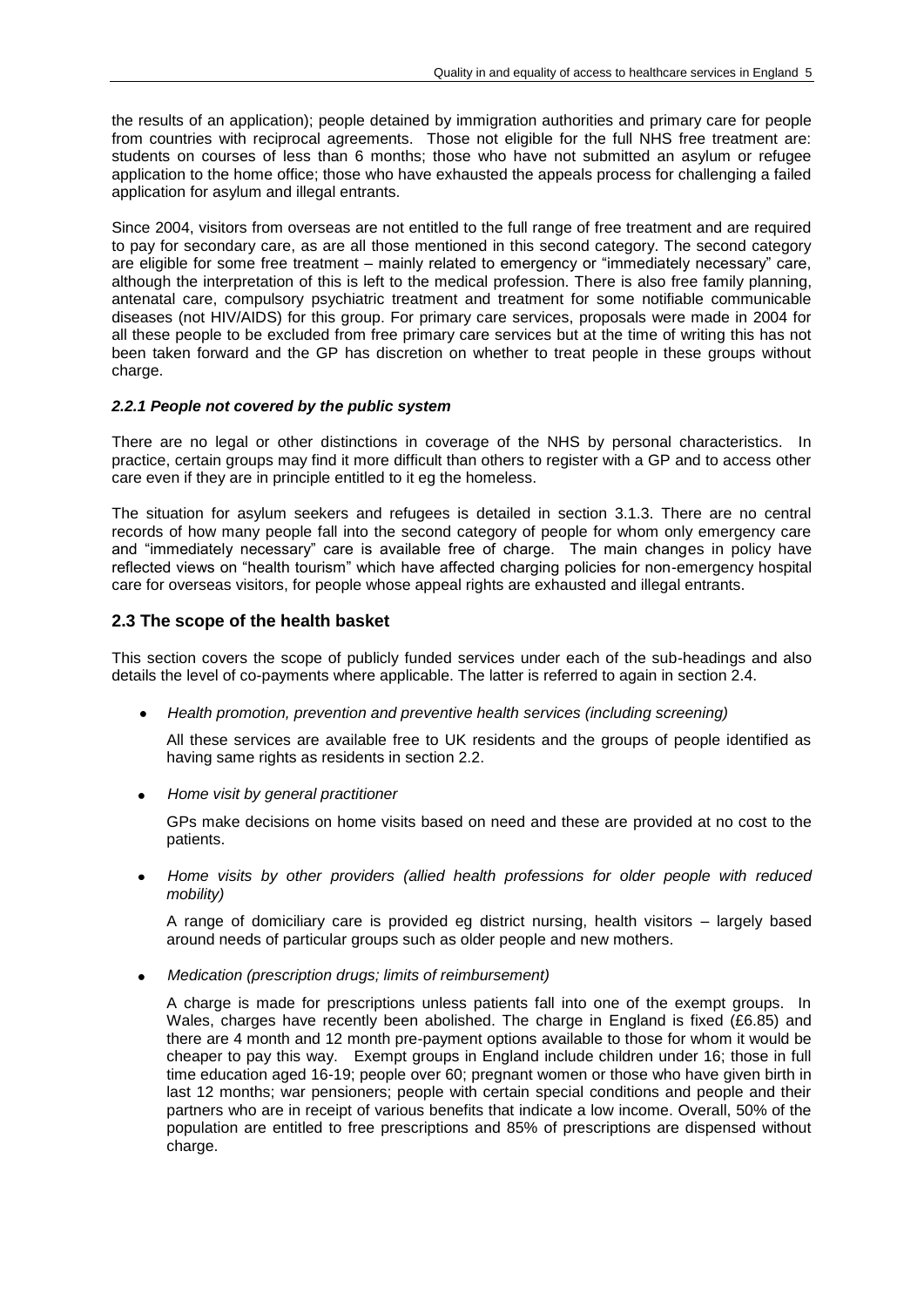the results of an application); people detained by immigration authorities and primary care for people from countries with reciprocal agreements. Those not eligible for the full NHS free treatment are: students on courses of less than 6 months; those who have not submitted an asylum or refugee application to the home office; those who have exhausted the appeals process for challenging a failed application for asylum and illegal entrants.

Since 2004, visitors from overseas are not entitled to the full range of free treatment and are required to pay for secondary care, as are all those mentioned in this second category. The second category are eligible for some free treatment – mainly related to emergency or "immediately necessary" care, although the interpretation of this is left to the medical profession. There is also free family planning, antenatal care, compulsory psychiatric treatment and treatment for some notifiable communicable diseases (not HIV/AIDS) for this group. For primary care services, proposals were made in 2004 for all these people to be excluded from free primary care services but at the time of writing this has not been taken forward and the GP has discretion on whether to treat people in these groups without charge.

#### *2.2.1 People not covered by the public system*

There are no legal or other distinctions in coverage of the NHS by personal characteristics. In practice, certain groups may find it more difficult than others to register with a GP and to access other care even if they are in principle entitled to it eg the homeless.

The situation for asylum seekers and refugees is detailed in section 3.1.3. There are no central records of how many people fall into the second category of people for whom only emergency care and "immediately necessary" care is available free of charge. The main changes in policy have reflected views on "health tourism" which have affected charging policies for non-emergency hospital care for overseas visitors, for people whose appeal rights are exhausted and illegal entrants.

### 2.3 The scope of the health basket

This section covers the scope of publicly funded services under each of the sub-headings and also details the level of co-payments where applicable. The latter is referred to again in section 2.4.

- *Health promotion, prevention and preventive health services (including screening)*

  All these services are available free to UK residents and the groups of people identified as having same rights as residents in section 2.2.

- *Home visit by general practitioner*

  GPs make decisions on home visits based on need and these are provided at no cost to the patients.

- *Home visits by other providers (allied health professions for older people with reduced mobility)*

  A range of domiciliary care is provided eg district nursing, health visitors – largely based around needs of particular groups such as older people and new mothers.

- *Medication (prescription drugs; limits of reimbursement)*

  A charge is made for prescriptions unless patients fall into one of the exempt groups. In Wales, charges have recently been abolished. The charge in England is fixed (£6.85) and there are 4 month and 12 month pre-payment options available to those for whom it would be cheaper to pay this way. Exempt groups in England include children under 16; those in full time education aged 16-19; people over 60; pregnant women or those who have given birth in last 12 months; war pensioners; people with certain special conditions and people and their partners who are in receipt of various benefits that indicate a low income. Overall, 50% of the population are entitled to free prescriptions and 85% of prescriptions are dispensed without charge.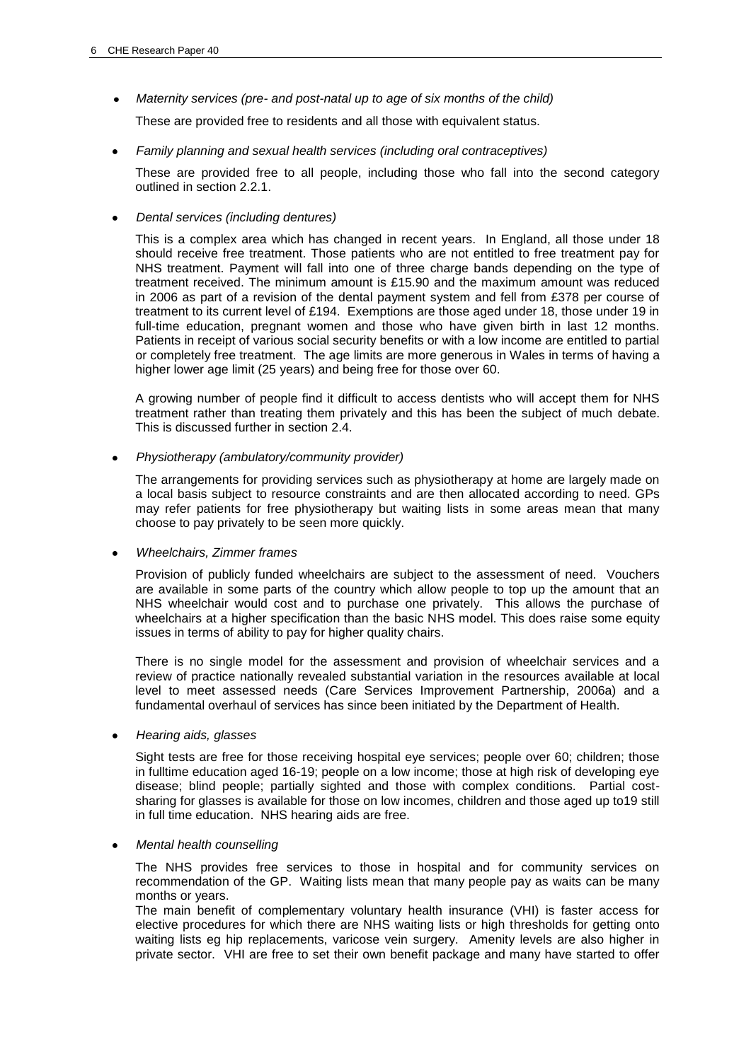- *Maternity services (pre- and post-natal up to age of six months of the child)*

  These are provided free to residents and all those with equivalent status.

- *Family planning and sexual health services (including oral contraceptives)*

  These are provided free to all people, including those who fall into the second category outlined in section 2.2.1.

- *Dental services (including dentures)*

  This is a complex area which has changed in recent years. In England, all those under 18 should receive free treatment. Those patients who are not entitled to free treatment pay for NHS treatment. Payment will fall into one of three charge bands depending on the type of treatment received. The minimum amount is £15.90 and the maximum amount was reduced in 2006 as part of a revision of the dental payment system and fell from £378 per course of treatment to its current level of £194. Exemptions are those aged under 18, those under 19 in full-time education, pregnant women and those who have given birth in last 12 months. Patients in receipt of various social security benefits or with a low income are entitled to partial or completely free treatment. The age limits are more generous in Wales in terms of having a higher lower age limit (25 years) and being free for those over 60.

  A growing number of people find it difficult to access dentists who will accept them for NHS treatment rather than treating them privately and this has been the subject of much debate. This is discussed further in section 2.4.

- *Physiotherapy (ambulatory/community provider)*

  The arrangements for providing services such as physiotherapy at home are largely made on a local basis subject to resource constraints and are then allocated according to need. GPs may refer patients for free physiotherapy but waiting lists in some areas mean that many choose to pay privately to be seen more quickly.

- *Wheelchairs, Zimmer frames*

  Provision of publicly funded wheelchairs are subject to the assessment of need. Vouchers are available in some parts of the country which allow people to top up the amount that an NHS wheelchair would cost and to purchase one privately. This allows the purchase of wheelchairs at a higher specification than the basic NHS model. This does raise some equity issues in terms of ability to pay for higher quality chairs.

  There is no single model for the assessment and provision of wheelchair services and a review of practice nationally revealed substantial variation in the resources available at local level to meet assessed needs (Care Services Improvement Partnership, 2006a) and a fundamental overhaul of services has since been initiated by the Department of Health.

- *Hearing aids, glasses*

  Sight tests are free for those receiving hospital eye services; people over 60; children; those in fulltime education aged 16-19; people on a low income; those at high risk of developing eye disease; blind people; partially sighted and those with complex conditions. Partial cost-sharing for glasses is available for those on low incomes, children and those aged up to19 still in full time education. NHS hearing aids are free.

- *Mental health counselling*

  The NHS provides free services to those in hospital and for community services on recommendation of the GP. Waiting lists mean that many people pay as waits can be many months or years.

  The main benefit of complementary voluntary health insurance (VHI) is faster access for elective procedures for which there are NHS waiting lists or high thresholds for getting onto waiting lists eg hip replacements, varicose vein surgery. Amenity levels are also higher in private sector. VHI are free to set their own benefit package and many have started to offer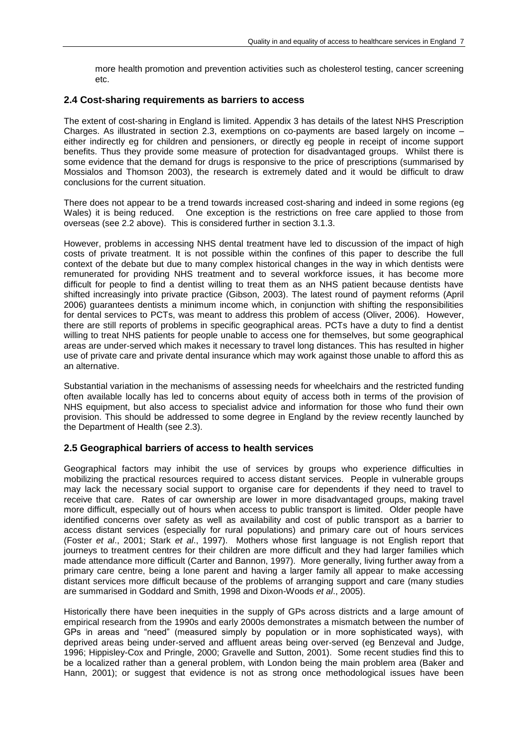more health promotion and prevention activities such as cholesterol testing, cancer screening etc.

## 2.4 Cost-sharing requirements as barriers to access

The extent of cost-sharing in England is limited. Appendix 3 has details of the latest NHS Prescription Charges. As illustrated in section 2.3, exemptions on co-payments are based largely on income – either indirectly eg for children and pensioners, or directly eg people in receipt of income support benefits. Thus they provide some measure of protection for disadvantaged groups. Whilst there is some evidence that the demand for drugs is responsive to the price of prescriptions (summarised by Mossialos and Thomson 2003), the research is extremely dated and it would be difficult to draw conclusions for the current situation.

There does not appear to be a trend towards increased cost-sharing and indeed in some regions (eg Wales) it is being reduced. One exception is the restrictions on free care applied to those from overseas (see 2.2 above). This is considered further in section 3.1.3.

However, problems in accessing NHS dental treatment have led to discussion of the impact of high costs of private treatment. It is not possible within the confines of this paper to describe the full context of the debate but due to many complex historical changes in the way in which dentists were remunerated for providing NHS treatment and to several workforce issues, it has become more difficult for people to find a dentist willing to treat them as an NHS patient because dentists have shifted increasingly into private practice (Gibson, 2003). The latest round of payment reforms (April 2006) guarantees dentists a minimum income which, in conjunction with shifting the responsibilities for dental services to PCTs, was meant to address this problem of access (Oliver, 2006). However, there are still reports of problems in specific geographical areas. PCTs have a duty to find a dentist willing to treat NHS patients for people unable to access one for themselves, but some geographical areas are under-served which makes it necessary to travel long distances. This has resulted in higher use of private care and private dental insurance which may work against those unable to afford this as an alternative.

Substantial variation in the mechanisms of assessing needs for wheelchairs and the restricted funding often available locally has led to concerns about equity of access both in terms of the provision of NHS equipment, but also access to specialist advice and information for those who fund their own provision. This should be addressed to some degree in England by the review recently launched by the Department of Health (see 2.3).

## 2.5 Geographical barriers of access to health services

Geographical factors may inhibit the use of services by groups who experience difficulties in mobilizing the practical resources required to access distant services. People in vulnerable groups may lack the necessary social support to organise care for dependents if they need to travel to receive that care. Rates of car ownership are lower in more disadvantaged groups, making travel more difficult, especially out of hours when access to public transport is limited. Older people have identified concerns over safety as well as availability and cost of public transport as a barrier to access distant services (especially for rural populations) and primary care out of hours services (Foster *et al*., 2001; Stark *et al*., 1997). Mothers whose first language is not English report that journeys to treatment centres for their children are more difficult and they had larger families which made attendance more difficult (Carter and Bannon, 1997). More generally, living further away from a primary care centre, being a lone parent and having a larger family all appear to make accessing distant services more difficult because of the problems of arranging support and care (many studies are summarised in Goddard and Smith, 1998 and Dixon-Woods *et al*., 2005).

Historically there have been inequities in the supply of GPs across districts and a large amount of empirical research from the 1990s and early 2000s demonstrates a mismatch between the number of GPs in areas and "need" (measured simply by population or in more sophisticated ways), with deprived areas being under-served and affluent areas being over-served (eg Benzeval and Judge, 1996; Hippisley-Cox and Pringle, 2000; Gravelle and Sutton, 2001). Some recent studies find this to be a localized rather than a general problem, with London being the main problem area (Baker and Hann, 2001); or suggest that evidence is not as strong once methodological issues have been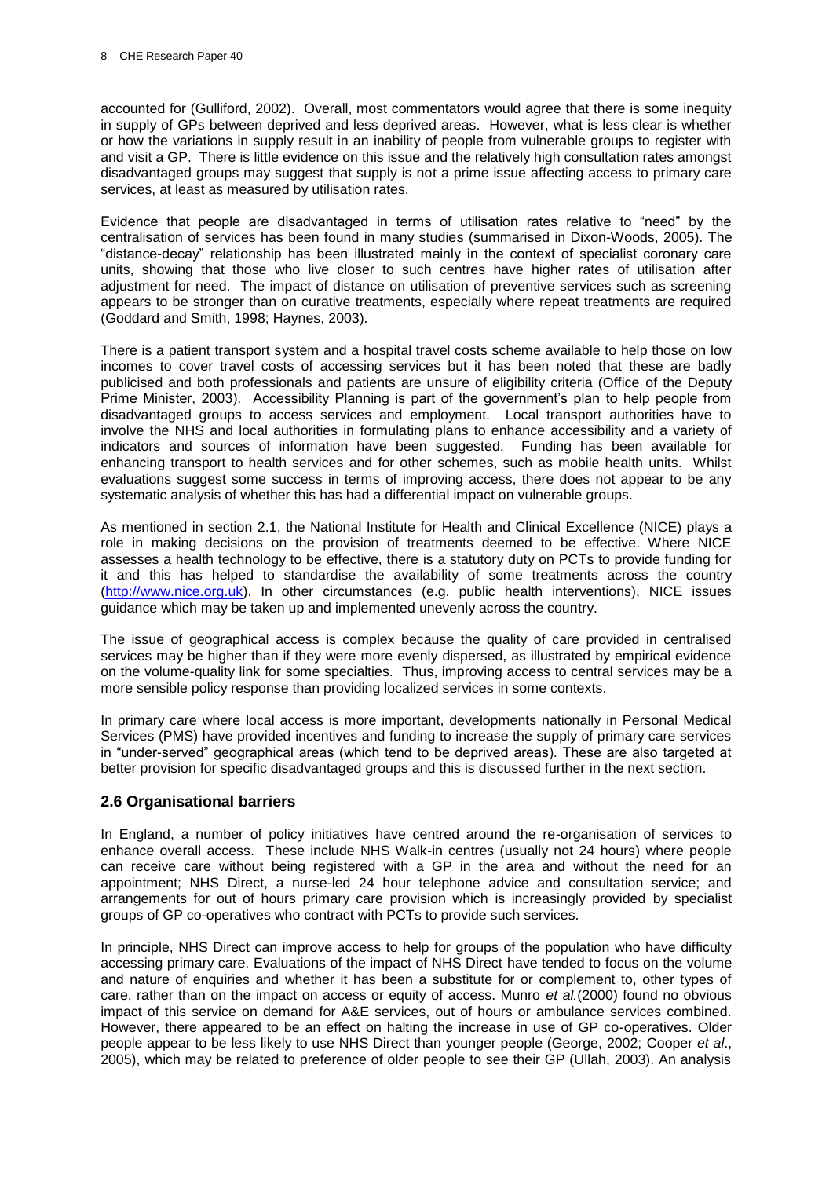accounted for (Gulliford, 2002). Overall, most commentators would agree that there is some inequity in supply of GPs between deprived and less deprived areas. However, what is less clear is whether or how the variations in supply result in an inability of people from vulnerable groups to register with and visit a GP. There is little evidence on this issue and the relatively high consultation rates amongst disadvantaged groups may suggest that supply is not a prime issue affecting access to primary care services, at least as measured by utilisation rates.

Evidence that people are disadvantaged in terms of utilisation rates relative to "need" by the centralisation of services has been found in many studies (summarised in Dixon-Woods, 2005). The "distance-decay" relationship has been illustrated mainly in the context of specialist coronary care units, showing that those who live closer to such centres have higher rates of utilisation after adjustment for need. The impact of distance on utilisation of preventive services such as screening appears to be stronger than on curative treatments, especially where repeat treatments are required (Goddard and Smith, 1998; Haynes, 2003).

There is a patient transport system and a hospital travel costs scheme available to help those on low incomes to cover travel costs of accessing services but it has been noted that these are badly publicised and both professionals and patients are unsure of eligibility criteria (Office of the Deputy Prime Minister, 2003). Accessibility Planning is part of the government's plan to help people from disadvantaged groups to access services and employment. Local transport authorities have to involve the NHS and local authorities in formulating plans to enhance accessibility and a variety of indicators and sources of information have been suggested. Funding has been available for enhancing transport to health services and for other schemes, such as mobile health units. Whilst evaluations suggest some success in terms of improving access, there does not appear to be any systematic analysis of whether this has had a differential impact on vulnerable groups.

As mentioned in section 2.1, the National Institute for Health and Clinical Excellence (NICE) plays a role in making decisions on the provision of treatments deemed to be effective. Where NICE assesses a health technology to be effective, there is a statutory duty on PCTs to provide funding for it and this has helped to standardise the availability of some treatments across the country (http://www.nice.org.uk). In other circumstances (e.g. public health interventions), NICE issues guidance which may be taken up and implemented unevenly across the country.

The issue of geographical access is complex because the quality of care provided in centralised services may be higher than if they were more evenly dispersed, as illustrated by empirical evidence on the volume-quality link for some specialties. Thus, improving access to central services may be a more sensible policy response than providing localized services in some contexts.

In primary care where local access is more important, developments nationally in Personal Medical Services (PMS) have provided incentives and funding to increase the supply of primary care services in "under-served" geographical areas (which tend to be deprived areas). These are also targeted at better provision for specific disadvantaged groups and this is discussed further in the next section.

## 2.6 Organisational barriers

In England, a number of policy initiatives have centred around the re-organisation of services to enhance overall access. These include NHS Walk-in centres (usually not 24 hours) where people can receive care without being registered with a GP in the area and without the need for an appointment; NHS Direct, a nurse-led 24 hour telephone advice and consultation service; and arrangements for out of hours primary care provision which is increasingly provided by specialist groups of GP co-operatives who contract with PCTs to provide such services.

In principle, NHS Direct can improve access to help for groups of the population who have difficulty accessing primary care. Evaluations of the impact of NHS Direct have tended to focus on the volume and nature of enquiries and whether it has been a substitute for or complement to, other types of care, rather than on the impact on access or equity of access. Munro *et al.*(2000) found no obvious impact of this service on demand for A&E services, out of hours or ambulance services combined. However, there appeared to be an effect on halting the increase in use of GP co-operatives. Older people appear to be less likely to use NHS Direct than younger people (George, 2002; Cooper *et al*., 2005), which may be related to preference of older people to see their GP (Ullah, 2003). An analysis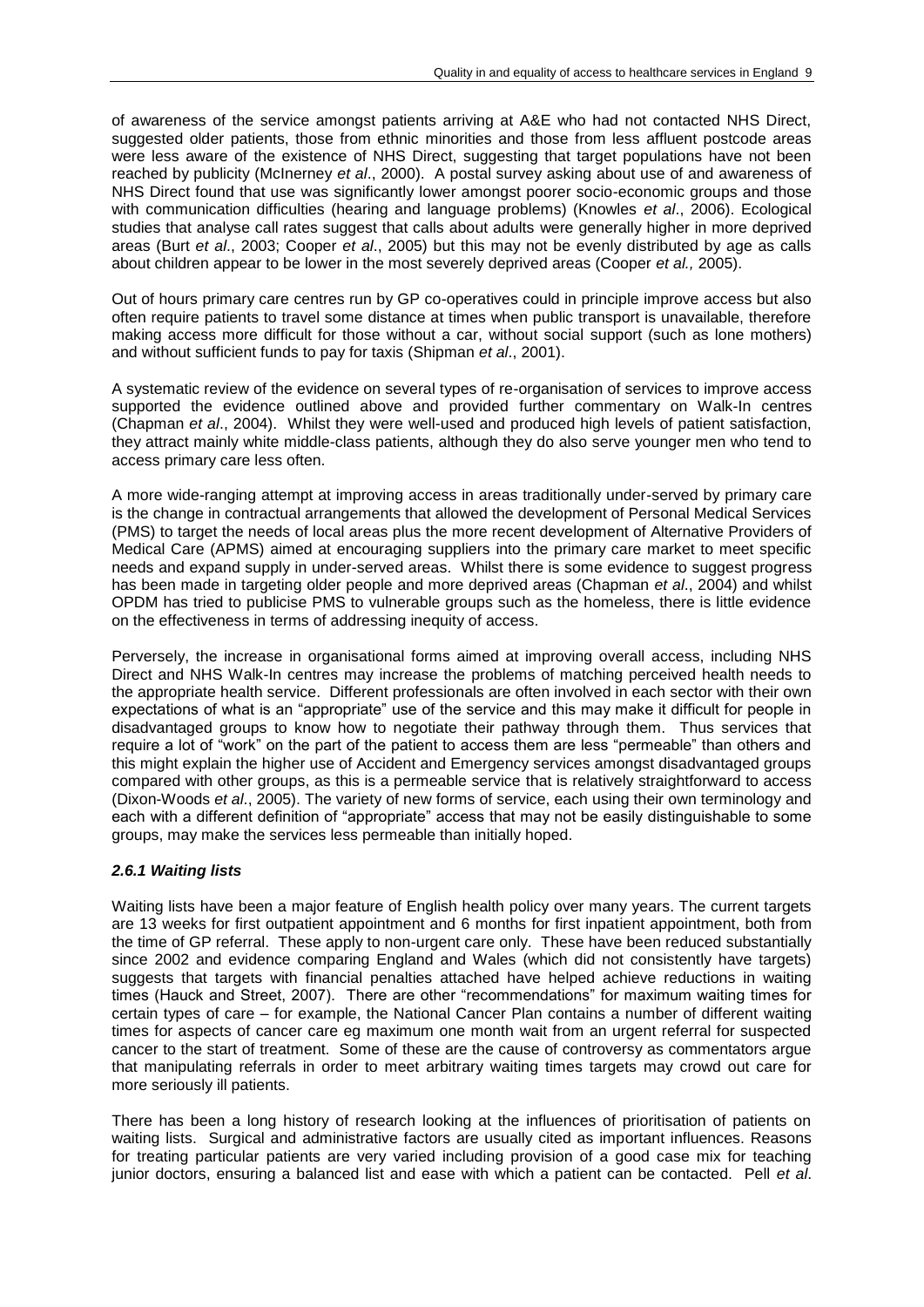of awareness of the service amongst patients arriving at A&E who had not contacted NHS Direct, suggested older patients, those from ethnic minorities and those from less affluent postcode areas were less aware of the existence of NHS Direct, suggesting that target populations have not been reached by publicity (McInerney *et al*., 2000). A postal survey asking about use of and awareness of NHS Direct found that use was significantly lower amongst poorer socio-economic groups and those with communication difficulties (hearing and language problems) (Knowles *et al*., 2006). Ecological studies that analyse call rates suggest that calls about adults were generally higher in more deprived areas (Burt *et al*., 2003; Cooper *et al*., 2005) but this may not be evenly distributed by age as calls about children appear to be lower in the most severely deprived areas (Cooper *et al.,* 2005).

Out of hours primary care centres run by GP co-operatives could in principle improve access but also often require patients to travel some distance at times when public transport is unavailable, therefore making access more difficult for those without a car, without social support (such as lone mothers) and without sufficient funds to pay for taxis (Shipman *et al*., 2001).

A systematic review of the evidence on several types of re-organisation of services to improve access supported the evidence outlined above and provided further commentary on Walk-In centres (Chapman *et al*., 2004). Whilst they were well-used and produced high levels of patient satisfaction, they attract mainly white middle-class patients, although they do also serve younger men who tend to access primary care less often.

A more wide-ranging attempt at improving access in areas traditionally under-served by primary care is the change in contractual arrangements that allowed the development of Personal Medical Services (PMS) to target the needs of local areas plus the more recent development of Alternative Providers of Medical Care (APMS) aimed at encouraging suppliers into the primary care market to meet specific needs and expand supply in under-served areas. Whilst there is some evidence to suggest progress has been made in targeting older people and more deprived areas (Chapman *et al*., 2004) and whilst OPDM has tried to publicise PMS to vulnerable groups such as the homeless, there is little evidence on the effectiveness in terms of addressing inequity of access.

Perversely, the increase in organisational forms aimed at improving overall access, including NHS Direct and NHS Walk-In centres may increase the problems of matching perceived health needs to the appropriate health service. Different professionals are often involved in each sector with their own expectations of what is an "appropriate" use of the service and this may make it difficult for people in disadvantaged groups to know how to negotiate their pathway through them. Thus services that require a lot of "work" on the part of the patient to access them are less "permeable" than others and this might explain the higher use of Accident and Emergency services amongst disadvantaged groups compared with other groups, as this is a permeable service that is relatively straightforward to access (Dixon-Woods *et al*., 2005). The variety of new forms of service, each using their own terminology and each with a different definition of "appropriate" access that may not be easily distinguishable to some groups, may make the services less permeable than initially hoped.

### *2.6.1 Waiting lists*

Waiting lists have been a major feature of English health policy over many years. The current targets are 13 weeks for first outpatient appointment and 6 months for first inpatient appointment, both from the time of GP referral. These apply to non-urgent care only. These have been reduced substantially since 2002 and evidence comparing England and Wales (which did not consistently have targets) suggests that targets with financial penalties attached have helped achieve reductions in waiting times (Hauck and Street, 2007). There are other "recommendations" for maximum waiting times for certain types of care – for example, the National Cancer Plan contains a number of different waiting times for aspects of cancer care eg maximum one month wait from an urgent referral for suspected cancer to the start of treatment. Some of these are the cause of controversy as commentators argue that manipulating referrals in order to meet arbitrary waiting times targets may crowd out care for more seriously ill patients.

There has been a long history of research looking at the influences of prioritisation of patients on waiting lists. Surgical and administrative factors are usually cited as important influences. Reasons for treating particular patients are very varied including provision of a good case mix for teaching junior doctors, ensuring a balanced list and ease with which a patient can be contacted. Pell *et al*.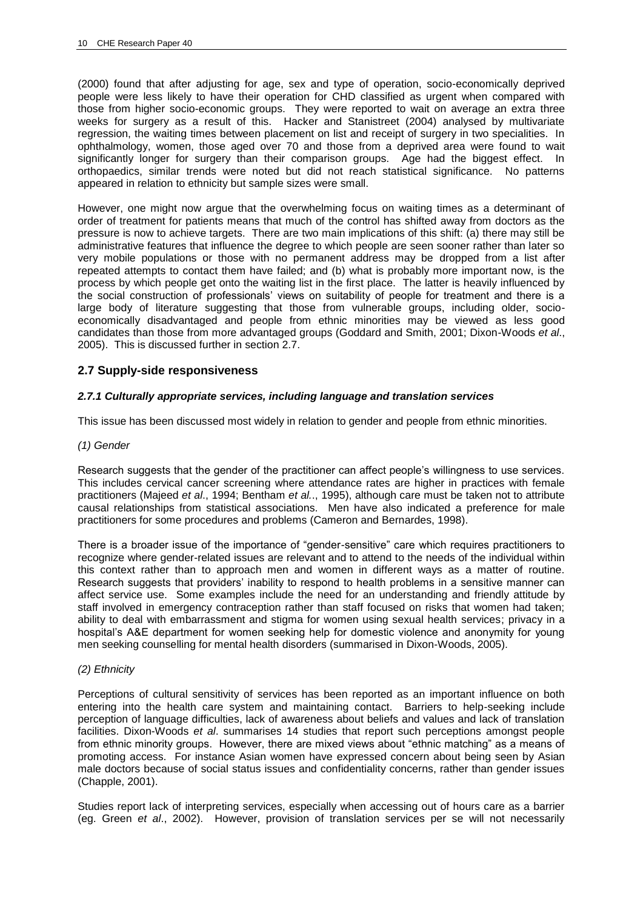(2000) found that after adjusting for age, sex and type of operation, socio-economically deprived people were less likely to have their operation for CHD classified as urgent when compared with those from higher socio-economic groups. They were reported to wait on average an extra three weeks for surgery as a result of this. Hacker and Stanistreet (2004) analysed by multivariate regression, the waiting times between placement on list and receipt of surgery in two specialities. In ophthalmology, women, those aged over 70 and those from a deprived area were found to wait significantly longer for surgery than their comparison groups. Age had the biggest effect. In orthopaedics, similar trends were noted but did not reach statistical significance. No patterns appeared in relation to ethnicity but sample sizes were small.

However, one might now argue that the overwhelming focus on waiting times as a determinant of order of treatment for patients means that much of the control has shifted away from doctors as the pressure is now to achieve targets. There are two main implications of this shift: (a) there may still be administrative features that influence the degree to which people are seen sooner rather than later so very mobile populations or those with no permanent address may be dropped from a list after repeated attempts to contact them have failed; and (b) what is probably more important now, is the process by which people get onto the waiting list in the first place. The latter is heavily influenced by the social construction of professionals' views on suitability of people for treatment and there is a large body of literature suggesting that those from vulnerable groups, including older, socio-economically disadvantaged and people from ethnic minorities may be viewed as less good candidates than those from more advantaged groups (Goddard and Smith, 2001; Dixon-Woods *et al*., 2005). This is discussed further in section 2.7.

## 2.7 Supply-side responsiveness

### *2.7.1 Culturally appropriate services, including language and translation services*

This issue has been discussed most widely in relation to gender and people from ethnic minorities.

*(1) Gender*

Research suggests that the gender of the practitioner can affect people's willingness to use services. This includes cervical cancer screening where attendance rates are higher in practices with female practitioners (Majeed *et al*., 1994; Bentham *et al.*., 1995), although care must be taken not to attribute causal relationships from statistical associations. Men have also indicated a preference for male practitioners for some procedures and problems (Cameron and Bernardes, 1998).

There is a broader issue of the importance of "gender-sensitive" care which requires practitioners to recognize where gender-related issues are relevant and to attend to the needs of the individual within this context rather than to approach men and women in different ways as a matter of routine. Research suggests that providers' inability to respond to health problems in a sensitive manner can affect service use. Some examples include the need for an understanding and friendly attitude by staff involved in emergency contraception rather than staff focused on risks that women had taken; ability to deal with embarrassment and stigma for women using sexual health services; privacy in a hospital's A&E department for women seeking help for domestic violence and anonymity for young men seeking counselling for mental health disorders (summarised in Dixon-Woods, 2005).

*(2) Ethnicity*

Perceptions of cultural sensitivity of services has been reported as an important influence on both entering into the health care system and maintaining contact. Barriers to help-seeking include perception of language difficulties, lack of awareness about beliefs and values and lack of translation facilities. Dixon-Woods *et al*. summarises 14 studies that report such perceptions amongst people from ethnic minority groups. However, there are mixed views about "ethnic matching" as a means of promoting access. For instance Asian women have expressed concern about being seen by Asian male doctors because of social status issues and confidentiality concerns, rather than gender issues (Chapple, 2001).

Studies report lack of interpreting services, especially when accessing out of hours care as a barrier (eg. Green *et al*., 2002). However, provision of translation services per se will not necessarily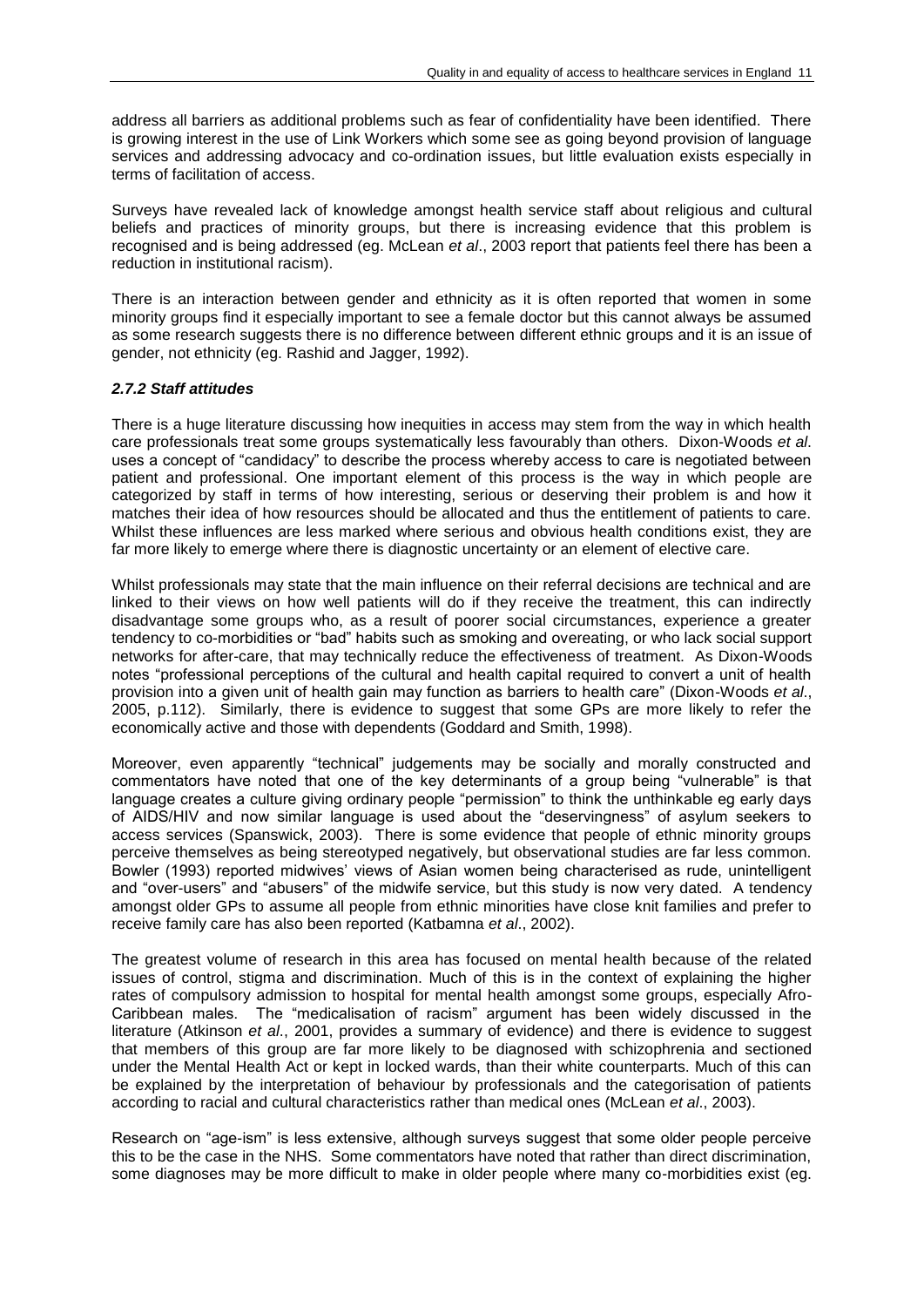address all barriers as additional problems such as fear of confidentiality have been identified. There is growing interest in the use of Link Workers which some see as going beyond provision of language services and addressing advocacy and co-ordination issues, but little evaluation exists especially in terms of facilitation of access.

Surveys have revealed lack of knowledge amongst health service staff about religious and cultural beliefs and practices of minority groups, but there is increasing evidence that this problem is recognised and is being addressed (eg. McLean *et al*., 2003 report that patients feel there has been a reduction in institutional racism).

There is an interaction between gender and ethnicity as it is often reported that women in some minority groups find it especially important to see a female doctor but this cannot always be assumed as some research suggests there is no difference between different ethnic groups and it is an issue of gender, not ethnicity (eg. Rashid and Jagger, 1992).

### *2.7.2 Staff attitudes*

There is a huge literature discussing how inequities in access may stem from the way in which health care professionals treat some groups systematically less favourably than others. Dixon-Woods *et al*. uses a concept of "candidacy" to describe the process whereby access to care is negotiated between patient and professional. One important element of this process is the way in which people are categorized by staff in terms of how interesting, serious or deserving their problem is and how it matches their idea of how resources should be allocated and thus the entitlement of patients to care. Whilst these influences are less marked where serious and obvious health conditions exist, they are far more likely to emerge where there is diagnostic uncertainty or an element of elective care.

Whilst professionals may state that the main influence on their referral decisions are technical and are linked to their views on how well patients will do if they receive the treatment, this can indirectly disadvantage some groups who, as a result of poorer social circumstances, experience a greater tendency to co-morbidities or "bad" habits such as smoking and overeating, or who lack social support networks for after-care, that may technically reduce the effectiveness of treatment. As Dixon-Woods notes "professional perceptions of the cultural and health capital required to convert a unit of health provision into a given unit of health gain may function as barriers to health care" (Dixon-Woods *et al*., 2005, p.112). Similarly, there is evidence to suggest that some GPs are more likely to refer the economically active and those with dependents (Goddard and Smith, 1998).

Moreover, even apparently "technical" judgements may be socially and morally constructed and commentators have noted that one of the key determinants of a group being "vulnerable" is that language creates a culture giving ordinary people "permission" to think the unthinkable eg early days of AIDS/HIV and now similar language is used about the "deservingness" of asylum seekers to access services (Spanswick, 2003). There is some evidence that people of ethnic minority groups perceive themselves as being stereotyped negatively, but observational studies are far less common. Bowler (1993) reported midwives' views of Asian women being characterised as rude, unintelligent and "over-users" and "abusers" of the midwife service, but this study is now very dated. A tendency amongst older GPs to assume all people from ethnic minorities have close knit families and prefer to receive family care has also been reported (Katbamna *et al*., 2002).

The greatest volume of research in this area has focused on mental health because of the related issues of control, stigma and discrimination. Much of this is in the context of explaining the higher rates of compulsory admission to hospital for mental health amongst some groups, especially Afro-Caribbean males. The "medicalisation of racism" argument has been widely discussed in the literature (Atkinson *et al*., 2001, provides a summary of evidence) and there is evidence to suggest that members of this group are far more likely to be diagnosed with schizophrenia and sectioned under the Mental Health Act or kept in locked wards, than their white counterparts. Much of this can be explained by the interpretation of behaviour by professionals and the categorisation of patients according to racial and cultural characteristics rather than medical ones (McLean *et al*., 2003).

Research on "age-ism" is less extensive, although surveys suggest that some older people perceive this to be the case in the NHS. Some commentators have noted that rather than direct discrimination, some diagnoses may be more difficult to make in older people where many co-morbidities exist (eg.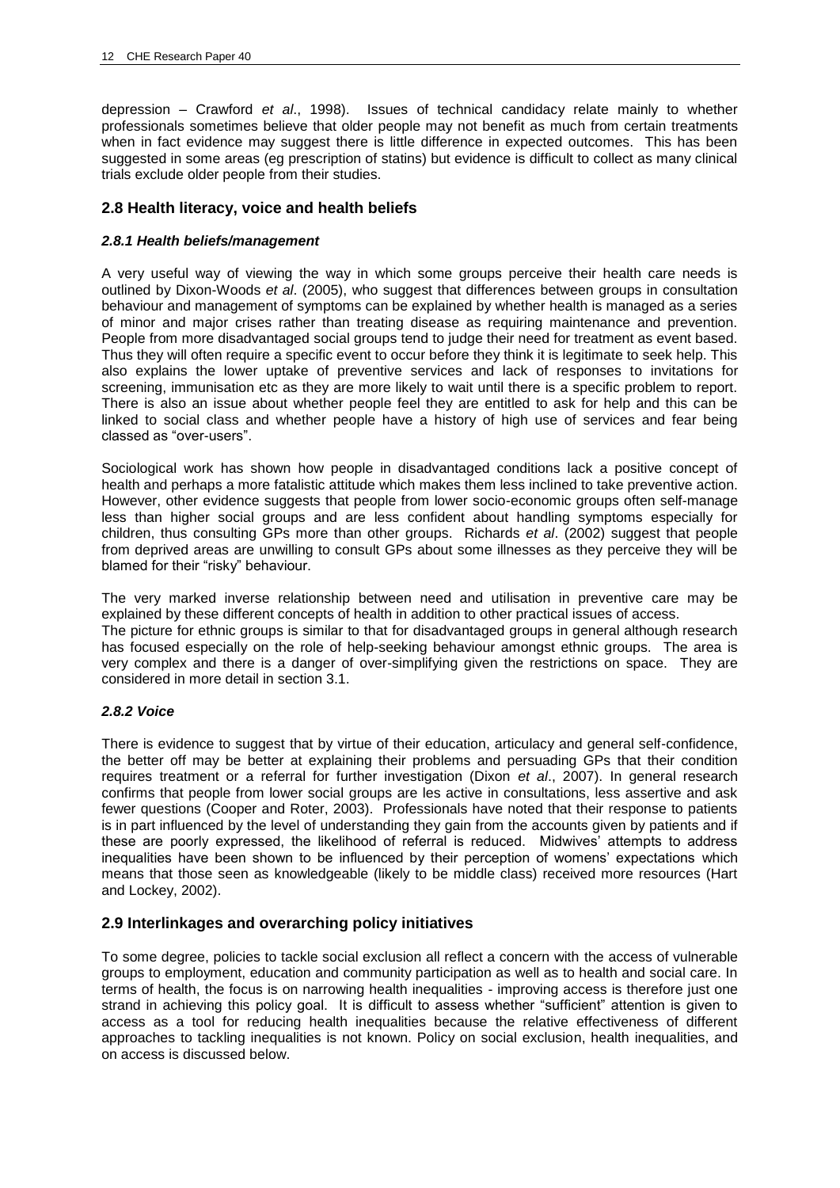depression – Crawford *et al*., 1998). Issues of technical candidacy relate mainly to whether professionals sometimes believe that older people may not benefit as much from certain treatments when in fact evidence may suggest there is little difference in expected outcomes. This has been suggested in some areas (eg prescription of statins) but evidence is difficult to collect as many clinical trials exclude older people from their studies.

## 2.8 Health literacy, voice and health beliefs

### *2.8.1 Health beliefs/management*

A very useful way of viewing the way in which some groups perceive their health care needs is outlined by Dixon-Woods *et al*. (2005), who suggest that differences between groups in consultation behaviour and management of symptoms can be explained by whether health is managed as a series of minor and major crises rather than treating disease as requiring maintenance and prevention. People from more disadvantaged social groups tend to judge their need for treatment as event based. Thus they will often require a specific event to occur before they think it is legitimate to seek help. This also explains the lower uptake of preventive services and lack of responses to invitations for screening, immunisation etc as they are more likely to wait until there is a specific problem to report. There is also an issue about whether people feel they are entitled to ask for help and this can be linked to social class and whether people have a history of high use of services and fear being classed as "over-users".

Sociological work has shown how people in disadvantaged conditions lack a positive concept of health and perhaps a more fatalistic attitude which makes them less inclined to take preventive action. However, other evidence suggests that people from lower socio-economic groups often self-manage less than higher social groups and are less confident about handling symptoms especially for children, thus consulting GPs more than other groups. Richards *et al*. (2002) suggest that people from deprived areas are unwilling to consult GPs about some illnesses as they perceive they will be blamed for their "risky" behaviour.

The very marked inverse relationship between need and utilisation in preventive care may be explained by these different concepts of health in addition to other practical issues of access.
The picture for ethnic groups is similar to that for disadvantaged groups in general although research has focused especially on the role of help-seeking behaviour amongst ethnic groups. The area is very complex and there is a danger of over-simplifying given the restrictions on space. They are considered in more detail in section 3.1.

### *2.8.2 Voice*

There is evidence to suggest that by virtue of their education, articulacy and general self-confidence, the better off may be better at explaining their problems and persuading GPs that their condition requires treatment or a referral for further investigation (Dixon *et al*., 2007). In general research confirms that people from lower social groups are les active in consultations, less assertive and ask fewer questions (Cooper and Roter, 2003). Professionals have noted that their response to patients is in part influenced by the level of understanding they gain from the accounts given by patients and if these are poorly expressed, the likelihood of referral is reduced. Midwives' attempts to address inequalities have been shown to be influenced by their perception of womens' expectations which means that those seen as knowledgeable (likely to be middle class) received more resources (Hart and Lockey, 2002).

## 2.9 Interlinkages and overarching policy initiatives

To some degree, policies to tackle social exclusion all reflect a concern with the access of vulnerable groups to employment, education and community participation as well as to health and social care. In terms of health, the focus is on narrowing health inequalities - improving access is therefore just one strand in achieving this policy goal. It is difficult to assess whether "sufficient" attention is given to access as a tool for reducing health inequalities because the relative effectiveness of different approaches to tackling inequalities is not known. Policy on social exclusion, health inequalities, and on access is discussed below.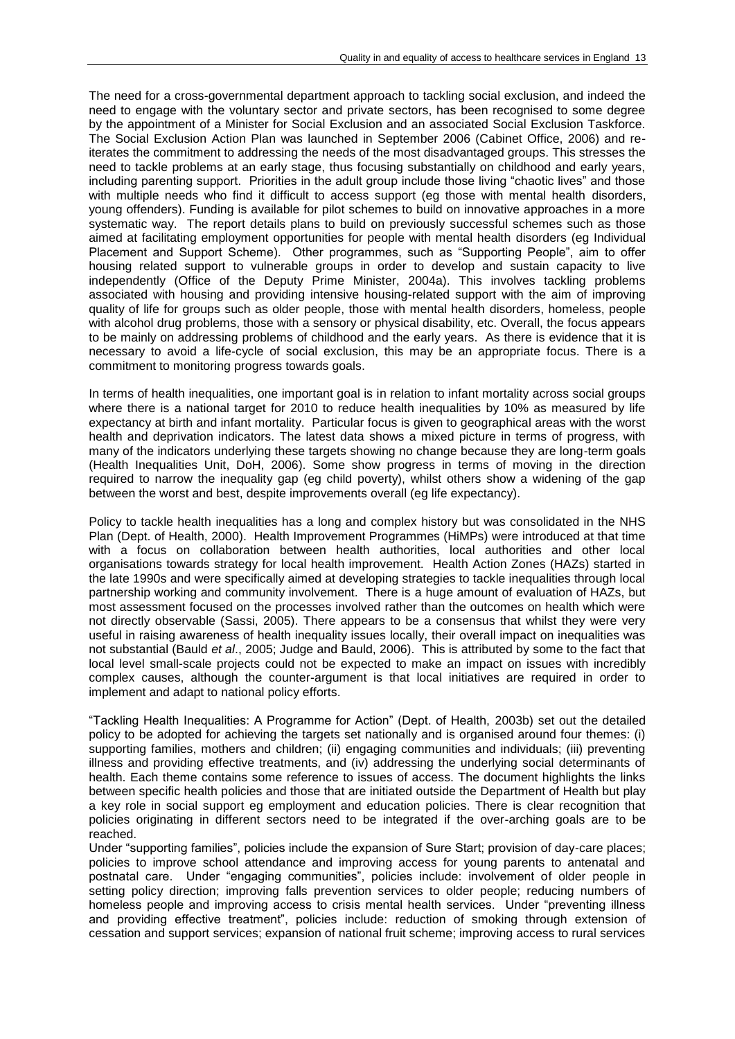The need for a cross-governmental department approach to tackling social exclusion, and indeed the need to engage with the voluntary sector and private sectors, has been recognised to some degree by the appointment of a Minister for Social Exclusion and an associated Social Exclusion Taskforce. The Social Exclusion Action Plan was launched in September 2006 (Cabinet Office, 2006) and re-iterates the commitment to addressing the needs of the most disadvantaged groups. This stresses the need to tackle problems at an early stage, thus focusing substantially on childhood and early years, including parenting support. Priorities in the adult group include those living "chaotic lives" and those with multiple needs who find it difficult to access support (eg those with mental health disorders, young offenders). Funding is available for pilot schemes to build on innovative approaches in a more systematic way. The report details plans to build on previously successful schemes such as those aimed at facilitating employment opportunities for people with mental health disorders (eg Individual Placement and Support Scheme). Other programmes, such as "Supporting People", aim to offer housing related support to vulnerable groups in order to develop and sustain capacity to live independently (Office of the Deputy Prime Minister, 2004a). This involves tackling problems associated with housing and providing intensive housing-related support with the aim of improving quality of life for groups such as older people, those with mental health disorders, homeless, people with alcohol drug problems, those with a sensory or physical disability, etc. Overall, the focus appears to be mainly on addressing problems of childhood and the early years. As there is evidence that it is necessary to avoid a life-cycle of social exclusion, this may be an appropriate focus. There is a commitment to monitoring progress towards goals.

In terms of health inequalities, one important goal is in relation to infant mortality across social groups where there is a national target for 2010 to reduce health inequalities by 10% as measured by life expectancy at birth and infant mortality. Particular focus is given to geographical areas with the worst health and deprivation indicators. The latest data shows a mixed picture in terms of progress, with many of the indicators underlying these targets showing no change because they are long-term goals (Health Inequalities Unit, DoH, 2006). Some show progress in terms of moving in the direction required to narrow the inequality gap (eg child poverty), whilst others show a widening of the gap between the worst and best, despite improvements overall (eg life expectancy).

Policy to tackle health inequalities has a long and complex history but was consolidated in the NHS Plan (Dept. of Health, 2000). Health Improvement Programmes (HiMPs) were introduced at that time with a focus on collaboration between health authorities, local authorities and other local organisations towards strategy for local health improvement. Health Action Zones (HAZs) started in the late 1990s and were specifically aimed at developing strategies to tackle inequalities through local partnership working and community involvement. There is a huge amount of evaluation of HAZs, but most assessment focused on the processes involved rather than the outcomes on health which were not directly observable (Sassi, 2005). There appears to be a consensus that whilst they were very useful in raising awareness of health inequality issues locally, their overall impact on inequalities was not substantial (Bauld *et al*., 2005; Judge and Bauld, 2006). This is attributed by some to the fact that local level small-scale projects could not be expected to make an impact on issues with incredibly complex causes, although the counter-argument is that local initiatives are required in order to implement and adapt to national policy efforts.

"Tackling Health Inequalities: A Programme for Action" (Dept. of Health, 2003b) set out the detailed policy to be adopted for achieving the targets set nationally and is organised around four themes: (i) supporting families, mothers and children; (ii) engaging communities and individuals; (iii) preventing illness and providing effective treatments, and (iv) addressing the underlying social determinants of health. Each theme contains some reference to issues of access. The document highlights the links between specific health policies and those that are initiated outside the Department of Health but play a key role in social support eg employment and education policies. There is clear recognition that policies originating in different sectors need to be integrated if the over-arching goals are to be reached.

Under "supporting families", policies include the expansion of Sure Start; provision of day-care places; policies to improve school attendance and improving access for young parents to antenatal and postnatal care. Under "engaging communities", policies include: involvement of older people in setting policy direction; improving falls prevention services to older people; reducing numbers of homeless people and improving access to crisis mental health services. Under "preventing illness and providing effective treatment", policies include: reduction of smoking through extension of cessation and support services; expansion of national fruit scheme; improving access to rural services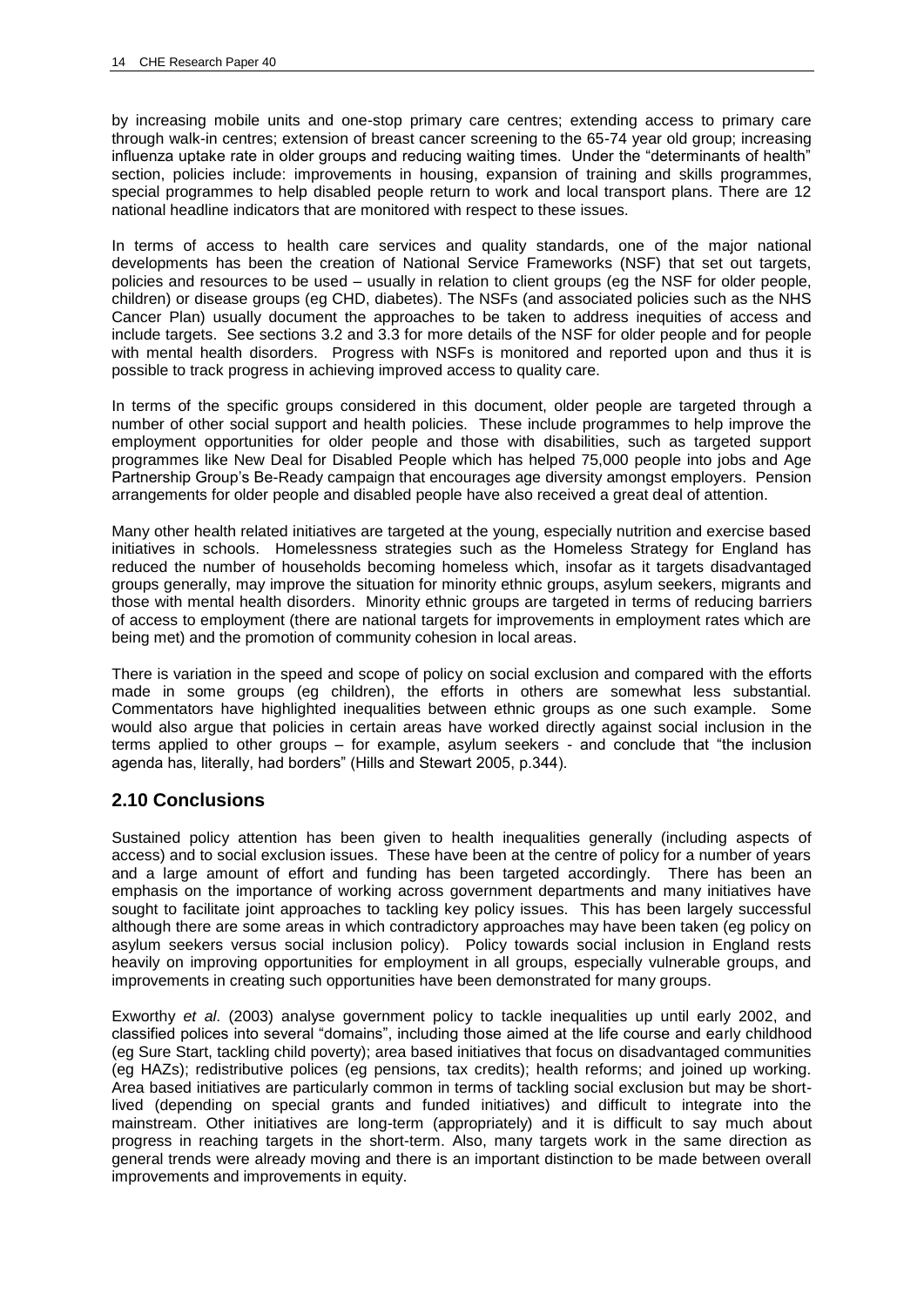by increasing mobile units and one-stop primary care centres; extending access to primary care through walk-in centres; extension of breast cancer screening to the 65-74 year old group; increasing influenza uptake rate in older groups and reducing waiting times. Under the "determinants of health" section, policies include: improvements in housing, expansion of training and skills programmes, special programmes to help disabled people return to work and local transport plans. There are 12 national headline indicators that are monitored with respect to these issues.

In terms of access to health care services and quality standards, one of the major national developments has been the creation of National Service Frameworks (NSF) that set out targets, policies and resources to be used – usually in relation to client groups (eg the NSF for older people, children) or disease groups (eg CHD, diabetes). The NSFs (and associated policies such as the NHS Cancer Plan) usually document the approaches to be taken to address inequities of access and include targets. See sections 3.2 and 3.3 for more details of the NSF for older people and for people with mental health disorders. Progress with NSFs is monitored and reported upon and thus it is possible to track progress in achieving improved access to quality care.

In terms of the specific groups considered in this document, older people are targeted through a number of other social support and health policies. These include programmes to help improve the employment opportunities for older people and those with disabilities, such as targeted support programmes like New Deal for Disabled People which has helped 75,000 people into jobs and Age Partnership Group's Be-Ready campaign that encourages age diversity amongst employers. Pension arrangements for older people and disabled people have also received a great deal of attention.

Many other health related initiatives are targeted at the young, especially nutrition and exercise based initiatives in schools. Homelessness strategies such as the Homeless Strategy for England has reduced the number of households becoming homeless which, insofar as it targets disadvantaged groups generally, may improve the situation for minority ethnic groups, asylum seekers, migrants and those with mental health disorders. Minority ethnic groups are targeted in terms of reducing barriers of access to employment (there are national targets for improvements in employment rates which are being met) and the promotion of community cohesion in local areas.

There is variation in the speed and scope of policy on social exclusion and compared with the efforts made in some groups (eg children), the efforts in others are somewhat less substantial. Commentators have highlighted inequalities between ethnic groups as one such example. Some would also argue that policies in certain areas have worked directly against social inclusion in the terms applied to other groups – for example, asylum seekers - and conclude that "the inclusion agenda has, literally, had borders" (Hills and Stewart 2005, p.344).

## 2.10 Conclusions

Sustained policy attention has been given to health inequalities generally (including aspects of access) and to social exclusion issues. These have been at the centre of policy for a number of years and a large amount of effort and funding has been targeted accordingly. There has been an emphasis on the importance of working across government departments and many initiatives have sought to facilitate joint approaches to tackling key policy issues. This has been largely successful although there are some areas in which contradictory approaches may have been taken (eg policy on asylum seekers versus social inclusion policy). Policy towards social inclusion in England rests heavily on improving opportunities for employment in all groups, especially vulnerable groups, and improvements in creating such opportunities have been demonstrated for many groups.

Exworthy *et al*. (2003) analyse government policy to tackle inequalities up until early 2002, and classified polices into several "domains", including those aimed at the life course and early childhood (eg Sure Start, tackling child poverty); area based initiatives that focus on disadvantaged communities (eg HAZs); redistributive polices (eg pensions, tax credits); health reforms; and joined up working. Area based initiatives are particularly common in terms of tackling social exclusion but may be short-lived (depending on special grants and funded initiatives) and difficult to integrate into the mainstream. Other initiatives are long-term (appropriately) and it is difficult to say much about progress in reaching targets in the short-term. Also, many targets work in the same direction as general trends were already moving and there is an important distinction to be made between overall improvements and improvements in equity.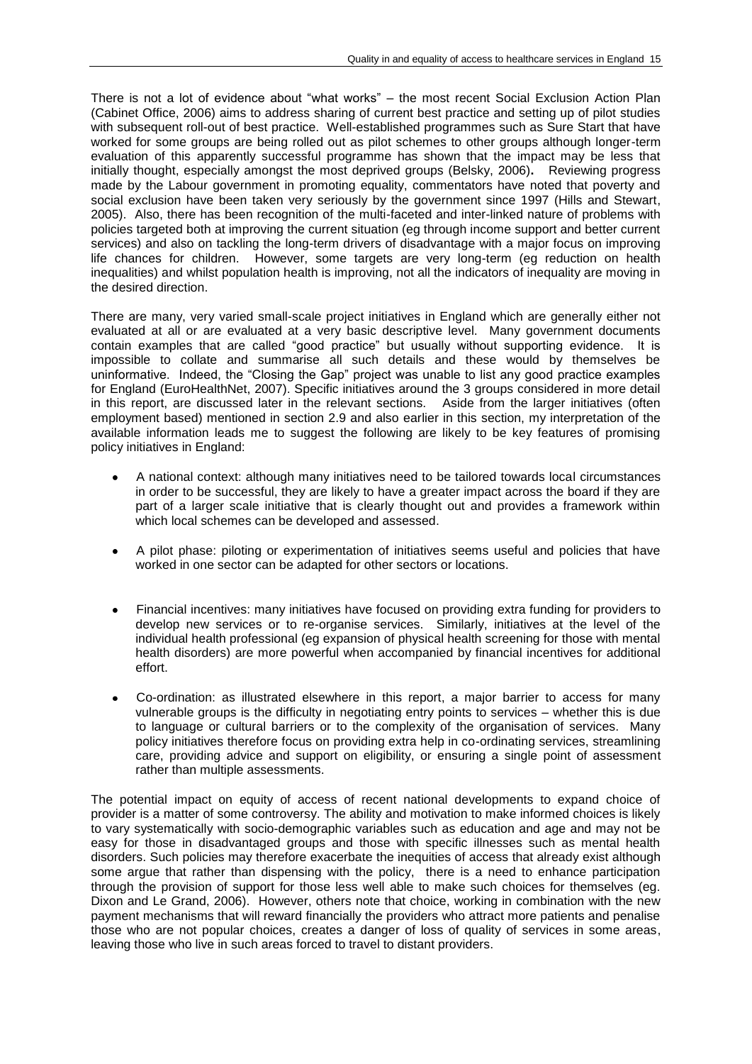There is not a lot of evidence about "what works" – the most recent Social Exclusion Action Plan (Cabinet Office, 2006) aims to address sharing of current best practice and setting up of pilot studies with subsequent roll-out of best practice. Well-established programmes such as Sure Start that have worked for some groups are being rolled out as pilot schemes to other groups although longer-term evaluation of this apparently successful programme has shown that the impact may be less that initially thought, especially amongst the most deprived groups (Belsky, 2006). Reviewing progress made by the Labour government in promoting equality, commentators have noted that poverty and social exclusion have been taken very seriously by the government since 1997 (Hills and Stewart, 2005). Also, there has been recognition of the multi-faceted and inter-linked nature of problems with policies targeted both at improving the current situation (eg through income support and better current services) and also on tackling the long-term drivers of disadvantage with a major focus on improving life chances for children. However, some targets are very long-term (eg reduction on health inequalities) and whilst population health is improving, not all the indicators of inequality are moving in the desired direction.

There are many, very varied small-scale project initiatives in England which are generally either not evaluated at all or are evaluated at a very basic descriptive level. Many government documents contain examples that are called "good practice" but usually without supporting evidence. It is impossible to collate and summarise all such details and these would by themselves be uninformative. Indeed, the "Closing the Gap" project was unable to list any good practice examples for England (EuroHealthNet, 2007). Specific initiatives around the 3 groups considered in more detail in this report, are discussed later in the relevant sections. Aside from the larger initiatives (often employment based) mentioned in section 2.9 and also earlier in this section, my interpretation of the available information leads me to suggest the following are likely to be key features of promising policy initiatives in England:

- A national context: although many initiatives need to be tailored towards local circumstances in order to be successful, they are likely to have a greater impact across the board if they are part of a larger scale initiative that is clearly thought out and provides a framework within which local schemes can be developed and assessed.
- A pilot phase: piloting or experimentation of initiatives seems useful and policies that have worked in one sector can be adapted for other sectors or locations.
- Financial incentives: many initiatives have focused on providing extra funding for providers to develop new services or to re-organise services. Similarly, initiatives at the level of the individual health professional (eg expansion of physical health screening for those with mental health disorders) are more powerful when accompanied by financial incentives for additional effort.
- Co-ordination: as illustrated elsewhere in this report, a major barrier to access for many vulnerable groups is the difficulty in negotiating entry points to services – whether this is due to language or cultural barriers or to the complexity of the organisation of services. Many policy initiatives therefore focus on providing extra help in co-ordinating services, streamlining care, providing advice and support on eligibility, or ensuring a single point of assessment rather than multiple assessments.

The potential impact on equity of access of recent national developments to expand choice of provider is a matter of some controversy. The ability and motivation to make informed choices is likely to vary systematically with socio-demographic variables such as education and age and may not be easy for those in disadvantaged groups and those with specific illnesses such as mental health disorders. Such policies may therefore exacerbate the inequities of access that already exist although some argue that rather than dispensing with the policy, there is a need to enhance participation through the provision of support for those less well able to make such choices for themselves (eg. Dixon and Le Grand, 2006). However, others note that choice, working in combination with the new payment mechanisms that will reward financially the providers who attract more patients and penalise those who are not popular choices, creates a danger of loss of quality of services in some areas, leaving those who live in such areas forced to travel to distant providers.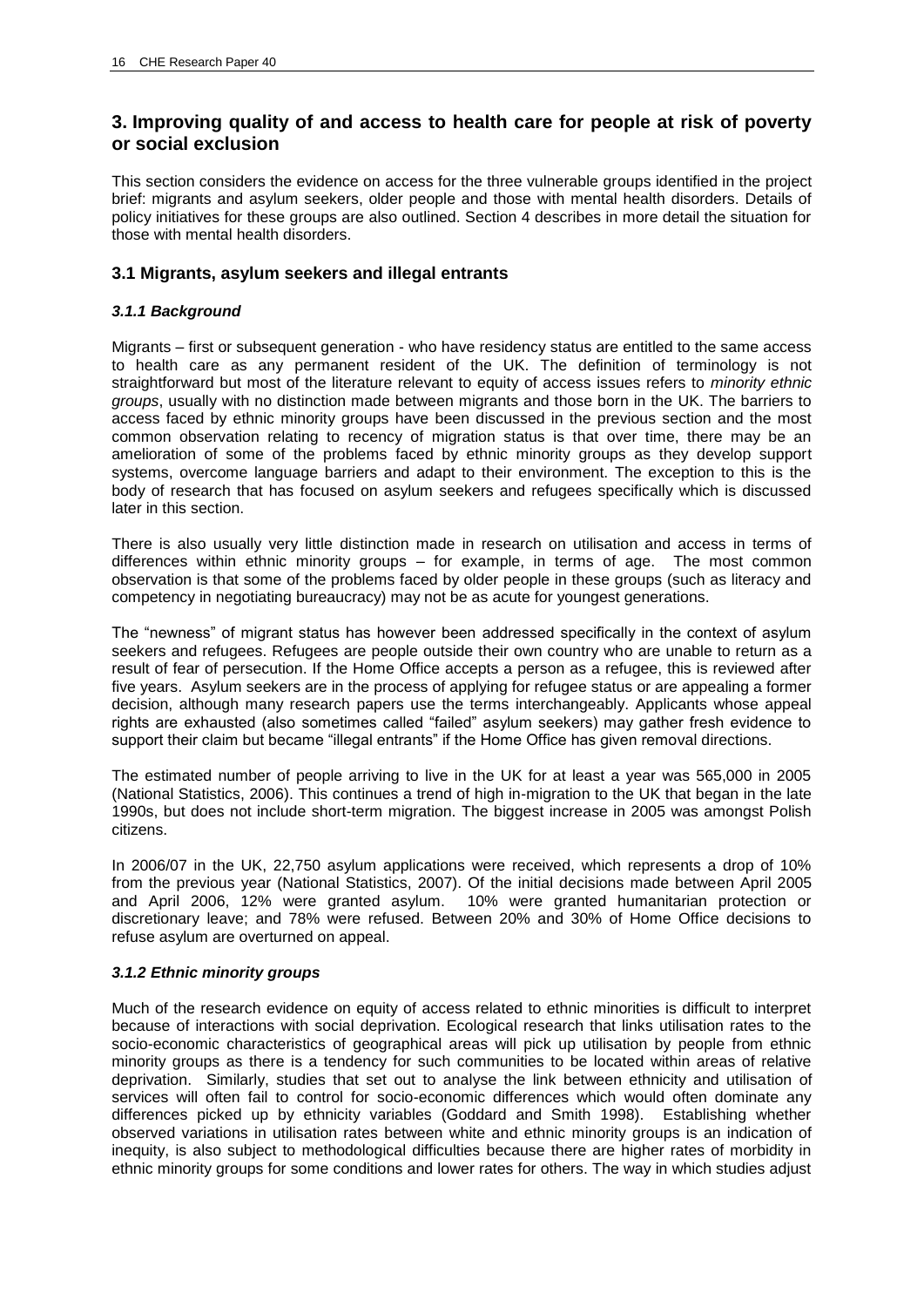## 3. Improving quality of and access to health care for people at risk of poverty or social exclusion

This section considers the evidence on access for the three vulnerable groups identified in the project brief: migrants and asylum seekers, older people and those with mental health disorders. Details of policy initiatives for these groups are also outlined. Section 4 describes in more detail the situation for those with mental health disorders.

### 3.1 Migrants, asylum seekers and illegal entrants

#### *3.1.1 Background*

Migrants – first or subsequent generation - who have residency status are entitled to the same access to health care as any permanent resident of the UK. The definition of terminology is not straightforward but most of the literature relevant to equity of access issues refers to *minority ethnic groups*, usually with no distinction made between migrants and those born in the UK. The barriers to access faced by ethnic minority groups have been discussed in the previous section and the most common observation relating to recency of migration status is that over time, there may be an amelioration of some of the problems faced by ethnic minority groups as they develop support systems, overcome language barriers and adapt to their environment. The exception to this is the body of research that has focused on asylum seekers and refugees specifically which is discussed later in this section.

There is also usually very little distinction made in research on utilisation and access in terms of differences within ethnic minority groups – for example, in terms of age. The most common observation is that some of the problems faced by older people in these groups (such as literacy and competency in negotiating bureaucracy) may not be as acute for youngest generations.

The "newness" of migrant status has however been addressed specifically in the context of asylum seekers and refugees. Refugees are people outside their own country who are unable to return as a result of fear of persecution. If the Home Office accepts a person as a refugee, this is reviewed after five years. Asylum seekers are in the process of applying for refugee status or are appealing a former decision, although many research papers use the terms interchangeably. Applicants whose appeal rights are exhausted (also sometimes called "failed" asylum seekers) may gather fresh evidence to support their claim but became "illegal entrants" if the Home Office has given removal directions.

The estimated number of people arriving to live in the UK for at least a year was 565,000 in 2005 (National Statistics, 2006). This continues a trend of high in-migration to the UK that began in the late 1990s, but does not include short-term migration. The biggest increase in 2005 was amongst Polish citizens.

In 2006/07 in the UK, 22,750 asylum applications were received, which represents a drop of 10% from the previous year (National Statistics, 2007). Of the initial decisions made between April 2005 and April 2006, 12% were granted asylum. 10% were granted humanitarian protection or discretionary leave; and 78% were refused. Between 20% and 30% of Home Office decisions to refuse asylum are overturned on appeal.

#### *3.1.2 Ethnic minority groups*

Much of the research evidence on equity of access related to ethnic minorities is difficult to interpret because of interactions with social deprivation. Ecological research that links utilisation rates to the socio-economic characteristics of geographical areas will pick up utilisation by people from ethnic minority groups as there is a tendency for such communities to be located within areas of relative deprivation. Similarly, studies that set out to analyse the link between ethnicity and utilisation of services will often fail to control for socio-economic differences which would often dominate any differences picked up by ethnicity variables (Goddard and Smith 1998). Establishing whether observed variations in utilisation rates between white and ethnic minority groups is an indication of inequity, is also subject to methodological difficulties because there are higher rates of morbidity in ethnic minority groups for some conditions and lower rates for others. The way in which studies adjust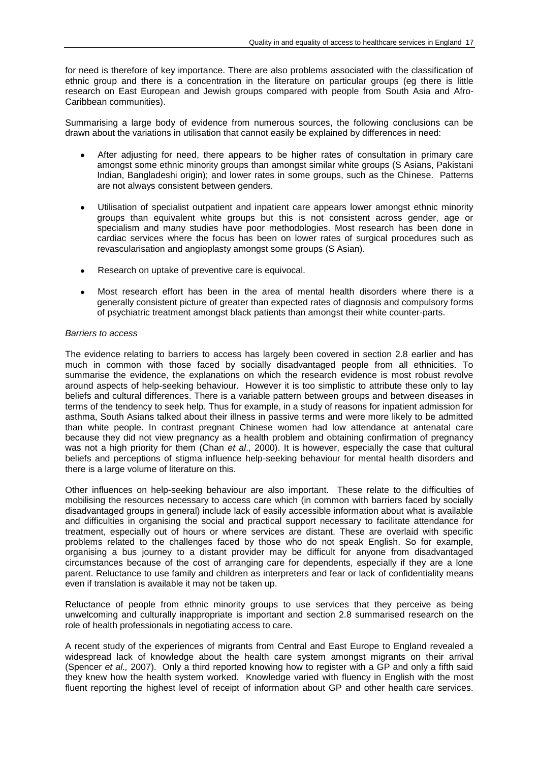for need is therefore of key importance. There are also problems associated with the classification of ethnic group and there is a concentration in the literature on particular groups (eg there is little research on East European and Jewish groups compared with people from South Asia and Afro-Caribbean communities).

Summarising a large body of evidence from numerous sources, the following conclusions can be drawn about the variations in utilisation that cannot easily be explained by differences in need:

- After adjusting for need, there appears to be higher rates of consultation in primary care amongst some ethnic minority groups than amongst similar white groups (S Asians, Pakistani Indian, Bangladeshi origin); and lower rates in some groups, such as the Chinese. Patterns are not always consistent between genders.

- Utilisation of specialist outpatient and inpatient care appears lower amongst ethnic minority groups than equivalent white groups but this is not consistent across gender, age or specialism and many studies have poor methodologies. Most research has been done in cardiac services where the focus has been on lower rates of surgical procedures such as revascularisation and angioplasty amongst some groups (S Asian).

- Research on uptake of preventive care is equivocal.

- Most research effort has been in the area of mental health disorders where there is a generally consistent picture of greater than expected rates of diagnosis and compulsory forms of psychiatric treatment amongst black patients than amongst their white counter-parts.

*Barriers to access*

The evidence relating to barriers to access has largely been covered in section 2.8 earlier and has much in common with those faced by socially disadvantaged people from all ethnicities. To summarise the evidence, the explanations on which the research evidence is most robust revolve around aspects of help-seeking behaviour. However it is too simplistic to attribute these only to lay beliefs and cultural differences. There is a variable pattern between groups and between diseases in terms of the tendency to seek help. Thus for example, in a study of reasons for inpatient admission for asthma, South Asians talked about their illness in passive terms and were more likely to be admitted than white people. In contrast pregnant Chinese women had low attendance at antenatal care because they did not view pregnancy as a health problem and obtaining confirmation of pregnancy was not a high priority for them (Chan *et al*., 2000). It is however, especially the case that cultural beliefs and perceptions of stigma influence help-seeking behaviour for mental health disorders and there is a large volume of literature on this.

Other influences on help-seeking behaviour are also important. These relate to the difficulties of mobilising the resources necessary to access care which (in common with barriers faced by socially disadvantaged groups in general) include lack of easily accessible information about what is available and difficulties in organising the social and practical support necessary to facilitate attendance for treatment, especially out of hours or where services are distant. These are overlaid with specific problems related to the challenges faced by those who do not speak English. So for example, organising a bus journey to a distant provider may be difficult for anyone from disadvantaged circumstances because of the cost of arranging care for dependents, especially if they are a lone parent. Reluctance to use family and children as interpreters and fear or lack of confidentiality means even if translation is available it may not be taken up.

Reluctance of people from ethnic minority groups to use services that they perceive as being unwelcoming and culturally inappropriate is important and section 2.8 summarised research on the role of health professionals in negotiating access to care.

A recent study of the experiences of migrants from Central and East Europe to England revealed a widespread lack of knowledge about the health care system amongst migrants on their arrival (Spencer *et al.,* 2007). Only a third reported knowing how to register with a GP and only a fifth said they knew how the health system worked. Knowledge varied with fluency in English with the most fluent reporting the highest level of receipt of information about GP and other health care services.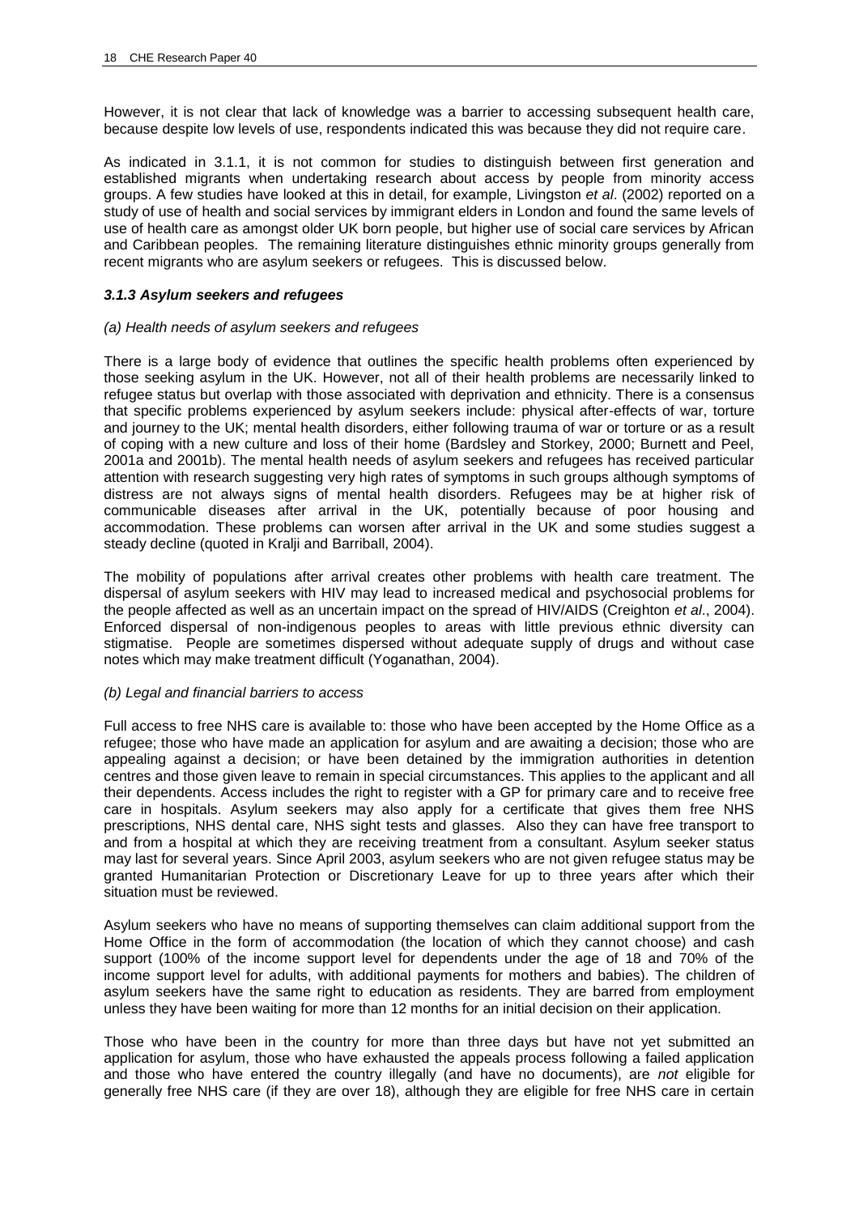However, it is not clear that lack of knowledge was a barrier to accessing subsequent health care, because despite low levels of use, respondents indicated this was because they did not require care.

As indicated in 3.1.1, it is not common for studies to distinguish between first generation and established migrants when undertaking research about access by people from minority access groups. A few studies have looked at this in detail, for example, Livingston *et al*. (2002) reported on a study of use of health and social services by immigrant elders in London and found the same levels of use of health care as amongst older UK born people, but higher use of social care services by African and Caribbean peoples. The remaining literature distinguishes ethnic minority groups generally from recent migrants who are asylum seekers or refugees. This is discussed below.

### *3.1.3 Asylum seekers and refugees*

*(a) Health needs of asylum seekers and refugees*

There is a large body of evidence that outlines the specific health problems often experienced by those seeking asylum in the UK. However, not all of their health problems are necessarily linked to refugee status but overlap with those associated with deprivation and ethnicity. There is a consensus that specific problems experienced by asylum seekers include: physical after-effects of war, torture and journey to the UK; mental health disorders, either following trauma of war or torture or as a result of coping with a new culture and loss of their home (Bardsley and Storkey, 2000; Burnett and Peel, 2001a and 2001b). The mental health needs of asylum seekers and refugees has received particular attention with research suggesting very high rates of symptoms in such groups although symptoms of distress are not always signs of mental health disorders. Refugees may be at higher risk of communicable diseases after arrival in the UK, potentially because of poor housing and accommodation. These problems can worsen after arrival in the UK and some studies suggest a steady decline (quoted in Kralji and Barriball, 2004).

The mobility of populations after arrival creates other problems with health care treatment. The dispersal of asylum seekers with HIV may lead to increased medical and psychosocial problems for the people affected as well as an uncertain impact on the spread of HIV/AIDS (Creighton *et al*., 2004). Enforced dispersal of non-indigenous peoples to areas with little previous ethnic diversity can stigmatise. People are sometimes dispersed without adequate supply of drugs and without case notes which may make treatment difficult (Yoganathan, 2004).

*(b) Legal and financial barriers to access*

Full access to free NHS care is available to: those who have been accepted by the Home Office as a refugee; those who have made an application for asylum and are awaiting a decision; those who are appealing against a decision; or have been detained by the immigration authorities in detention centres and those given leave to remain in special circumstances. This applies to the applicant and all their dependents. Access includes the right to register with a GP for primary care and to receive free care in hospitals. Asylum seekers may also apply for a certificate that gives them free NHS prescriptions, NHS dental care, NHS sight tests and glasses. Also they can have free transport to and from a hospital at which they are receiving treatment from a consultant. Asylum seeker status may last for several years. Since April 2003, asylum seekers who are not given refugee status may be granted Humanitarian Protection or Discretionary Leave for up to three years after which their situation must be reviewed.

Asylum seekers who have no means of supporting themselves can claim additional support from the Home Office in the form of accommodation (the location of which they cannot choose) and cash support (100% of the income support level for dependents under the age of 18 and 70% of the income support level for adults, with additional payments for mothers and babies). The children of asylum seekers have the same right to education as residents. They are barred from employment unless they have been waiting for more than 12 months for an initial decision on their application.

Those who have been in the country for more than three days but have not yet submitted an application for asylum, those who have exhausted the appeals process following a failed application and those who have entered the country illegally (and have no documents), are *not* eligible for generally free NHS care (if they are over 18), although they are eligible for free NHS care in certain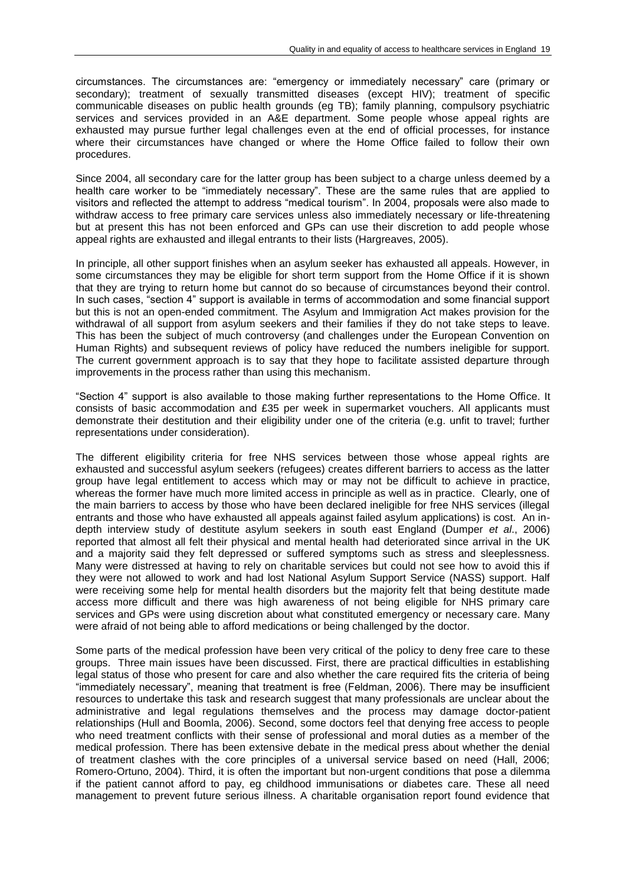circumstances. The circumstances are: "emergency or immediately necessary" care (primary or secondary); treatment of sexually transmitted diseases (except HIV); treatment of specific communicable diseases on public health grounds (eg TB); family planning, compulsory psychiatric services and services provided in an A&E department. Some people whose appeal rights are exhausted may pursue further legal challenges even at the end of official processes, for instance where their circumstances have changed or where the Home Office failed to follow their own procedures.

Since 2004, all secondary care for the latter group has been subject to a charge unless deemed by a health care worker to be "immediately necessary". These are the same rules that are applied to visitors and reflected the attempt to address "medical tourism". In 2004, proposals were also made to withdraw access to free primary care services unless also immediately necessary or life-threatening but at present this has not been enforced and GPs can use their discretion to add people whose appeal rights are exhausted and illegal entrants to their lists (Hargreaves, 2005).

In principle, all other support finishes when an asylum seeker has exhausted all appeals. However, in some circumstances they may be eligible for short term support from the Home Office if it is shown that they are trying to return home but cannot do so because of circumstances beyond their control. In such cases, "section 4" support is available in terms of accommodation and some financial support but this is not an open-ended commitment. The Asylum and Immigration Act makes provision for the withdrawal of all support from asylum seekers and their families if they do not take steps to leave. This has been the subject of much controversy (and challenges under the European Convention on Human Rights) and subsequent reviews of policy have reduced the numbers ineligible for support. The current government approach is to say that they hope to facilitate assisted departure through improvements in the process rather than using this mechanism.

"Section 4" support is also available to those making further representations to the Home Office. It consists of basic accommodation and £35 per week in supermarket vouchers. All applicants must demonstrate their destitution and their eligibility under one of the criteria (e.g. unfit to travel; further representations under consideration).

The different eligibility criteria for free NHS services between those whose appeal rights are exhausted and successful asylum seekers (refugees) creates different barriers to access as the latter group have legal entitlement to access which may or may not be difficult to achieve in practice, whereas the former have much more limited access in principle as well as in practice. Clearly, one of the main barriers to access by those who have been declared ineligible for free NHS services (illegal entrants and those who have exhausted all appeals against failed asylum applications) is cost. An in-depth interview study of destitute asylum seekers in south east England (Dumper *et al*., 2006) reported that almost all felt their physical and mental health had deteriorated since arrival in the UK and a majority said they felt depressed or suffered symptoms such as stress and sleeplessness. Many were distressed at having to rely on charitable services but could not see how to avoid this if they were not allowed to work and had lost National Asylum Support Service (NASS) support. Half were receiving some help for mental health disorders but the majority felt that being destitute made access more difficult and there was high awareness of not being eligible for NHS primary care services and GPs were using discretion about what constituted emergency or necessary care. Many were afraid of not being able to afford medications or being challenged by the doctor.

Some parts of the medical profession have been very critical of the policy to deny free care to these groups. Three main issues have been discussed. First, there are practical difficulties in establishing legal status of those who present for care and also whether the care required fits the criteria of being "immediately necessary", meaning that treatment is free (Feldman, 2006). There may be insufficient resources to undertake this task and research suggest that many professionals are unclear about the administrative and legal regulations themselves and the process may damage doctor-patient relationships (Hull and Boomla, 2006). Second, some doctors feel that denying free access to people who need treatment conflicts with their sense of professional and moral duties as a member of the medical profession. There has been extensive debate in the medical press about whether the denial of treatment clashes with the core principles of a universal service based on need (Hall, 2006; Romero-Ortuno, 2004). Third, it is often the important but non-urgent conditions that pose a dilemma if the patient cannot afford to pay, eg childhood immunisations or diabetes care. These all need management to prevent future serious illness. A charitable organisation report found evidence that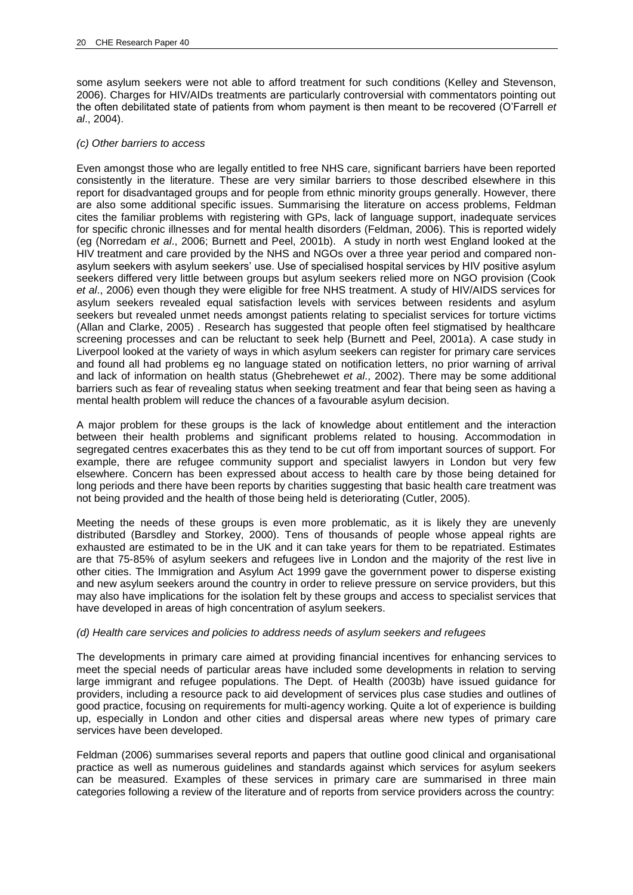some asylum seekers were not able to afford treatment for such conditions (Kelley and Stevenson, 2006). Charges for HIV/AIDs treatments are particularly controversial with commentators pointing out the often debilitated state of patients from whom payment is then meant to be recovered (O'Farrell *et al*., 2004).

*(c) Other barriers to access*

Even amongst those who are legally entitled to free NHS care, significant barriers have been reported consistently in the literature. These are very similar barriers to those described elsewhere in this report for disadvantaged groups and for people from ethnic minority groups generally. However, there are also some additional specific issues. Summarising the literature on access problems, Feldman cites the familiar problems with registering with GPs, lack of language support, inadequate services for specific chronic illnesses and for mental health disorders (Feldman, 2006). This is reported widely (eg (Norredam *et al*., 2006; Burnett and Peel, 2001b). A study in north west England looked at the HIV treatment and care provided by the NHS and NGOs over a three year period and compared non-asylum seekers with asylum seekers' use. Use of specialised hospital services by HIV positive asylum seekers differed very little between groups but asylum seekers relied more on NGO provision (Cook *et al*., 2006) even though they were eligible for free NHS treatment. A study of HIV/AIDS services for asylum seekers revealed equal satisfaction levels with services between residents and asylum seekers but revealed unmet needs amongst patients relating to specialist services for torture victims (Allan and Clarke, 2005) . Research has suggested that people often feel stigmatised by healthcare screening processes and can be reluctant to seek help (Burnett and Peel, 2001a). A case study in Liverpool looked at the variety of ways in which asylum seekers can register for primary care services and found all had problems eg no language stated on notification letters, no prior warning of arrival and lack of information on health status (Ghebrehewet *et al*., 2002). There may be some additional barriers such as fear of revealing status when seeking treatment and fear that being seen as having a mental health problem will reduce the chances of a favourable asylum decision.

A major problem for these groups is the lack of knowledge about entitlement and the interaction between their health problems and significant problems related to housing. Accommodation in segregated centres exacerbates this as they tend to be cut off from important sources of support. For example, there are refugee community support and specialist lawyers in London but very few elsewhere. Concern has been expressed about access to health care by those being detained for long periods and there have been reports by charities suggesting that basic health care treatment was not being provided and the health of those being held is deteriorating (Cutler, 2005).

Meeting the needs of these groups is even more problematic, as it is likely they are unevenly distributed (Barsdley and Storkey, 2000). Tens of thousands of people whose appeal rights are exhausted are estimated to be in the UK and it can take years for them to be repatriated. Estimates are that 75-85% of asylum seekers and refugees live in London and the majority of the rest live in other cities. The Immigration and Asylum Act 1999 gave the government power to disperse existing and new asylum seekers around the country in order to relieve pressure on service providers, but this may also have implications for the isolation felt by these groups and access to specialist services that have developed in areas of high concentration of asylum seekers.

*(d) Health care services and policies to address needs of asylum seekers and refugees*

The developments in primary care aimed at providing financial incentives for enhancing services to meet the special needs of particular areas have included some developments in relation to serving large immigrant and refugee populations. The Dept. of Health (2003b) have issued guidance for providers, including a resource pack to aid development of services plus case studies and outlines of good practice, focusing on requirements for multi-agency working. Quite a lot of experience is building up, especially in London and other cities and dispersal areas where new types of primary care services have been developed.

Feldman (2006) summarises several reports and papers that outline good clinical and organisational practice as well as numerous guidelines and standards against which services for asylum seekers can be measured. Examples of these services in primary care are summarised in three main categories following a review of the literature and of reports from service providers across the country: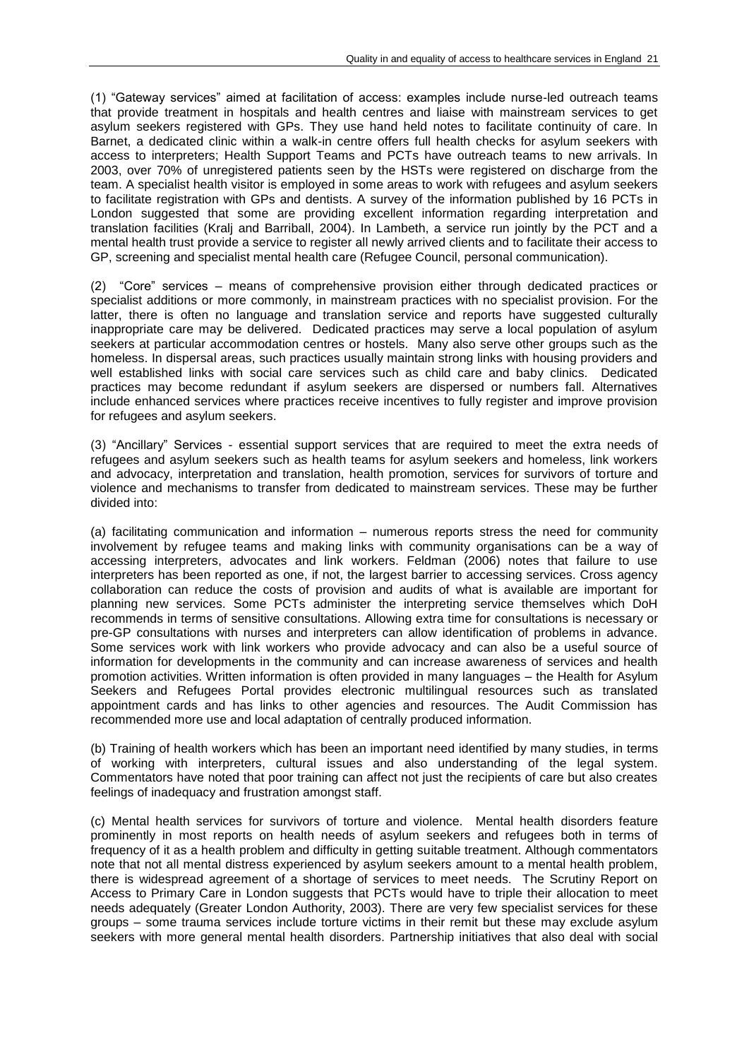(1) “Gateway services” aimed at facilitation of access: examples include nurse-led outreach teams that provide treatment in hospitals and health centres and liaise with mainstream services to get asylum seekers registered with GPs. They use hand held notes to facilitate continuity of care. In Barnet, a dedicated clinic within a walk-in centre offers full health checks for asylum seekers with access to interpreters; Health Support Teams and PCTs have outreach teams to new arrivals. In 2003, over 70% of unregistered patients seen by the HSTs were registered on discharge from the team. A specialist health visitor is employed in some areas to work with refugees and asylum seekers to facilitate registration with GPs and dentists. A survey of the information published by 16 PCTs in London suggested that some are providing excellent information regarding interpretation and translation facilities (Kralj and Barriball, 2004). In Lambeth, a service run jointly by the PCT and a mental health trust provide a service to register all newly arrived clients and to facilitate their access to GP, screening and specialist mental health care (Refugee Council, personal communication).

(2) “Core” services – means of comprehensive provision either through dedicated practices or specialist additions or more commonly, in mainstream practices with no specialist provision. For the latter, there is often no language and translation service and reports have suggested culturally inappropriate care may be delivered. Dedicated practices may serve a local population of asylum seekers at particular accommodation centres or hostels. Many also serve other groups such as the homeless. In dispersal areas, such practices usually maintain strong links with housing providers and well established links with social care services such as child care and baby clinics. Dedicated practices may become redundant if asylum seekers are dispersed or numbers fall. Alternatives include enhanced services where practices receive incentives to fully register and improve provision for refugees and asylum seekers.

(3) “Ancillary” Services - essential support services that are required to meet the extra needs of refugees and asylum seekers such as health teams for asylum seekers and homeless, link workers and advocacy, interpretation and translation, health promotion, services for survivors of torture and violence and mechanisms to transfer from dedicated to mainstream services. These may be further divided into:

(a) facilitating communication and information – numerous reports stress the need for community involvement by refugee teams and making links with community organisations can be a way of accessing interpreters, advocates and link workers. Feldman (2006) notes that failure to use interpreters has been reported as one, if not, the largest barrier to accessing services. Cross agency collaboration can reduce the costs of provision and audits of what is available are important for planning new services. Some PCTs administer the interpreting service themselves which DoH recommends in terms of sensitive consultations. Allowing extra time for consultations is necessary or pre-GP consultations with nurses and interpreters can allow identification of problems in advance. Some services work with link workers who provide advocacy and can also be a useful source of information for developments in the community and can increase awareness of services and health promotion activities. Written information is often provided in many languages – the Health for Asylum Seekers and Refugees Portal provides electronic multilingual resources such as translated appointment cards and has links to other agencies and resources. The Audit Commission has recommended more use and local adaptation of centrally produced information.

(b) Training of health workers which has been an important need identified by many studies, in terms of working with interpreters, cultural issues and also understanding of the legal system. Commentators have noted that poor training can affect not just the recipients of care but also creates feelings of inadequacy and frustration amongst staff.

(c) Mental health services for survivors of torture and violence. Mental health disorders feature prominently in most reports on health needs of asylum seekers and refugees both in terms of frequency of it as a health problem and difficulty in getting suitable treatment. Although commentators note that not all mental distress experienced by asylum seekers amount to a mental health problem, there is widespread agreement of a shortage of services to meet needs. The Scrutiny Report on Access to Primary Care in London suggests that PCTs would have to triple their allocation to meet needs adequately (Greater London Authority, 2003). There are very few specialist services for these groups – some trauma services include torture victims in their remit but these may exclude asylum seekers with more general mental health disorders. Partnership initiatives that also deal with social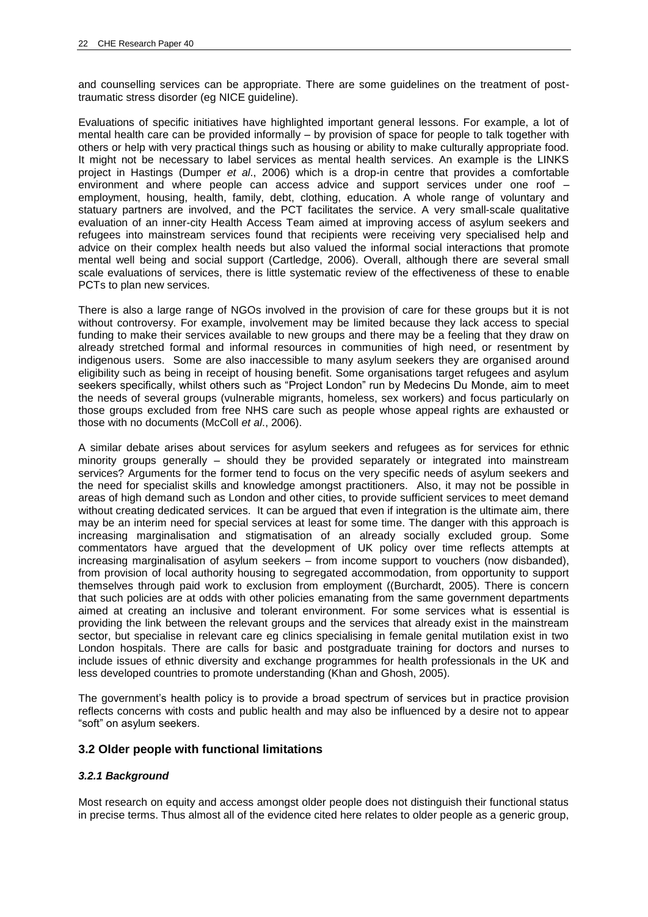and counselling services can be appropriate. There are some guidelines on the treatment of post-traumatic stress disorder (eg NICE guideline).

Evaluations of specific initiatives have highlighted important general lessons. For example, a lot of mental health care can be provided informally – by provision of space for people to talk together with others or help with very practical things such as housing or ability to make culturally appropriate food. It might not be necessary to label services as mental health services. An example is the LINKS project in Hastings (Dumper *et al*., 2006) which is a drop-in centre that provides a comfortable environment and where people can access advice and support services under one roof – employment, housing, health, family, debt, clothing, education. A whole range of voluntary and statuary partners are involved, and the PCT facilitates the service. A very small-scale qualitative evaluation of an inner-city Health Access Team aimed at improving access of asylum seekers and refugees into mainstream services found that recipients were receiving very specialised help and advice on their complex health needs but also valued the informal social interactions that promote mental well being and social support (Cartledge, 2006). Overall, although there are several small scale evaluations of services, there is little systematic review of the effectiveness of these to enable PCTs to plan new services.

There is also a large range of NGOs involved in the provision of care for these groups but it is not without controversy. For example, involvement may be limited because they lack access to special funding to make their services available to new groups and there may be a feeling that they draw on already stretched formal and informal resources in communities of high need, or resentment by indigenous users. Some are also inaccessible to many asylum seekers they are organised around eligibility such as being in receipt of housing benefit. Some organisations target refugees and asylum seekers specifically, whilst others such as "Project London" run by Medecins Du Monde, aim to meet the needs of several groups (vulnerable migrants, homeless, sex workers) and focus particularly on those groups excluded from free NHS care such as people whose appeal rights are exhausted or those with no documents (McColl *et al*., 2006).

A similar debate arises about services for asylum seekers and refugees as for services for ethnic minority groups generally – should they be provided separately or integrated into mainstream services? Arguments for the former tend to focus on the very specific needs of asylum seekers and the need for specialist skills and knowledge amongst practitioners. Also, it may not be possible in areas of high demand such as London and other cities, to provide sufficient services to meet demand without creating dedicated services. It can be argued that even if integration is the ultimate aim, there may be an interim need for special services at least for some time. The danger with this approach is increasing marginalisation and stigmatisation of an already socially excluded group. Some commentators have argued that the development of UK policy over time reflects attempts at increasing marginalisation of asylum seekers – from income support to vouchers (now disbanded), from provision of local authority housing to segregated accommodation, from opportunity to support themselves through paid work to exclusion from employment ((Burchardt, 2005). There is concern that such policies are at odds with other policies emanating from the same government departments aimed at creating an inclusive and tolerant environment. For some services what is essential is providing the link between the relevant groups and the services that already exist in the mainstream sector, but specialise in relevant care eg clinics specialising in female genital mutilation exist in two London hospitals. There are calls for basic and postgraduate training for doctors and nurses to include issues of ethnic diversity and exchange programmes for health professionals in the UK and less developed countries to promote understanding (Khan and Ghosh, 2005).

The government's health policy is to provide a broad spectrum of services but in practice provision reflects concerns with costs and public health and may also be influenced by a desire not to appear "soft" on asylum seekers.

## 3.2 Older people with functional limitations

### *3.2.1 Background*

Most research on equity and access amongst older people does not distinguish their functional status in precise terms. Thus almost all of the evidence cited here relates to older people as a generic group,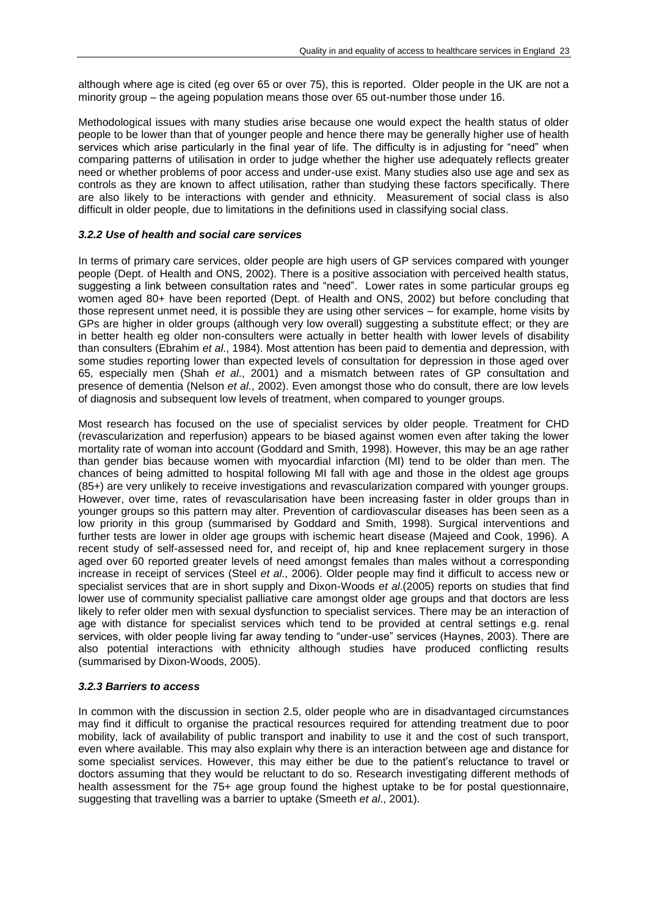although where age is cited (eg over 65 or over 75), this is reported. Older people in the UK are not a minority group – the ageing population means those over 65 out-number those under 16.

Methodological issues with many studies arise because one would expect the health status of older people to be lower than that of younger people and hence there may be generally higher use of health services which arise particularly in the final year of life. The difficulty is in adjusting for "need" when comparing patterns of utilisation in order to judge whether the higher use adequately reflects greater need or whether problems of poor access and under-use exist. Many studies also use age and sex as controls as they are known to affect utilisation, rather than studying these factors specifically. There are also likely to be interactions with gender and ethnicity. Measurement of social class is also difficult in older people, due to limitations in the definitions used in classifying social class.

### *3.2.2 Use of health and social care services*

In terms of primary care services, older people are high users of GP services compared with younger people (Dept. of Health and ONS, 2002). There is a positive association with perceived health status, suggesting a link between consultation rates and "need". Lower rates in some particular groups eg women aged 80+ have been reported (Dept. of Health and ONS, 2002) but before concluding that those represent unmet need, it is possible they are using other services – for example, home visits by GPs are higher in older groups (although very low overall) suggesting a substitute effect; or they are in better health eg older non-consulters were actually in better health with lower levels of disability than consulters (Ebrahim *et al*., 1984). Most attention has been paid to dementia and depression, with some studies reporting lower than expected levels of consultation for depression in those aged over 65, especially men (Shah *et al*., 2001) and a mismatch between rates of GP consultation and presence of dementia (Nelson *et al*., 2002). Even amongst those who do consult, there are low levels of diagnosis and subsequent low levels of treatment, when compared to younger groups.

Most research has focused on the use of specialist services by older people. Treatment for CHD (revascularization and reperfusion) appears to be biased against women even after taking the lower mortality rate of woman into account (Goddard and Smith, 1998). However, this may be an age rather than gender bias because women with myocardial infarction (MI) tend to be older than men. The chances of being admitted to hospital following MI fall with age and those in the oldest age groups (85+) are very unlikely to receive investigations and revascularization compared with younger groups. However, over time, rates of revascularisation have been increasing faster in older groups than in younger groups so this pattern may alter. Prevention of cardiovascular diseases has been seen as a low priority in this group (summarised by Goddard and Smith, 1998). Surgical interventions and further tests are lower in older age groups with ischemic heart disease (Majeed and Cook, 1996). A recent study of self-assessed need for, and receipt of, hip and knee replacement surgery in those aged over 60 reported greater levels of need amongst females than males without a corresponding increase in receipt of services (Steel *et al*., 2006). Older people may find it difficult to access new or specialist services that are in short supply and Dixon-Woods *et al*.(2005) reports on studies that find lower use of community specialist palliative care amongst older age groups and that doctors are less likely to refer older men with sexual dysfunction to specialist services. There may be an interaction of age with distance for specialist services which tend to be provided at central settings e.g. renal services, with older people living far away tending to "under-use" services (Haynes, 2003). There are also potential interactions with ethnicity although studies have produced conflicting results (summarised by Dixon-Woods, 2005).

### *3.2.3 Barriers to access*

In common with the discussion in section 2.5, older people who are in disadvantaged circumstances may find it difficult to organise the practical resources required for attending treatment due to poor mobility, lack of availability of public transport and inability to use it and the cost of such transport, even where available. This may also explain why there is an interaction between age and distance for some specialist services. However, this may either be due to the patient's reluctance to travel or doctors assuming that they would be reluctant to do so. Research investigating different methods of health assessment for the 75+ age group found the highest uptake to be for postal questionnaire, suggesting that travelling was a barrier to uptake (Smeeth *et al*., 2001).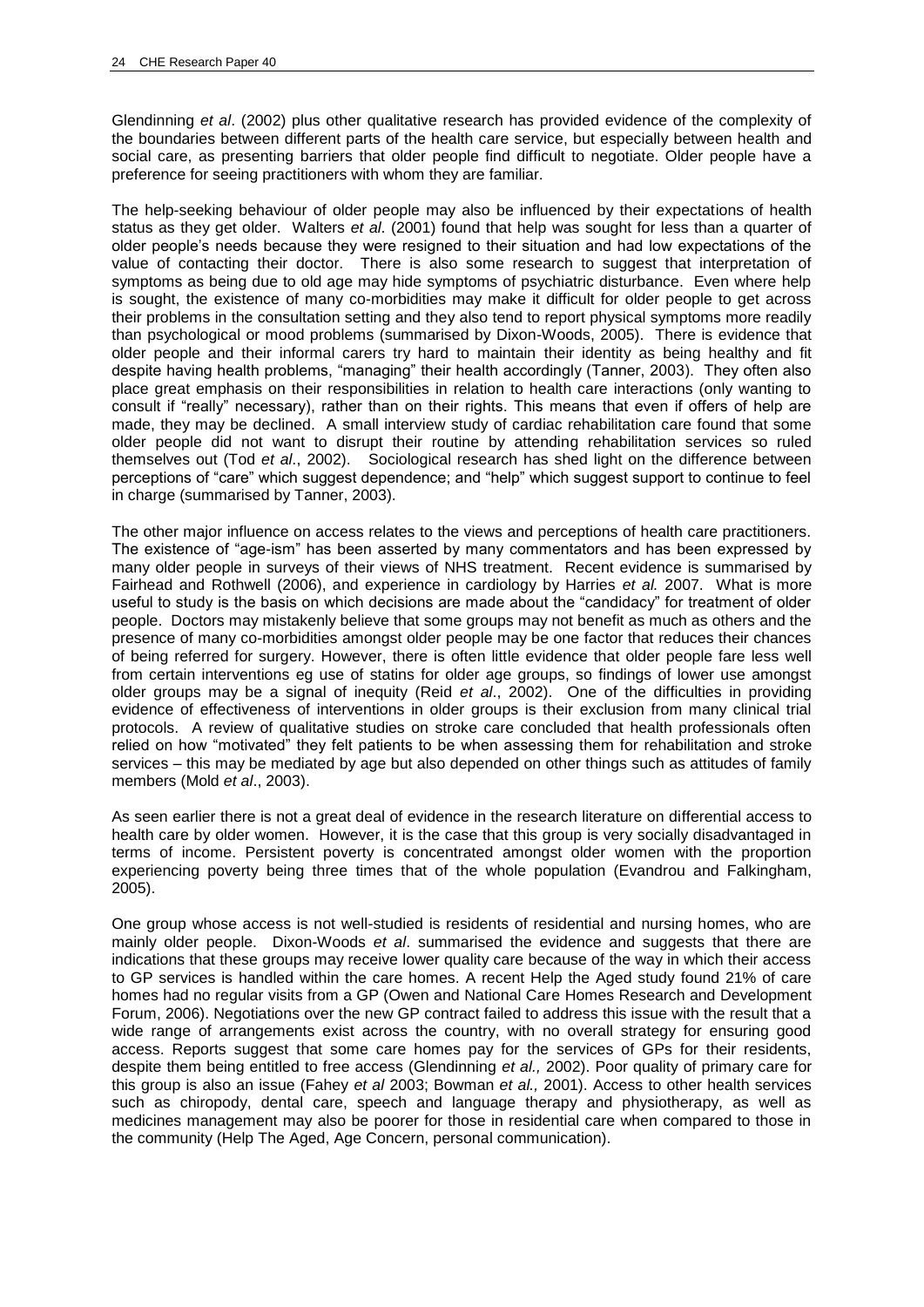Glendinning *et al*. (2002) plus other qualitative research has provided evidence of the complexity of the boundaries between different parts of the health care service, but especially between health and social care, as presenting barriers that older people find difficult to negotiate. Older people have a preference for seeing practitioners with whom they are familiar.

The help-seeking behaviour of older people may also be influenced by their expectations of health status as they get older. Walters *et al*. (2001) found that help was sought for less than a quarter of older people's needs because they were resigned to their situation and had low expectations of the value of contacting their doctor. There is also some research to suggest that interpretation of symptoms as being due to old age may hide symptoms of psychiatric disturbance. Even where help is sought, the existence of many co-morbidities may make it difficult for older people to get across their problems in the consultation setting and they also tend to report physical symptoms more readily than psychological or mood problems (summarised by Dixon-Woods, 2005). There is evidence that older people and their informal carers try hard to maintain their identity as being healthy and fit despite having health problems, "managing" their health accordingly (Tanner, 2003). They often also place great emphasis on their responsibilities in relation to health care interactions (only wanting to consult if "really" necessary), rather than on their rights. This means that even if offers of help are made, they may be declined. A small interview study of cardiac rehabilitation care found that some older people did not want to disrupt their routine by attending rehabilitation services so ruled themselves out (Tod *et al*., 2002). Sociological research has shed light on the difference between perceptions of "care" which suggest dependence; and "help" which suggest support to continue to feel in charge (summarised by Tanner, 2003).

The other major influence on access relates to the views and perceptions of health care practitioners. The existence of "age-ism" has been asserted by many commentators and has been expressed by many older people in surveys of their views of NHS treatment. Recent evidence is summarised by Fairhead and Rothwell (2006), and experience in cardiology by Harries *et al.* 2007. What is more useful to study is the basis on which decisions are made about the "candidacy" for treatment of older people. Doctors may mistakenly believe that some groups may not benefit as much as others and the presence of many co-morbidities amongst older people may be one factor that reduces their chances of being referred for surgery. However, there is often little evidence that older people fare less well from certain interventions eg use of statins for older age groups, so findings of lower use amongst older groups may be a signal of inequity (Reid *et al*., 2002). One of the difficulties in providing evidence of effectiveness of interventions in older groups is their exclusion from many clinical trial protocols. A review of qualitative studies on stroke care concluded that health professionals often relied on how "motivated" they felt patients to be when assessing them for rehabilitation and stroke services – this may be mediated by age but also depended on other things such as attitudes of family members (Mold *et al*., 2003).

As seen earlier there is not a great deal of evidence in the research literature on differential access to health care by older women. However, it is the case that this group is very socially disadvantaged in terms of income. Persistent poverty is concentrated amongst older women with the proportion experiencing poverty being three times that of the whole population (Evandrou and Falkingham, 2005).

One group whose access is not well-studied is residents of residential and nursing homes, who are mainly older people. Dixon-Woods *et al*. summarised the evidence and suggests that there are indications that these groups may receive lower quality care because of the way in which their access to GP services is handled within the care homes. A recent Help the Aged study found 21% of care homes had no regular visits from a GP (Owen and National Care Homes Research and Development Forum, 2006). Negotiations over the new GP contract failed to address this issue with the result that a wide range of arrangements exist across the country, with no overall strategy for ensuring good access. Reports suggest that some care homes pay for the services of GPs for their residents, despite them being entitled to free access (Glendinning *et al.,* 2002). Poor quality of primary care for this group is also an issue (Fahey *et al* 2003; Bowman *et al.,* 2001). Access to other health services such as chiropody, dental care, speech and language therapy and physiotherapy, as well as medicines management may also be poorer for those in residential care when compared to those in the community (Help The Aged, Age Concern, personal communication).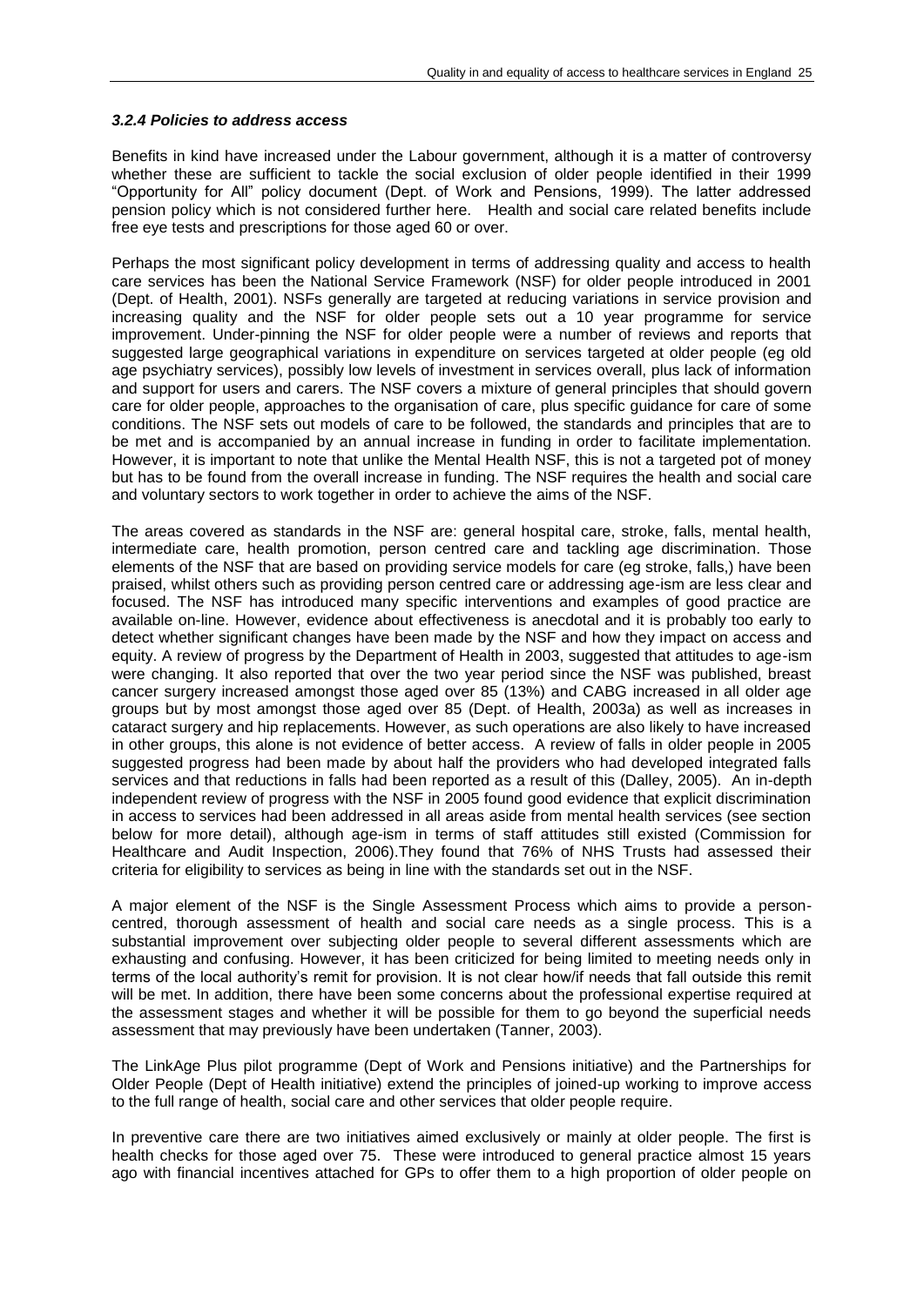### *3.2.4 Policies to address access*

Benefits in kind have increased under the Labour government, although it is a matter of controversy whether these are sufficient to tackle the social exclusion of older people identified in their 1999 "Opportunity for All" policy document (Dept. of Work and Pensions, 1999). The latter addressed pension policy which is not considered further here. Health and social care related benefits include free eye tests and prescriptions for those aged 60 or over.

Perhaps the most significant policy development in terms of addressing quality and access to health care services has been the National Service Framework (NSF) for older people introduced in 2001 (Dept. of Health, 2001). NSFs generally are targeted at reducing variations in service provision and increasing quality and the NSF for older people sets out a 10 year programme for service improvement. Under-pinning the NSF for older people were a number of reviews and reports that suggested large geographical variations in expenditure on services targeted at older people (eg old age psychiatry services), possibly low levels of investment in services overall, plus lack of information and support for users and carers. The NSF covers a mixture of general principles that should govern care for older people, approaches to the organisation of care, plus specific guidance for care of some conditions. The NSF sets out models of care to be followed, the standards and principles that are to be met and is accompanied by an annual increase in funding in order to facilitate implementation. However, it is important to note that unlike the Mental Health NSF, this is not a targeted pot of money but has to be found from the overall increase in funding. The NSF requires the health and social care and voluntary sectors to work together in order to achieve the aims of the NSF.

The areas covered as standards in the NSF are: general hospital care, stroke, falls, mental health, intermediate care, health promotion, person centred care and tackling age discrimination. Those elements of the NSF that are based on providing service models for care (eg stroke, falls,) have been praised, whilst others such as providing person centred care or addressing age-ism are less clear and focused. The NSF has introduced many specific interventions and examples of good practice are available on-line. However, evidence about effectiveness is anecdotal and it is probably too early to detect whether significant changes have been made by the NSF and how they impact on access and equity. A review of progress by the Department of Health in 2003, suggested that attitudes to age-ism were changing. It also reported that over the two year period since the NSF was published, breast cancer surgery increased amongst those aged over 85 (13%) and CABG increased in all older age groups but by most amongst those aged over 85 (Dept. of Health, 2003a) as well as increases in cataract surgery and hip replacements. However, as such operations are also likely to have increased in other groups, this alone is not evidence of better access. A review of falls in older people in 2005 suggested progress had been made by about half the providers who had developed integrated falls services and that reductions in falls had been reported as a result of this (Dalley, 2005). An in-depth independent review of progress with the NSF in 2005 found good evidence that explicit discrimination in access to services had been addressed in all areas aside from mental health services (see section below for more detail), although age-ism in terms of staff attitudes still existed (Commission for Healthcare and Audit Inspection, 2006).They found that 76% of NHS Trusts had assessed their criteria for eligibility to services as being in line with the standards set out in the NSF.

A major element of the NSF is the Single Assessment Process which aims to provide a person-centred, thorough assessment of health and social care needs as a single process. This is a substantial improvement over subjecting older people to several different assessments which are exhausting and confusing. However, it has been criticized for being limited to meeting needs only in terms of the local authority's remit for provision. It is not clear how/if needs that fall outside this remit will be met. In addition, there have been some concerns about the professional expertise required at the assessment stages and whether it will be possible for them to go beyond the superficial needs assessment that may previously have been undertaken (Tanner, 2003).

The LinkAge Plus pilot programme (Dept of Work and Pensions initiative) and the Partnerships for Older People (Dept of Health initiative) extend the principles of joined-up working to improve access to the full range of health, social care and other services that older people require.

In preventive care there are two initiatives aimed exclusively or mainly at older people. The first is health checks for those aged over 75. These were introduced to general practice almost 15 years ago with financial incentives attached for GPs to offer them to a high proportion of older people on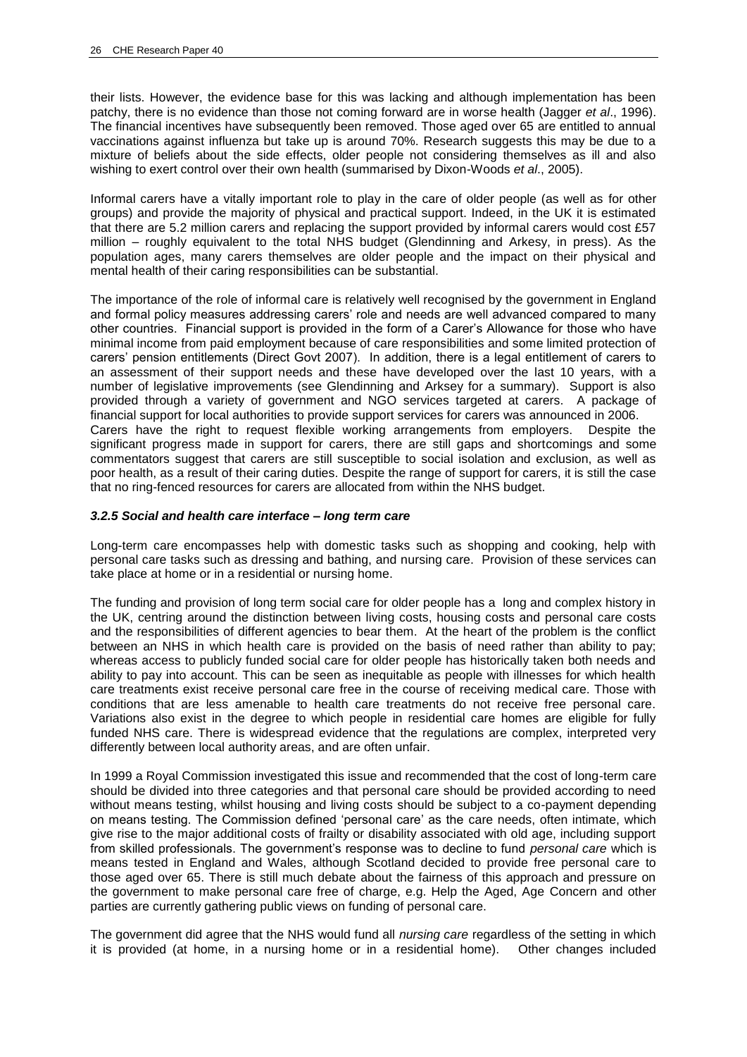their lists. However, the evidence base for this was lacking and although implementation has been patchy, there is no evidence than those not coming forward are in worse health (Jagger *et al*., 1996). The financial incentives have subsequently been removed. Those aged over 65 are entitled to annual vaccinations against influenza but take up is around 70%. Research suggests this may be due to a mixture of beliefs about the side effects, older people not considering themselves as ill and also wishing to exert control over their own health (summarised by Dixon-Woods *et al*., 2005).

Informal carers have a vitally important role to play in the care of older people (as well as for other groups) and provide the majority of physical and practical support. Indeed, in the UK it is estimated that there are 5.2 million carers and replacing the support provided by informal carers would cost £57 million – roughly equivalent to the total NHS budget (Glendinning and Arkesy, in press). As the population ages, many carers themselves are older people and the impact on their physical and mental health of their caring responsibilities can be substantial.

The importance of the role of informal care is relatively well recognised by the government in England and formal policy measures addressing carers' role and needs are well advanced compared to many other countries. Financial support is provided in the form of a Carer's Allowance for those who have minimal income from paid employment because of care responsibilities and some limited protection of carers' pension entitlements (Direct Govt 2007). In addition, there is a legal entitlement of carers to an assessment of their support needs and these have developed over the last 10 years, with a number of legislative improvements (see Glendinning and Arksey for a summary). Support is also provided through a variety of government and NGO services targeted at carers. A package of financial support for local authorities to provide support services for carers was announced in 2006. Carers have the right to request flexible working arrangements from employers. Despite the significant progress made in support for carers, there are still gaps and shortcomings and some commentators suggest that carers are still susceptible to social isolation and exclusion, as well as poor health, as a result of their caring duties. Despite the range of support for carers, it is still the case that no ring-fenced resources for carers are allocated from within the NHS budget.

### *3.2.5 Social and health care interface – long term care*

Long-term care encompasses help with domestic tasks such as shopping and cooking, help with personal care tasks such as dressing and bathing, and nursing care. Provision of these services can take place at home or in a residential or nursing home.

The funding and provision of long term social care for older people has a long and complex history in the UK, centring around the distinction between living costs, housing costs and personal care costs and the responsibilities of different agencies to bear them. At the heart of the problem is the conflict between an NHS in which health care is provided on the basis of need rather than ability to pay; whereas access to publicly funded social care for older people has historically taken both needs and ability to pay into account. This can be seen as inequitable as people with illnesses for which health care treatments exist receive personal care free in the course of receiving medical care. Those with conditions that are less amenable to health care treatments do not receive free personal care. Variations also exist in the degree to which people in residential care homes are eligible for fully funded NHS care. There is widespread evidence that the regulations are complex, interpreted very differently between local authority areas, and are often unfair.

In 1999 a Royal Commission investigated this issue and recommended that the cost of long-term care should be divided into three categories and that personal care should be provided according to need without means testing, whilst housing and living costs should be subject to a co-payment depending on means testing. The Commission defined 'personal care' as the care needs, often intimate, which give rise to the major additional costs of frailty or disability associated with old age, including support from skilled professionals. The government's response was to decline to fund *personal care* which is means tested in England and Wales, although Scotland decided to provide free personal care to those aged over 65. There is still much debate about the fairness of this approach and pressure on the government to make personal care free of charge, e.g. Help the Aged, Age Concern and other parties are currently gathering public views on funding of personal care.

The government did agree that the NHS would fund all *nursing care* regardless of the setting in which it is provided (at home, in a nursing home or in a residential home). Other changes included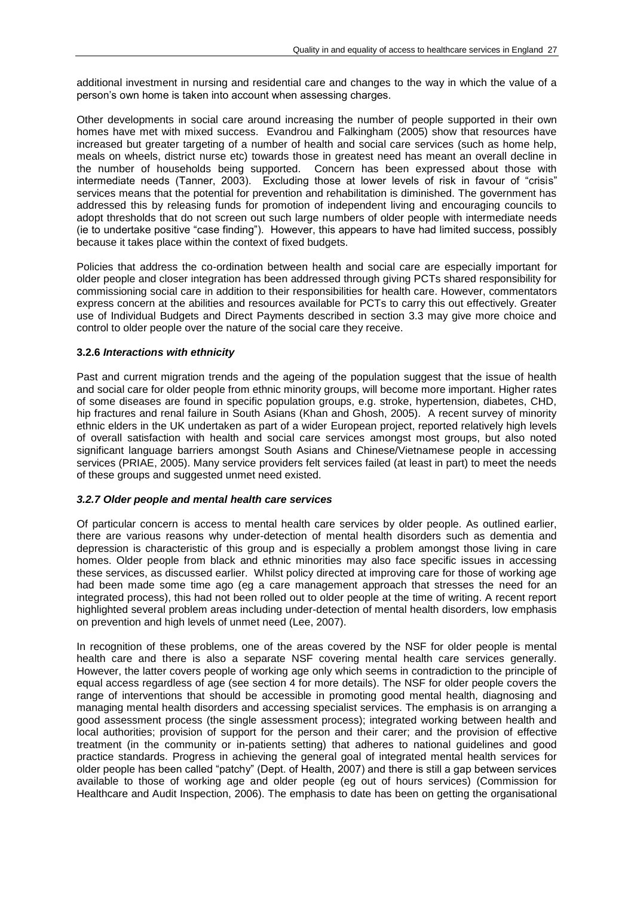additional investment in nursing and residential care and changes to the way in which the value of a person's own home is taken into account when assessing charges.

Other developments in social care around increasing the number of people supported in their own homes have met with mixed success. Evandrou and Falkingham (2005) show that resources have increased but greater targeting of a number of health and social care services (such as home help, meals on wheels, district nurse etc) towards those in greatest need has meant an overall decline in the number of households being supported. Concern has been expressed about those with intermediate needs (Tanner, 2003). Excluding those at lower levels of risk in favour of "crisis" services means that the potential for prevention and rehabilitation is diminished. The government has addressed this by releasing funds for promotion of independent living and encouraging councils to adopt thresholds that do not screen out such large numbers of older people with intermediate needs (ie to undertake positive "case finding"). However, this appears to have had limited success, possibly because it takes place within the context of fixed budgets.

Policies that address the co-ordination between health and social care are especially important for older people and closer integration has been addressed through giving PCTs shared responsibility for commissioning social care in addition to their responsibilities for health care. However, commentators express concern at the abilities and resources available for PCTs to carry this out effectively. Greater use of Individual Budgets and Direct Payments described in section 3.3 may give more choice and control to older people over the nature of the social care they receive.

### 3.2.6 *Interactions with ethnicity*

Past and current migration trends and the ageing of the population suggest that the issue of health and social care for older people from ethnic minority groups, will become more important. Higher rates of some diseases are found in specific population groups, e.g. stroke, hypertension, diabetes, CHD, hip fractures and renal failure in South Asians (Khan and Ghosh, 2005). A recent survey of minority ethnic elders in the UK undertaken as part of a wider European project, reported relatively high levels of overall satisfaction with health and social care services amongst most groups, but also noted significant language barriers amongst South Asians and Chinese/Vietnamese people in accessing services (PRIAE, 2005). Many service providers felt services failed (at least in part) to meet the needs of these groups and suggested unmet need existed.

### *3.2.7 Older people and mental health care services*

Of particular concern is access to mental health care services by older people. As outlined earlier, there are various reasons why under-detection of mental health disorders such as dementia and depression is characteristic of this group and is especially a problem amongst those living in care homes. Older people from black and ethnic minorities may also face specific issues in accessing these services, as discussed earlier. Whilst policy directed at improving care for those of working age had been made some time ago (eg a care management approach that stresses the need for an integrated process), this had not been rolled out to older people at the time of writing. A recent report highlighted several problem areas including under-detection of mental health disorders, low emphasis on prevention and high levels of unmet need (Lee, 2007).

In recognition of these problems, one of the areas covered by the NSF for older people is mental health care and there is also a separate NSF covering mental health care services generally. However, the latter covers people of working age only which seems in contradiction to the principle of equal access regardless of age (see section 4 for more details). The NSF for older people covers the range of interventions that should be accessible in promoting good mental health, diagnosing and managing mental health disorders and accessing specialist services. The emphasis is on arranging a good assessment process (the single assessment process); integrated working between health and local authorities; provision of support for the person and their carer; and the provision of effective treatment (in the community or in-patients setting) that adheres to national guidelines and good practice standards. Progress in achieving the general goal of integrated mental health services for older people has been called "patchy" (Dept. of Health, 2007) and there is still a gap between services available to those of working age and older people (eg out of hours services) (Commission for Healthcare and Audit Inspection, 2006). The emphasis to date has been on getting the organisational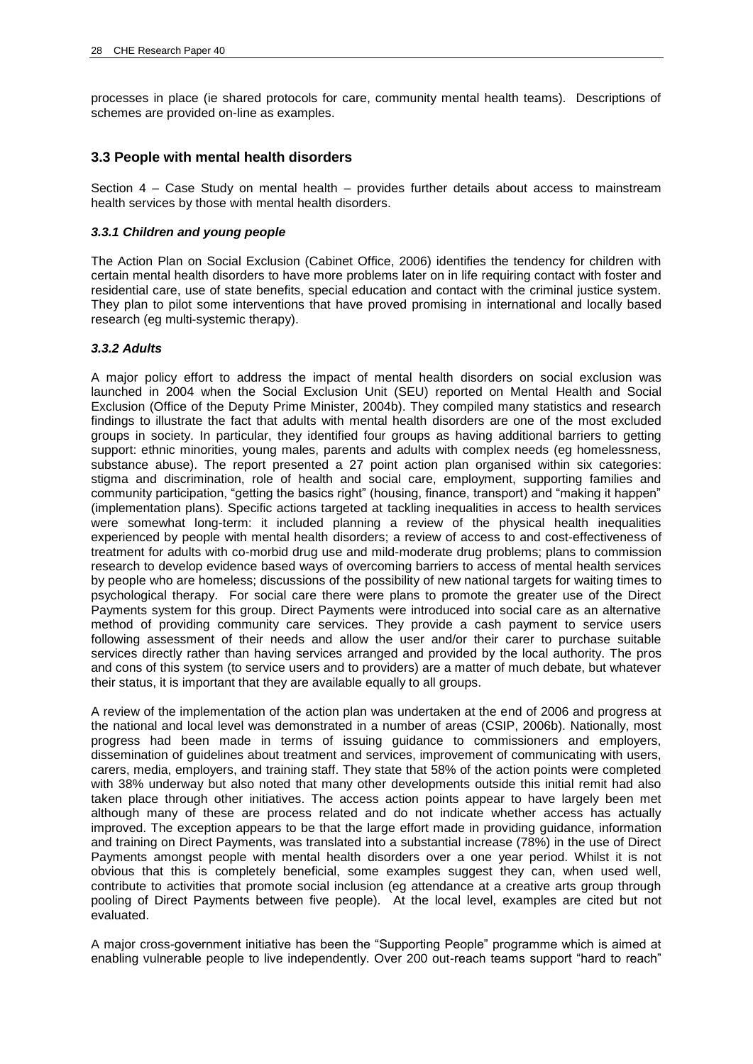processes in place (ie shared protocols for care, community mental health teams). Descriptions of schemes are provided on-line as examples.

### 3.3 People with mental health disorders

Section 4 – Case Study on mental health – provides further details about access to mainstream health services by those with mental health disorders.

#### *3.3.1 Children and young people*

The Action Plan on Social Exclusion (Cabinet Office, 2006) identifies the tendency for children with certain mental health disorders to have more problems later on in life requiring contact with foster and residential care, use of state benefits, special education and contact with the criminal justice system. They plan to pilot some interventions that have proved promising in international and locally based research (eg multi-systemic therapy).

#### *3.3.2 Adults*

A major policy effort to address the impact of mental health disorders on social exclusion was launched in 2004 when the Social Exclusion Unit (SEU) reported on Mental Health and Social Exclusion (Office of the Deputy Prime Minister, 2004b). They compiled many statistics and research findings to illustrate the fact that adults with mental health disorders are one of the most excluded groups in society. In particular, they identified four groups as having additional barriers to getting support: ethnic minorities, young males, parents and adults with complex needs (eg homelessness, substance abuse). The report presented a 27 point action plan organised within six categories: stigma and discrimination, role of health and social care, employment, supporting families and community participation, "getting the basics right" (housing, finance, transport) and "making it happen" (implementation plans). Specific actions targeted at tackling inequalities in access to health services were somewhat long-term: it included planning a review of the physical health inequalities experienced by people with mental health disorders; a review of access to and cost-effectiveness of treatment for adults with co-morbid drug use and mild-moderate drug problems; plans to commission research to develop evidence based ways of overcoming barriers to access of mental health services by people who are homeless; discussions of the possibility of new national targets for waiting times to psychological therapy. For social care there were plans to promote the greater use of the Direct Payments system for this group. Direct Payments were introduced into social care as an alternative method of providing community care services. They provide a cash payment to service users following assessment of their needs and allow the user and/or their carer to purchase suitable services directly rather than having services arranged and provided by the local authority. The pros and cons of this system (to service users and to providers) are a matter of much debate, but whatever their status, it is important that they are available equally to all groups.

A review of the implementation of the action plan was undertaken at the end of 2006 and progress at the national and local level was demonstrated in a number of areas (CSIP, 2006b). Nationally, most progress had been made in terms of issuing guidance to commissioners and employers, dissemination of guidelines about treatment and services, improvement of communicating with users, carers, media, employers, and training staff. They state that 58% of the action points were completed with 38% underway but also noted that many other developments outside this initial remit had also taken place through other initiatives. The access action points appear to have largely been met although many of these are process related and do not indicate whether access has actually improved. The exception appears to be that the large effort made in providing guidance, information and training on Direct Payments, was translated into a substantial increase (78%) in the use of Direct Payments amongst people with mental health disorders over a one year period. Whilst it is not obvious that this is completely beneficial, some examples suggest they can, when used well, contribute to activities that promote social inclusion (eg attendance at a creative arts group through pooling of Direct Payments between five people). At the local level, examples are cited but not evaluated.

A major cross-government initiative has been the "Supporting People" programme which is aimed at enabling vulnerable people to live independently. Over 200 out-reach teams support "hard to reach"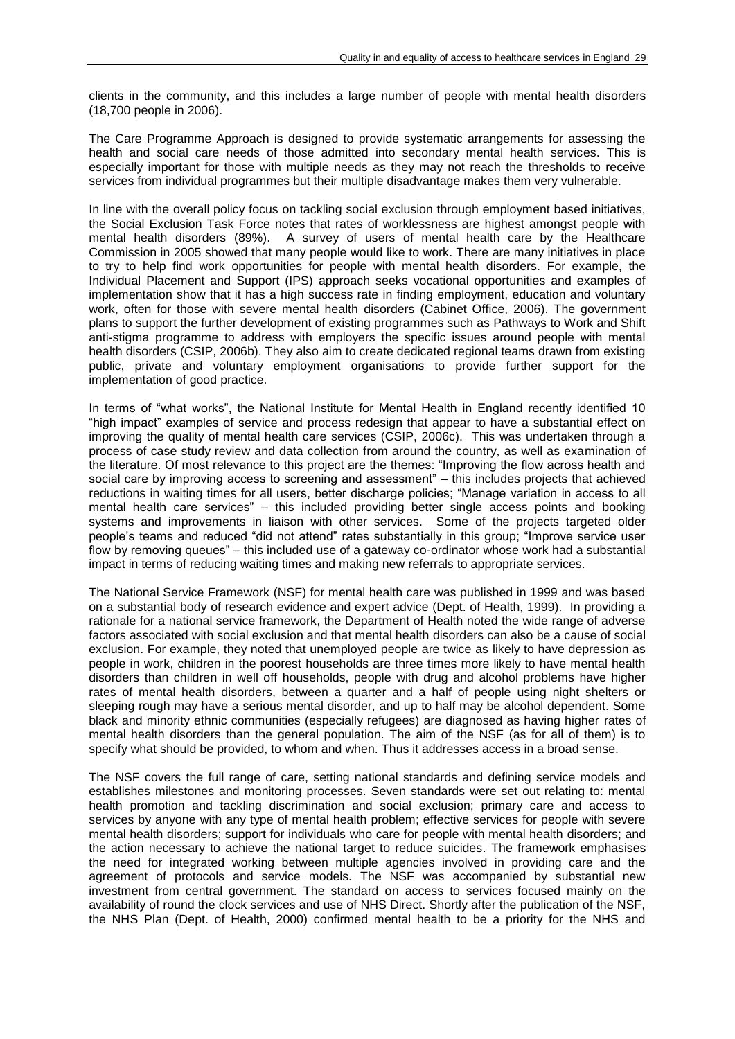clients in the community, and this includes a large number of people with mental health disorders (18,700 people in 2006).

The Care Programme Approach is designed to provide systematic arrangements for assessing the health and social care needs of those admitted into secondary mental health services. This is especially important for those with multiple needs as they may not reach the thresholds to receive services from individual programmes but their multiple disadvantage makes them very vulnerable.

In line with the overall policy focus on tackling social exclusion through employment based initiatives, the Social Exclusion Task Force notes that rates of worklessness are highest amongst people with mental health disorders (89%). A survey of users of mental health care by the Healthcare Commission in 2005 showed that many people would like to work. There are many initiatives in place to try to help find work opportunities for people with mental health disorders. For example, the Individual Placement and Support (IPS) approach seeks vocational opportunities and examples of implementation show that it has a high success rate in finding employment, education and voluntary work, often for those with severe mental health disorders (Cabinet Office, 2006). The government plans to support the further development of existing programmes such as Pathways to Work and Shift anti-stigma programme to address with employers the specific issues around people with mental health disorders (CSIP, 2006b). They also aim to create dedicated regional teams drawn from existing public, private and voluntary employment organisations to provide further support for the implementation of good practice.

In terms of "what works", the National Institute for Mental Health in England recently identified 10 "high impact" examples of service and process redesign that appear to have a substantial effect on improving the quality of mental health care services (CSIP, 2006c). This was undertaken through a process of case study review and data collection from around the country, as well as examination of the literature. Of most relevance to this project are the themes: "Improving the flow across health and social care by improving access to screening and assessment" – this includes projects that achieved reductions in waiting times for all users, better discharge policies; "Manage variation in access to all mental health care services" – this included providing better single access points and booking systems and improvements in liaison with other services. Some of the projects targeted older people's teams and reduced "did not attend" rates substantially in this group; "Improve service user flow by removing queues" – this included use of a gateway co-ordinator whose work had a substantial impact in terms of reducing waiting times and making new referrals to appropriate services.

The National Service Framework (NSF) for mental health care was published in 1999 and was based on a substantial body of research evidence and expert advice (Dept. of Health, 1999). In providing a rationale for a national service framework, the Department of Health noted the wide range of adverse factors associated with social exclusion and that mental health disorders can also be a cause of social exclusion. For example, they noted that unemployed people are twice as likely to have depression as people in work, children in the poorest households are three times more likely to have mental health disorders than children in well off households, people with drug and alcohol problems have higher rates of mental health disorders, between a quarter and a half of people using night shelters or sleeping rough may have a serious mental disorder, and up to half may be alcohol dependent. Some black and minority ethnic communities (especially refugees) are diagnosed as having higher rates of mental health disorders than the general population. The aim of the NSF (as for all of them) is to specify what should be provided, to whom and when. Thus it addresses access in a broad sense.

The NSF covers the full range of care, setting national standards and defining service models and establishes milestones and monitoring processes. Seven standards were set out relating to: mental health promotion and tackling discrimination and social exclusion; primary care and access to services by anyone with any type of mental health problem; effective services for people with severe mental health disorders; support for individuals who care for people with mental health disorders; and the action necessary to achieve the national target to reduce suicides. The framework emphasises the need for integrated working between multiple agencies involved in providing care and the agreement of protocols and service models. The NSF was accompanied by substantial new investment from central government. The standard on access to services focused mainly on the availability of round the clock services and use of NHS Direct. Shortly after the publication of the NSF, the NHS Plan (Dept. of Health, 2000) confirmed mental health to be a priority for the NHS and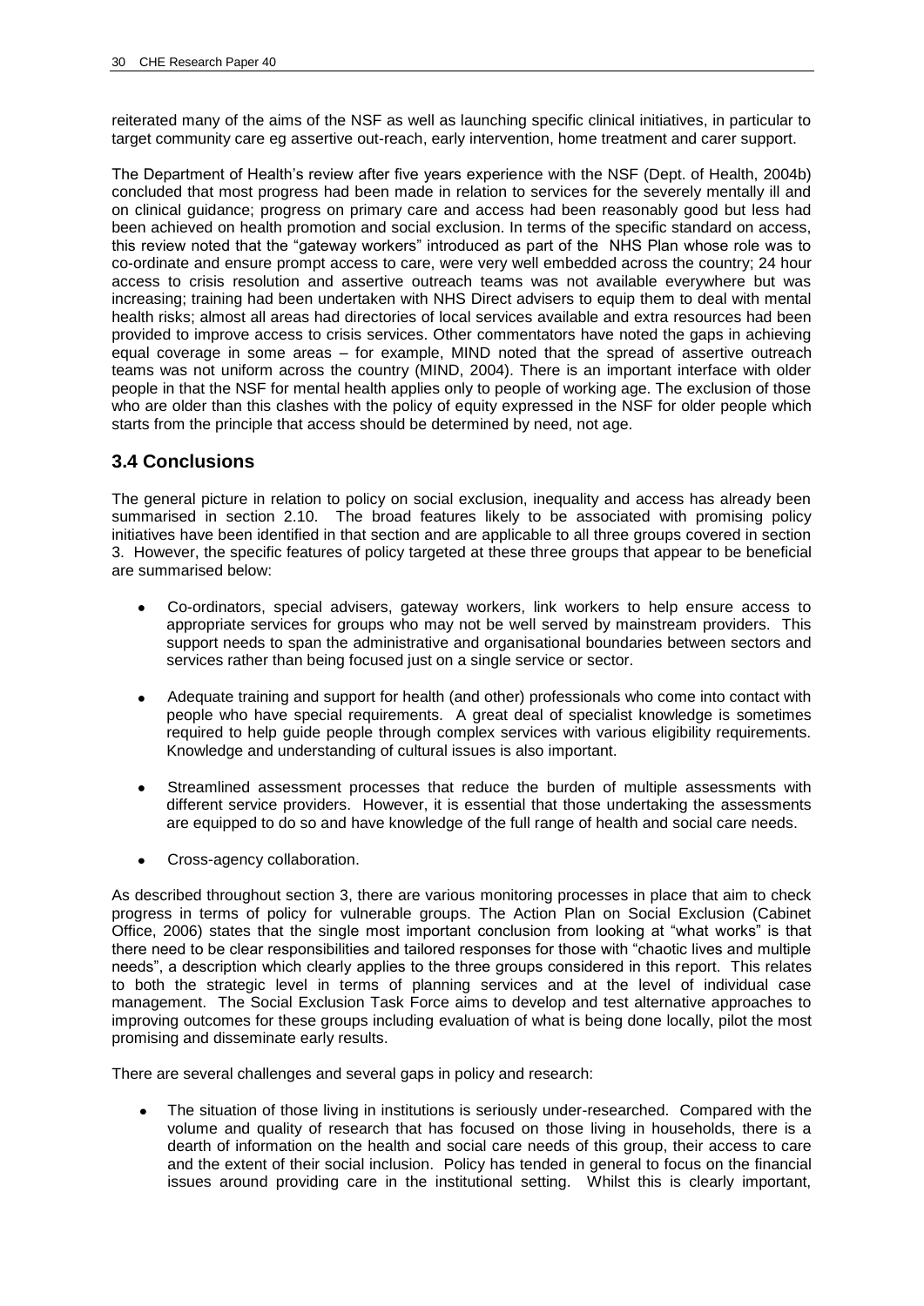reiterated many of the aims of the NSF as well as launching specific clinical initiatives, in particular to target community care eg assertive out-reach, early intervention, home treatment and carer support.

The Department of Health's review after five years experience with the NSF (Dept. of Health, 2004b) concluded that most progress had been made in relation to services for the severely mentally ill and on clinical guidance; progress on primary care and access had been reasonably good but less had been achieved on health promotion and social exclusion. In terms of the specific standard on access, this review noted that the "gateway workers" introduced as part of the NHS Plan whose role was to co-ordinate and ensure prompt access to care, were very well embedded across the country; 24 hour access to crisis resolution and assertive outreach teams was not available everywhere but was increasing; training had been undertaken with NHS Direct advisers to equip them to deal with mental health risks; almost all areas had directories of local services available and extra resources had been provided to improve access to crisis services. Other commentators have noted the gaps in achieving equal coverage in some areas – for example, MIND noted that the spread of assertive outreach teams was not uniform across the country (MIND, 2004). There is an important interface with older people in that the NSF for mental health applies only to people of working age. The exclusion of those who are older than this clashes with the policy of equity expressed in the NSF for older people which starts from the principle that access should be determined by need, not age.

## 3.4 Conclusions

The general picture in relation to policy on social exclusion, inequality and access has already been summarised in section 2.10. The broad features likely to be associated with promising policy initiatives have been identified in that section and are applicable to all three groups covered in section 3. However, the specific features of policy targeted at these three groups that appear to be beneficial are summarised below:

- Co-ordinators, special advisers, gateway workers, link workers to help ensure access to appropriate services for groups who may not be well served by mainstream providers. This support needs to span the administrative and organisational boundaries between sectors and services rather than being focused just on a single service or sector.

- Adequate training and support for health (and other) professionals who come into contact with people who have special requirements. A great deal of specialist knowledge is sometimes required to help guide people through complex services with various eligibility requirements. Knowledge and understanding of cultural issues is also important.

- Streamlined assessment processes that reduce the burden of multiple assessments with different service providers. However, it is essential that those undertaking the assessments are equipped to do so and have knowledge of the full range of health and social care needs.

- Cross-agency collaboration.

As described throughout section 3, there are various monitoring processes in place that aim to check progress in terms of policy for vulnerable groups. The Action Plan on Social Exclusion (Cabinet Office, 2006) states that the single most important conclusion from looking at "what works" is that there need to be clear responsibilities and tailored responses for those with "chaotic lives and multiple needs", a description which clearly applies to the three groups considered in this report. This relates to both the strategic level in terms of planning services and at the level of individual case management. The Social Exclusion Task Force aims to develop and test alternative approaches to improving outcomes for these groups including evaluation of what is being done locally, pilot the most promising and disseminate early results.

There are several challenges and several gaps in policy and research:

- The situation of those living in institutions is seriously under-researched. Compared with the volume and quality of research that has focused on those living in households, there is a dearth of information on the health and social care needs of this group, their access to care and the extent of their social inclusion. Policy has tended in general to focus on the financial issues around providing care in the institutional setting. Whilst this is clearly important,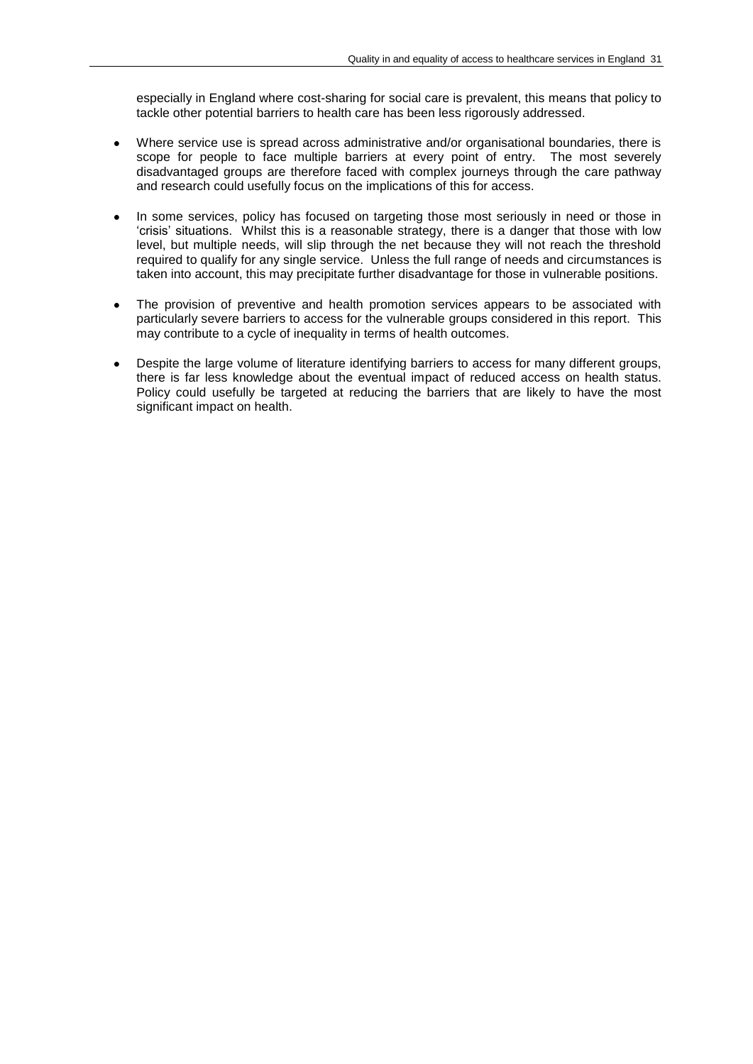especially in England where cost-sharing for social care is prevalent, this means that policy to tackle other potential barriers to health care has been less rigorously addressed.

- Where service use is spread across administrative and/or organisational boundaries, there is scope for people to face multiple barriers at every point of entry. The most severely disadvantaged groups are therefore faced with complex journeys through the care pathway and research could usefully focus on the implications of this for access.

- In some services, policy has focused on targeting those most seriously in need or those in 'crisis' situations. Whilst this is a reasonable strategy, there is a danger that those with low level, but multiple needs, will slip through the net because they will not reach the threshold required to qualify for any single service. Unless the full range of needs and circumstances is taken into account, this may precipitate further disadvantage for those in vulnerable positions.

- The provision of preventive and health promotion services appears to be associated with particularly severe barriers to access for the vulnerable groups considered in this report. This may contribute to a cycle of inequality in terms of health outcomes.

- Despite the large volume of literature identifying barriers to access for many different groups, there is far less knowledge about the eventual impact of reduced access on health status. Policy could usefully be targeted at reducing the barriers that are likely to have the most significant impact on health.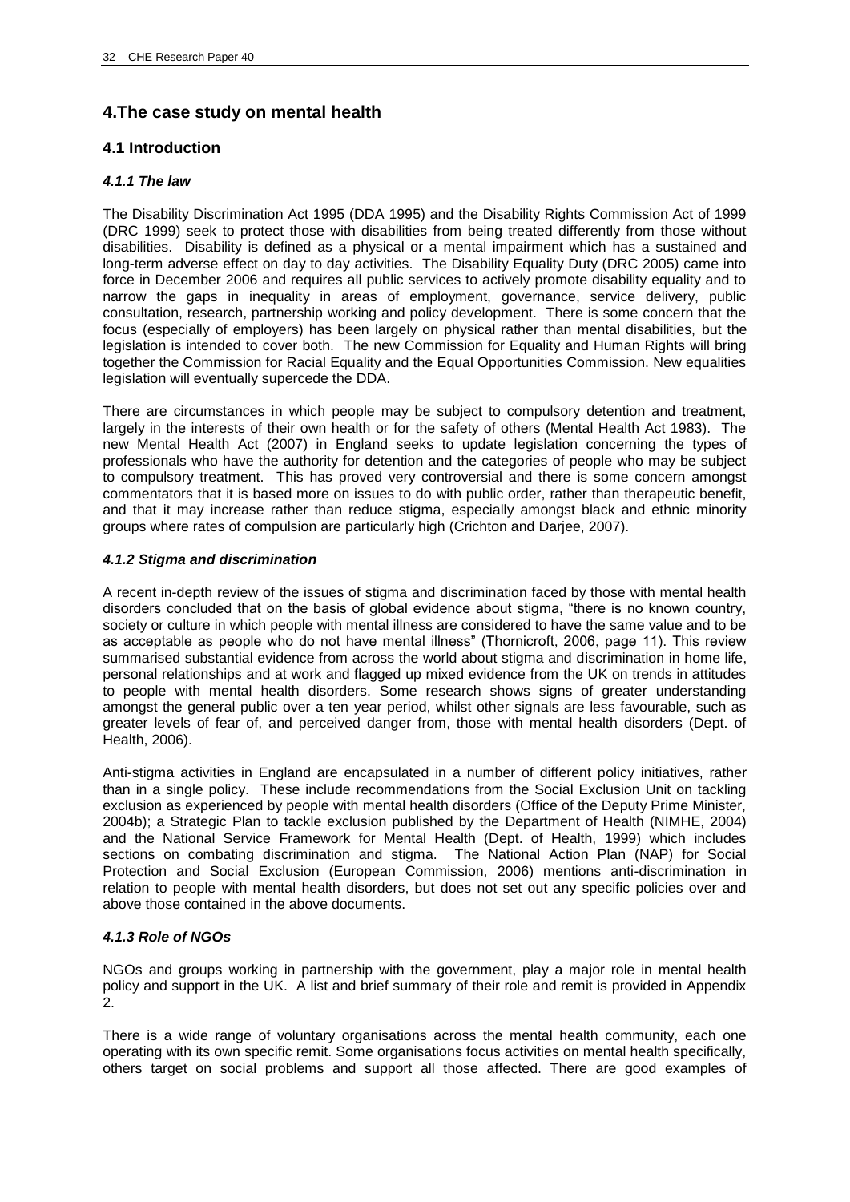## 4.The case study on mental health

### 4.1 Introduction

#### *4.1.1 The law*

The Disability Discrimination Act 1995 (DDA 1995) and the Disability Rights Commission Act of 1999 (DRC 1999) seek to protect those with disabilities from being treated differently from those without disabilities. Disability is defined as a physical or a mental impairment which has a sustained and long-term adverse effect on day to day activities. The Disability Equality Duty (DRC 2005) came into force in December 2006 and requires all public services to actively promote disability equality and to narrow the gaps in inequality in areas of employment, governance, service delivery, public consultation, research, partnership working and policy development. There is some concern that the focus (especially of employers) has been largely on physical rather than mental disabilities, but the legislation is intended to cover both. The new Commission for Equality and Human Rights will bring together the Commission for Racial Equality and the Equal Opportunities Commission. New equalities legislation will eventually supercede the DDA.

There are circumstances in which people may be subject to compulsory detention and treatment, largely in the interests of their own health or for the safety of others (Mental Health Act 1983). The new Mental Health Act (2007) in England seeks to update legislation concerning the types of professionals who have the authority for detention and the categories of people who may be subject to compulsory treatment. This has proved very controversial and there is some concern amongst commentators that it is based more on issues to do with public order, rather than therapeutic benefit, and that it may increase rather than reduce stigma, especially amongst black and ethnic minority groups where rates of compulsion are particularly high (Crichton and Darjee, 2007).

#### *4.1.2 Stigma and discrimination*

A recent in-depth review of the issues of stigma and discrimination faced by those with mental health disorders concluded that on the basis of global evidence about stigma, "there is no known country, society or culture in which people with mental illness are considered to have the same value and to be as acceptable as people who do not have mental illness" (Thornicroft, 2006, page 11). This review summarised substantial evidence from across the world about stigma and discrimination in home life, personal relationships and at work and flagged up mixed evidence from the UK on trends in attitudes to people with mental health disorders. Some research shows signs of greater understanding amongst the general public over a ten year period, whilst other signals are less favourable, such as greater levels of fear of, and perceived danger from, those with mental health disorders (Dept. of Health, 2006).

Anti-stigma activities in England are encapsulated in a number of different policy initiatives, rather than in a single policy. These include recommendations from the Social Exclusion Unit on tackling exclusion as experienced by people with mental health disorders (Office of the Deputy Prime Minister, 2004b); a Strategic Plan to tackle exclusion published by the Department of Health (NIMHE, 2004) and the National Service Framework for Mental Health (Dept. of Health, 1999) which includes sections on combating discrimination and stigma. The National Action Plan (NAP) for Social Protection and Social Exclusion (European Commission, 2006) mentions anti-discrimination in relation to people with mental health disorders, but does not set out any specific policies over and above those contained in the above documents.

#### *4.1.3 Role of NGOs*

NGOs and groups working in partnership with the government, play a major role in mental health policy and support in the UK. A list and brief summary of their role and remit is provided in Appendix 2.

There is a wide range of voluntary organisations across the mental health community, each one operating with its own specific remit. Some organisations focus activities on mental health specifically, others target on social problems and support all those affected. There are good examples of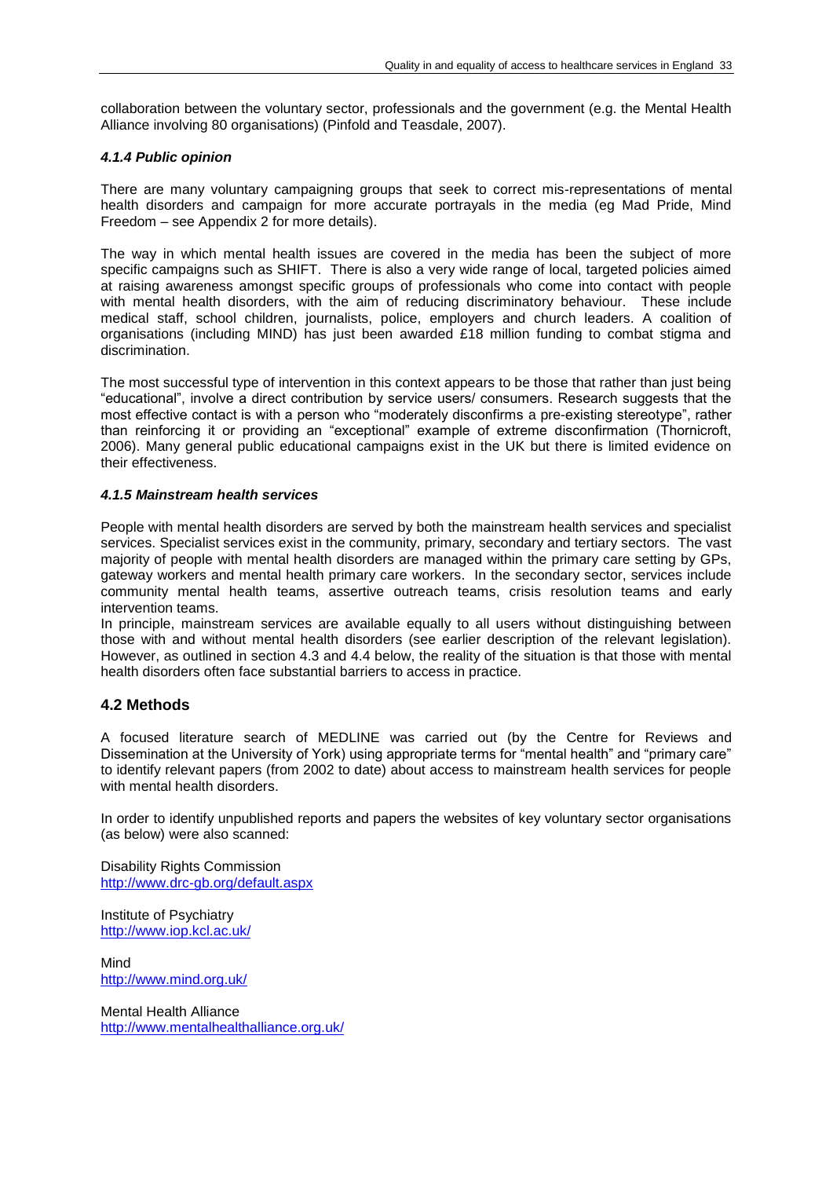collaboration between the voluntary sector, professionals and the government (e.g. the Mental Health Alliance involving 80 organisations) (Pinfold and Teasdale, 2007).

#### *4.1.4 Public opinion*

There are many voluntary campaigning groups that seek to correct mis-representations of mental health disorders and campaign for more accurate portrayals in the media (eg Mad Pride, Mind Freedom – see Appendix 2 for more details).

The way in which mental health issues are covered in the media has been the subject of more specific campaigns such as SHIFT. There is also a very wide range of local, targeted policies aimed at raising awareness amongst specific groups of professionals who come into contact with people with mental health disorders, with the aim of reducing discriminatory behaviour. These include medical staff, school children, journalists, police, employers and church leaders. A coalition of organisations (including MIND) has just been awarded £18 million funding to combat stigma and discrimination.

The most successful type of intervention in this context appears to be those that rather than just being "educational", involve a direct contribution by service users/ consumers. Research suggests that the most effective contact is with a person who "moderately disconfirms a pre-existing stereotype", rather than reinforcing it or providing an "exceptional" example of extreme disconfirmation (Thornicroft, 2006). Many general public educational campaigns exist in the UK but there is limited evidence on their effectiveness.

#### *4.1.5 Mainstream health services*

People with mental health disorders are served by both the mainstream health services and specialist services. Specialist services exist in the community, primary, secondary and tertiary sectors. The vast majority of people with mental health disorders are managed within the primary care setting by GPs, gateway workers and mental health primary care workers. In the secondary sector, services include community mental health teams, assertive outreach teams, crisis resolution teams and early intervention teams.

In principle, mainstream services are available equally to all users without distinguishing between those with and without mental health disorders (see earlier description of the relevant legislation). However, as outlined in section 4.3 and 4.4 below, the reality of the situation is that those with mental health disorders often face substantial barriers to access in practice.

### 4.2 Methods

A focused literature search of MEDLINE was carried out (by the Centre for Reviews and Dissemination at the University of York) using appropriate terms for "mental health" and "primary care" to identify relevant papers (from 2002 to date) about access to mainstream health services for people with mental health disorders.

In order to identify unpublished reports and papers the websites of key voluntary sector organisations (as below) were also scanned:

Disability Rights Commission
http://www.drc-gb.org/default.aspx

Institute of Psychiatry
http://www.iop.kcl.ac.uk/

Mind
http://www.mind.org.uk/

Mental Health Alliance
http://www.mentalhealthalliance.org.uk/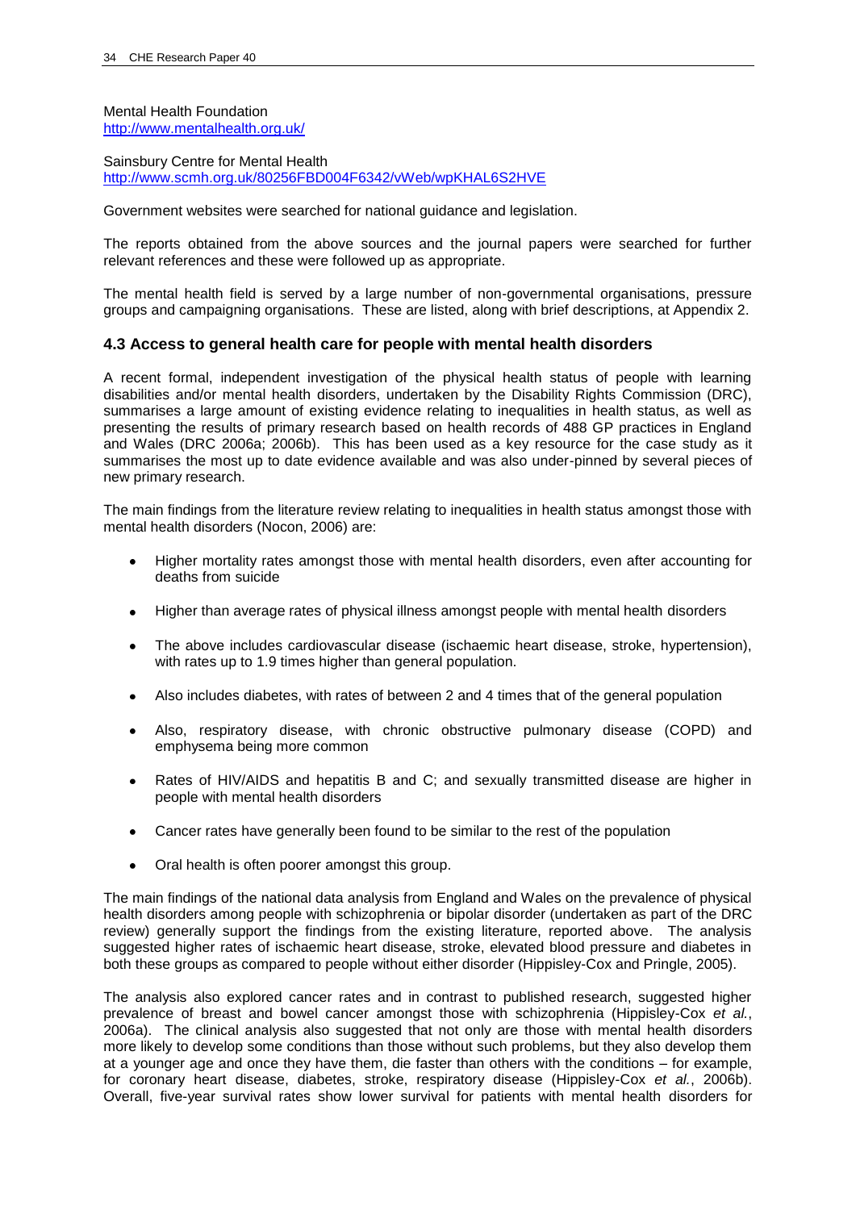Mental Health Foundation
http://www.mentalhealth.org.uk/

Sainsbury Centre for Mental Health
http://www.scmh.org.uk/80256FBD004F6342/vWeb/wpKHAL6S2HVE

Government websites were searched for national guidance and legislation.

The reports obtained from the above sources and the journal papers were searched for further relevant references and these were followed up as appropriate.

The mental health field is served by a large number of non-governmental organisations, pressure groups and campaigning organisations. These are listed, along with brief descriptions, at Appendix 2.

### 4.3 Access to general health care for people with mental health disorders

A recent formal, independent investigation of the physical health status of people with learning disabilities and/or mental health disorders, undertaken by the Disability Rights Commission (DRC), summarises a large amount of existing evidence relating to inequalities in health status, as well as presenting the results of primary research based on health records of 488 GP practices in England and Wales (DRC 2006a; 2006b). This has been used as a key resource for the case study as it summarises the most up to date evidence available and was also under-pinned by several pieces of new primary research.

The main findings from the literature review relating to inequalities in health status amongst those with mental health disorders (Nocon, 2006) are:

- Higher mortality rates amongst those with mental health disorders, even after accounting for deaths from suicide
- Higher than average rates of physical illness amongst people with mental health disorders
- The above includes cardiovascular disease (ischaemic heart disease, stroke, hypertension), with rates up to 1.9 times higher than general population.
- Also includes diabetes, with rates of between 2 and 4 times that of the general population
- Also, respiratory disease, with chronic obstructive pulmonary disease (COPD) and emphysema being more common
- Rates of HIV/AIDS and hepatitis B and C; and sexually transmitted disease are higher in people with mental health disorders
- Cancer rates have generally been found to be similar to the rest of the population
- Oral health is often poorer amongst this group.

The main findings of the national data analysis from England and Wales on the prevalence of physical health disorders among people with schizophrenia or bipolar disorder (undertaken as part of the DRC review) generally support the findings from the existing literature, reported above. The analysis suggested higher rates of ischaemic heart disease, stroke, elevated blood pressure and diabetes in both these groups as compared to people without either disorder (Hippisley-Cox and Pringle, 2005).

The analysis also explored cancer rates and in contrast to published research, suggested higher prevalence of breast and bowel cancer amongst those with schizophrenia (Hippisley-Cox *et al.*, 2006a). The clinical analysis also suggested that not only are those with mental health disorders more likely to develop some conditions than those without such problems, but they also develop them at a younger age and once they have them, die faster than others with the conditions – for example, for coronary heart disease, diabetes, stroke, respiratory disease (Hippisley-Cox *et al.*, 2006b). Overall, five-year survival rates show lower survival for patients with mental health disorders for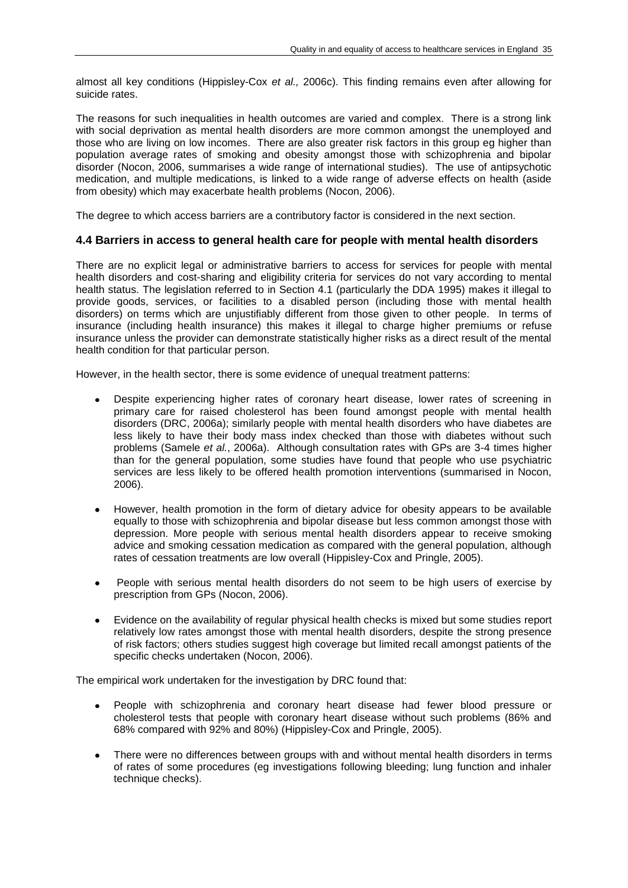almost all key conditions (Hippisley-Cox *et al.,* 2006c). This finding remains even after allowing for suicide rates.

The reasons for such inequalities in health outcomes are varied and complex. There is a strong link with social deprivation as mental health disorders are more common amongst the unemployed and those who are living on low incomes. There are also greater risk factors in this group eg higher than population average rates of smoking and obesity amongst those with schizophrenia and bipolar disorder (Nocon, 2006, summarises a wide range of international studies). The use of antipsychotic medication, and multiple medications, is linked to a wide range of adverse effects on health (aside from obesity) which may exacerbate health problems (Nocon, 2006).

The degree to which access barriers are a contributory factor is considered in the next section.

### 4.4 Barriers in access to general health care for people with mental health disorders

There are no explicit legal or administrative barriers to access for services for people with mental health disorders and cost-sharing and eligibility criteria for services do not vary according to mental health status. The legislation referred to in Section 4.1 (particularly the DDA 1995) makes it illegal to provide goods, services, or facilities to a disabled person (including those with mental health disorders) on terms which are unjustifiably different from those given to other people. In terms of insurance (including health insurance) this makes it illegal to charge higher premiums or refuse insurance unless the provider can demonstrate statistically higher risks as a direct result of the mental health condition for that particular person.

However, in the health sector, there is some evidence of unequal treatment patterns:

- Despite experiencing higher rates of coronary heart disease, lower rates of screening in primary care for raised cholesterol has been found amongst people with mental health disorders (DRC, 2006a); similarly people with mental health disorders who have diabetes are less likely to have their body mass index checked than those with diabetes without such problems (Samele *et al.*, 2006a). Although consultation rates with GPs are 3-4 times higher than for the general population, some studies have found that people who use psychiatric services are less likely to be offered health promotion interventions (summarised in Nocon, 2006).

- However, health promotion in the form of dietary advice for obesity appears to be available equally to those with schizophrenia and bipolar disease but less common amongst those with depression. More people with serious mental health disorders appear to receive smoking advice and smoking cessation medication as compared with the general population, although rates of cessation treatments are low overall (Hippisley-Cox and Pringle, 2005).

- People with serious mental health disorders do not seem to be high users of exercise by prescription from GPs (Nocon, 2006).

- Evidence on the availability of regular physical health checks is mixed but some studies report relatively low rates amongst those with mental health disorders, despite the strong presence of risk factors; others studies suggest high coverage but limited recall amongst patients of the specific checks undertaken (Nocon, 2006).

The empirical work undertaken for the investigation by DRC found that:

- People with schizophrenia and coronary heart disease had fewer blood pressure or cholesterol tests that people with coronary heart disease without such problems (86% and 68% compared with 92% and 80%) (Hippisley-Cox and Pringle, 2005).

- There were no differences between groups with and without mental health disorders in terms of rates of some procedures (eg investigations following bleeding; lung function and inhaler technique checks).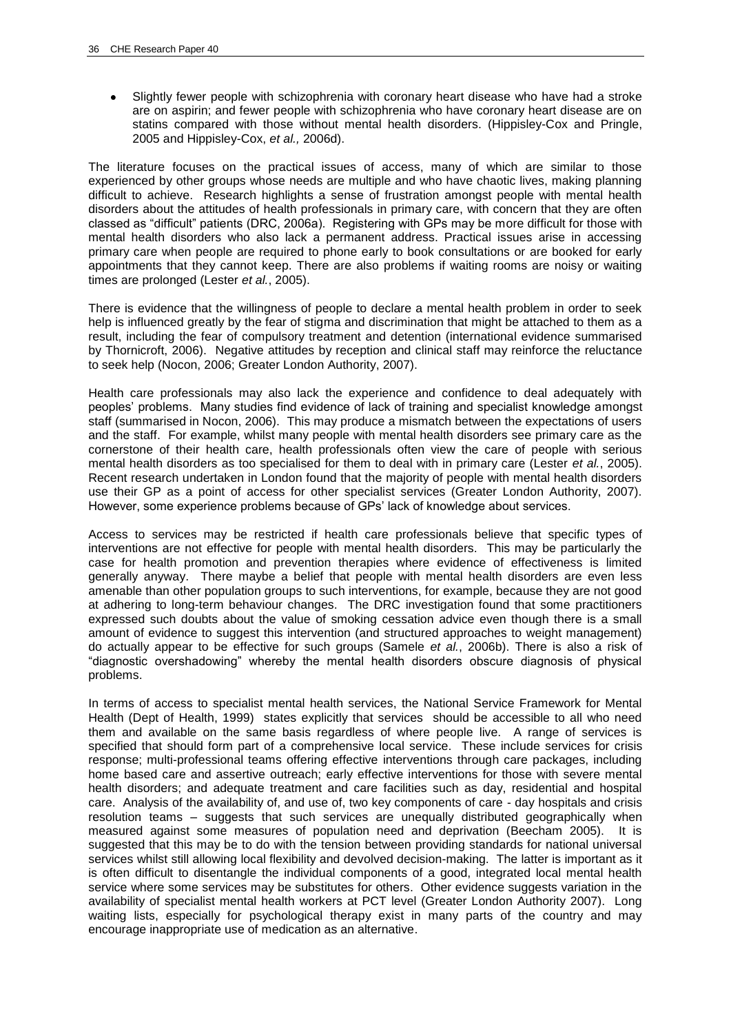- Slightly fewer people with schizophrenia with coronary heart disease who have had a stroke are on aspirin; and fewer people with schizophrenia who have coronary heart disease are on statins compared with those without mental health disorders. (Hippisley-Cox and Pringle, 2005 and Hippisley-Cox, *et al.,* 2006d).

The literature focuses on the practical issues of access, many of which are similar to those experienced by other groups whose needs are multiple and who have chaotic lives, making planning difficult to achieve. Research highlights a sense of frustration amongst people with mental health disorders about the attitudes of health professionals in primary care, with concern that they are often classed as "difficult" patients (DRC, 2006a). Registering with GPs may be more difficult for those with mental health disorders who also lack a permanent address. Practical issues arise in accessing primary care when people are required to phone early to book consultations or are booked for early appointments that they cannot keep. There are also problems if waiting rooms are noisy or waiting times are prolonged (Lester *et al.*, 2005).

There is evidence that the willingness of people to declare a mental health problem in order to seek help is influenced greatly by the fear of stigma and discrimination that might be attached to them as a result, including the fear of compulsory treatment and detention (international evidence summarised by Thornicroft, 2006). Negative attitudes by reception and clinical staff may reinforce the reluctance to seek help (Nocon, 2006; Greater London Authority, 2007).

Health care professionals may also lack the experience and confidence to deal adequately with peoples' problems. Many studies find evidence of lack of training and specialist knowledge amongst staff (summarised in Nocon, 2006). This may produce a mismatch between the expectations of users and the staff. For example, whilst many people with mental health disorders see primary care as the cornerstone of their health care, health professionals often view the care of people with serious mental health disorders as too specialised for them to deal with in primary care (Lester *et al.*, 2005). Recent research undertaken in London found that the majority of people with mental health disorders use their GP as a point of access for other specialist services (Greater London Authority, 2007). However, some experience problems because of GPs' lack of knowledge about services.

Access to services may be restricted if health care professionals believe that specific types of interventions are not effective for people with mental health disorders. This may be particularly the case for health promotion and prevention therapies where evidence of effectiveness is limited generally anyway. There maybe a belief that people with mental health disorders are even less amenable than other population groups to such interventions, for example, because they are not good at adhering to long-term behaviour changes. The DRC investigation found that some practitioners expressed such doubts about the value of smoking cessation advice even though there is a small amount of evidence to suggest this intervention (and structured approaches to weight management) do actually appear to be effective for such groups (Samele *et al.*, 2006b). There is also a risk of "diagnostic overshadowing" whereby the mental health disorders obscure diagnosis of physical problems.

In terms of access to specialist mental health services, the National Service Framework for Mental Health (Dept of Health, 1999) states explicitly that services should be accessible to all who need them and available on the same basis regardless of where people live. A range of services is specified that should form part of a comprehensive local service. These include services for crisis response; multi-professional teams offering effective interventions through care packages, including home based care and assertive outreach; early effective interventions for those with severe mental health disorders; and adequate treatment and care facilities such as day, residential and hospital care. Analysis of the availability of, and use of, two key components of care - day hospitals and crisis resolution teams – suggests that such services are unequally distributed geographically when measured against some measures of population need and deprivation (Beecham 2005). It is suggested that this may be to do with the tension between providing standards for national universal services whilst still allowing local flexibility and devolved decision-making. The latter is important as it is often difficult to disentangle the individual components of a good, integrated local mental health service where some services may be substitutes for others. Other evidence suggests variation in the availability of specialist mental health workers at PCT level (Greater London Authority 2007). Long waiting lists, especially for psychological therapy exist in many parts of the country and may encourage inappropriate use of medication as an alternative.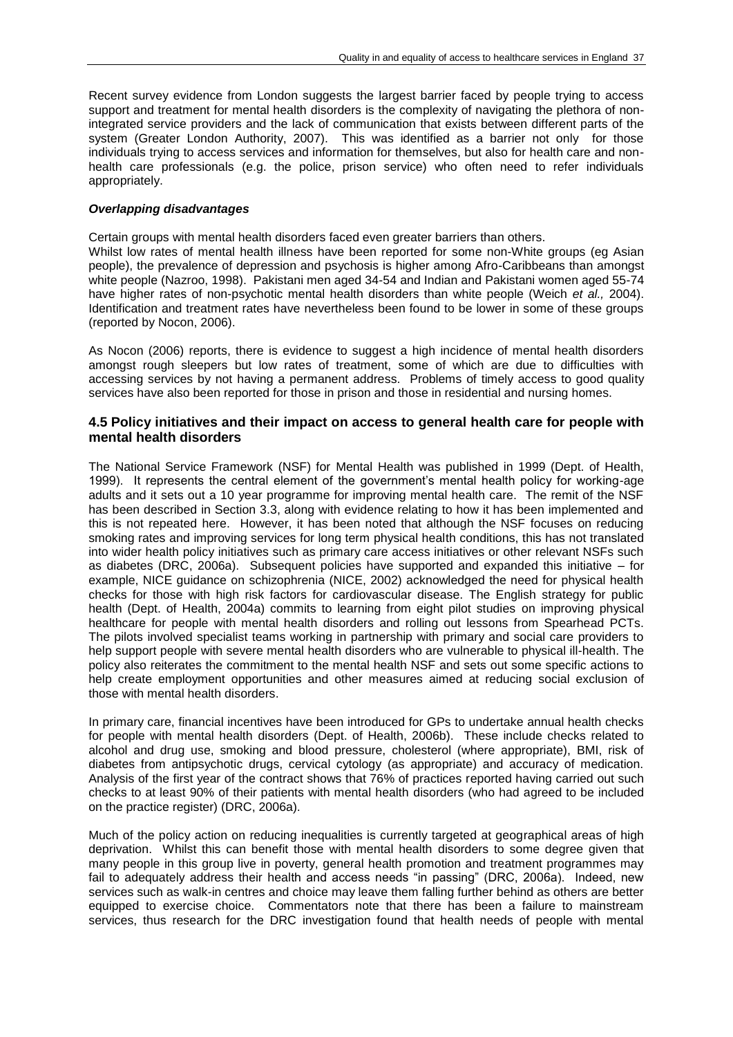Recent survey evidence from London suggests the largest barrier faced by people trying to access support and treatment for mental health disorders is the complexity of navigating the plethora of non-integrated service providers and the lack of communication that exists between different parts of the system (Greater London Authority, 2007). This was identified as a barrier not only for those individuals trying to access services and information for themselves, but also for health care and non-health care professionals (e.g. the police, prison service) who often need to refer individuals appropriately.

### *Overlapping disadvantages*

Certain groups with mental health disorders faced even greater barriers than others.

Whilst low rates of mental health illness have been reported for some non-White groups (eg Asian people), the prevalence of depression and psychosis is higher among Afro-Caribbeans than amongst white people (Nazroo, 1998). Pakistani men aged 34-54 and Indian and Pakistani women aged 55-74 have higher rates of non-psychotic mental health disorders than white people (Weich *et al.,* 2004). Identification and treatment rates have nevertheless been found to be lower in some of these groups (reported by Nocon, 2006).

As Nocon (2006) reports, there is evidence to suggest a high incidence of mental health disorders amongst rough sleepers but low rates of treatment, some of which are due to difficulties with accessing services by not having a permanent address. Problems of timely access to good quality services have also been reported for those in prison and those in residential and nursing homes.

## 4.5 Policy initiatives and their impact on access to general health care for people with mental health disorders

The National Service Framework (NSF) for Mental Health was published in 1999 (Dept. of Health, 1999). It represents the central element of the government's mental health policy for working-age adults and it sets out a 10 year programme for improving mental health care. The remit of the NSF has been described in Section 3.3, along with evidence relating to how it has been implemented and this is not repeated here. However, it has been noted that although the NSF focuses on reducing smoking rates and improving services for long term physical health conditions, this has not translated into wider health policy initiatives such as primary care access initiatives or other relevant NSFs such as diabetes (DRC, 2006a). Subsequent policies have supported and expanded this initiative – for example, NICE guidance on schizophrenia (NICE, 2002) acknowledged the need for physical health checks for those with high risk factors for cardiovascular disease. The English strategy for public health (Dept. of Health, 2004a) commits to learning from eight pilot studies on improving physical healthcare for people with mental health disorders and rolling out lessons from Spearhead PCTs. The pilots involved specialist teams working in partnership with primary and social care providers to help support people with severe mental health disorders who are vulnerable to physical ill-health. The policy also reiterates the commitment to the mental health NSF and sets out some specific actions to help create employment opportunities and other measures aimed at reducing social exclusion of those with mental health disorders.

In primary care, financial incentives have been introduced for GPs to undertake annual health checks for people with mental health disorders (Dept. of Health, 2006b). These include checks related to alcohol and drug use, smoking and blood pressure, cholesterol (where appropriate), BMI, risk of diabetes from antipsychotic drugs, cervical cytology (as appropriate) and accuracy of medication. Analysis of the first year of the contract shows that 76% of practices reported having carried out such checks to at least 90% of their patients with mental health disorders (who had agreed to be included on the practice register) (DRC, 2006a).

Much of the policy action on reducing inequalities is currently targeted at geographical areas of high deprivation. Whilst this can benefit those with mental health disorders to some degree given that many people in this group live in poverty, general health promotion and treatment programmes may fail to adequately address their health and access needs "in passing" (DRC, 2006a). Indeed, new services such as walk-in centres and choice may leave them falling further behind as others are better equipped to exercise choice. Commentators note that there has been a failure to mainstream services, thus research for the DRC investigation found that health needs of people with mental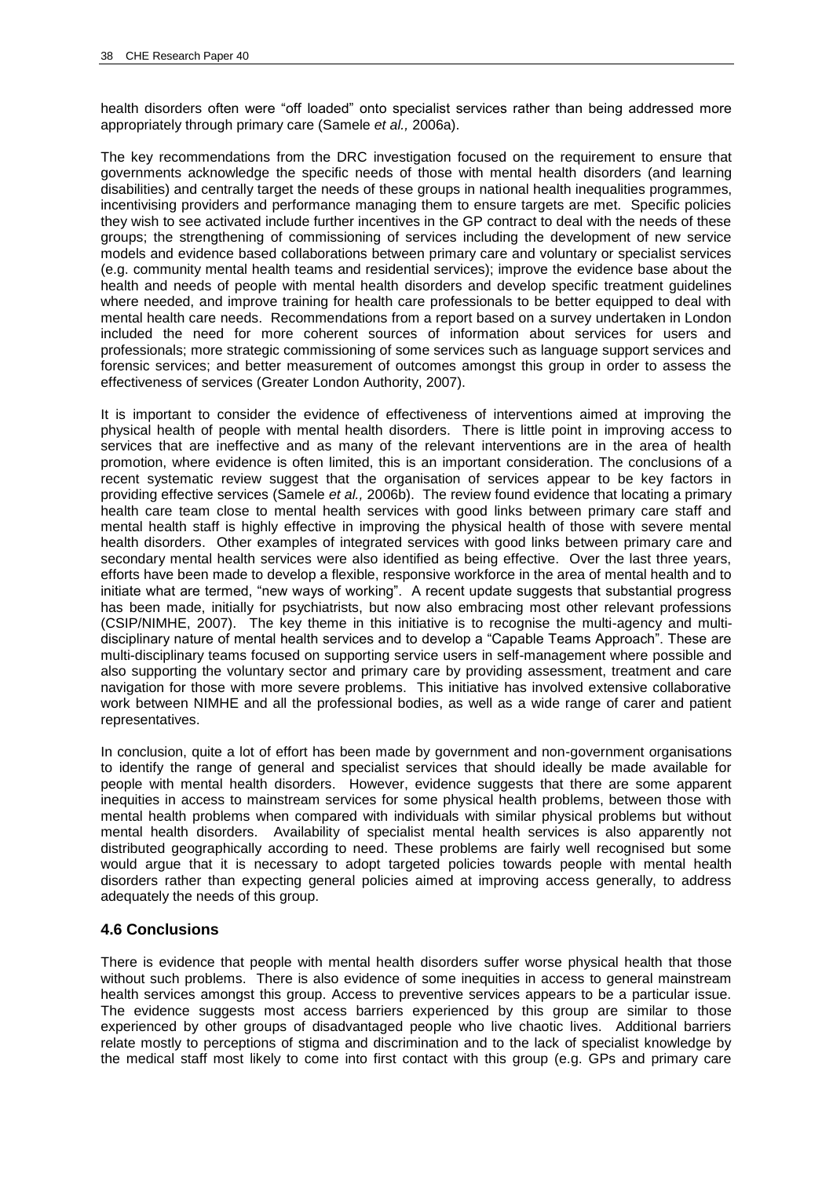health disorders often were "off loaded" onto specialist services rather than being addressed more appropriately through primary care (Samele *et al.,* 2006a).

The key recommendations from the DRC investigation focused on the requirement to ensure that governments acknowledge the specific needs of those with mental health disorders (and learning disabilities) and centrally target the needs of these groups in national health inequalities programmes, incentivising providers and performance managing them to ensure targets are met. Specific policies they wish to see activated include further incentives in the GP contract to deal with the needs of these groups; the strengthening of commissioning of services including the development of new service models and evidence based collaborations between primary care and voluntary or specialist services (e.g. community mental health teams and residential services); improve the evidence base about the health and needs of people with mental health disorders and develop specific treatment guidelines where needed, and improve training for health care professionals to be better equipped to deal with mental health care needs. Recommendations from a report based on a survey undertaken in London included the need for more coherent sources of information about services for users and professionals; more strategic commissioning of some services such as language support services and forensic services; and better measurement of outcomes amongst this group in order to assess the effectiveness of services (Greater London Authority, 2007).

It is important to consider the evidence of effectiveness of interventions aimed at improving the physical health of people with mental health disorders. There is little point in improving access to services that are ineffective and as many of the relevant interventions are in the area of health promotion, where evidence is often limited, this is an important consideration. The conclusions of a recent systematic review suggest that the organisation of services appear to be key factors in providing effective services (Samele *et al.,* 2006b). The review found evidence that locating a primary health care team close to mental health services with good links between primary care staff and mental health staff is highly effective in improving the physical health of those with severe mental health disorders. Other examples of integrated services with good links between primary care and secondary mental health services were also identified as being effective. Over the last three years, efforts have been made to develop a flexible, responsive workforce in the area of mental health and to initiate what are termed, "new ways of working". A recent update suggests that substantial progress has been made, initially for psychiatrists, but now also embracing most other relevant professions (CSIP/NIMHE, 2007). The key theme in this initiative is to recognise the multi-agency and multi-disciplinary nature of mental health services and to develop a "Capable Teams Approach". These are multi-disciplinary teams focused on supporting service users in self-management where possible and also supporting the voluntary sector and primary care by providing assessment, treatment and care navigation for those with more severe problems. This initiative has involved extensive collaborative work between NIMHE and all the professional bodies, as well as a wide range of carer and patient representatives.

In conclusion, quite a lot of effort has been made by government and non-government organisations to identify the range of general and specialist services that should ideally be made available for people with mental health disorders. However, evidence suggests that there are some apparent inequities in access to mainstream services for some physical health problems, between those with mental health problems when compared with individuals with similar physical problems but without mental health disorders. Availability of specialist mental health services is also apparently not distributed geographically according to need. These problems are fairly well recognised but some would argue that it is necessary to adopt targeted policies towards people with mental health disorders rather than expecting general policies aimed at improving access generally, to address adequately the needs of this group.

### 4.6 Conclusions

There is evidence that people with mental health disorders suffer worse physical health that those without such problems. There is also evidence of some inequities in access to general mainstream health services amongst this group. Access to preventive services appears to be a particular issue. The evidence suggests most access barriers experienced by this group are similar to those experienced by other groups of disadvantaged people who live chaotic lives. Additional barriers relate mostly to perceptions of stigma and discrimination and to the lack of specialist knowledge by the medical staff most likely to come into first contact with this group (e.g. GPs and primary care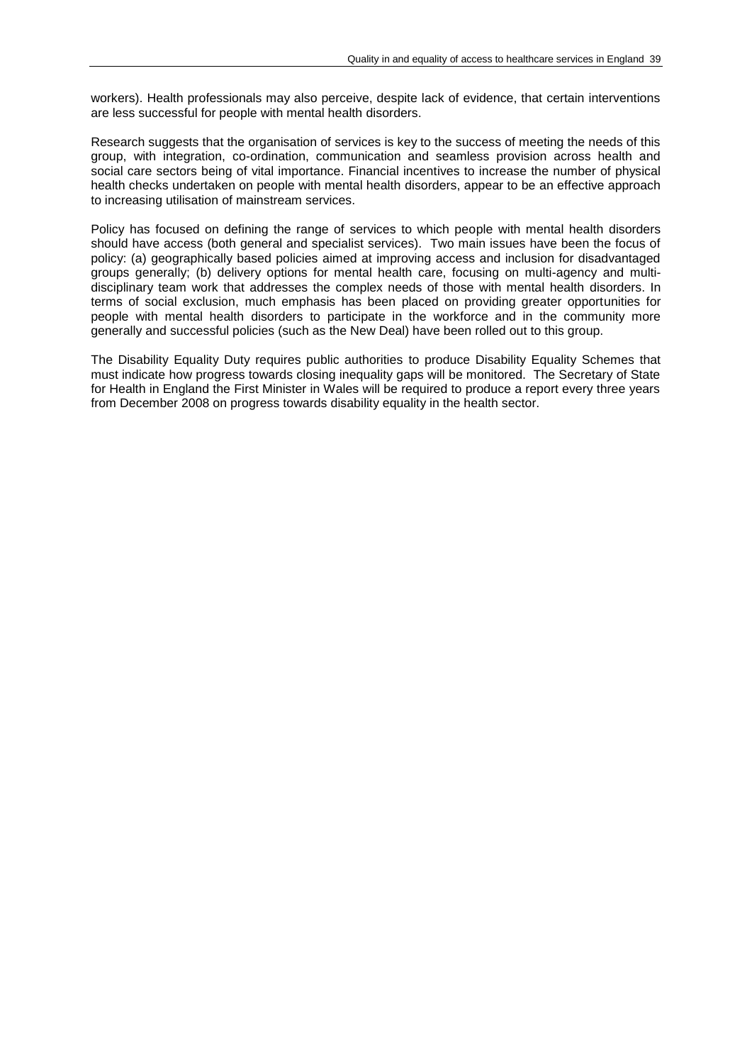workers). Health professionals may also perceive, despite lack of evidence, that certain interventions are less successful for people with mental health disorders.

Research suggests that the organisation of services is key to the success of meeting the needs of this group, with integration, co-ordination, communication and seamless provision across health and social care sectors being of vital importance. Financial incentives to increase the number of physical health checks undertaken on people with mental health disorders, appear to be an effective approach to increasing utilisation of mainstream services.

Policy has focused on defining the range of services to which people with mental health disorders should have access (both general and specialist services). Two main issues have been the focus of policy: (a) geographically based policies aimed at improving access and inclusion for disadvantaged groups generally; (b) delivery options for mental health care, focusing on multi-agency and multi-disciplinary team work that addresses the complex needs of those with mental health disorders. In terms of social exclusion, much emphasis has been placed on providing greater opportunities for people with mental health disorders to participate in the workforce and in the community more generally and successful policies (such as the New Deal) have been rolled out to this group.

The Disability Equality Duty requires public authorities to produce Disability Equality Schemes that must indicate how progress towards closing inequality gaps will be monitored. The Secretary of State for Health in England the First Minister in Wales will be required to produce a report every three years from December 2008 on progress towards disability equality in the health sector.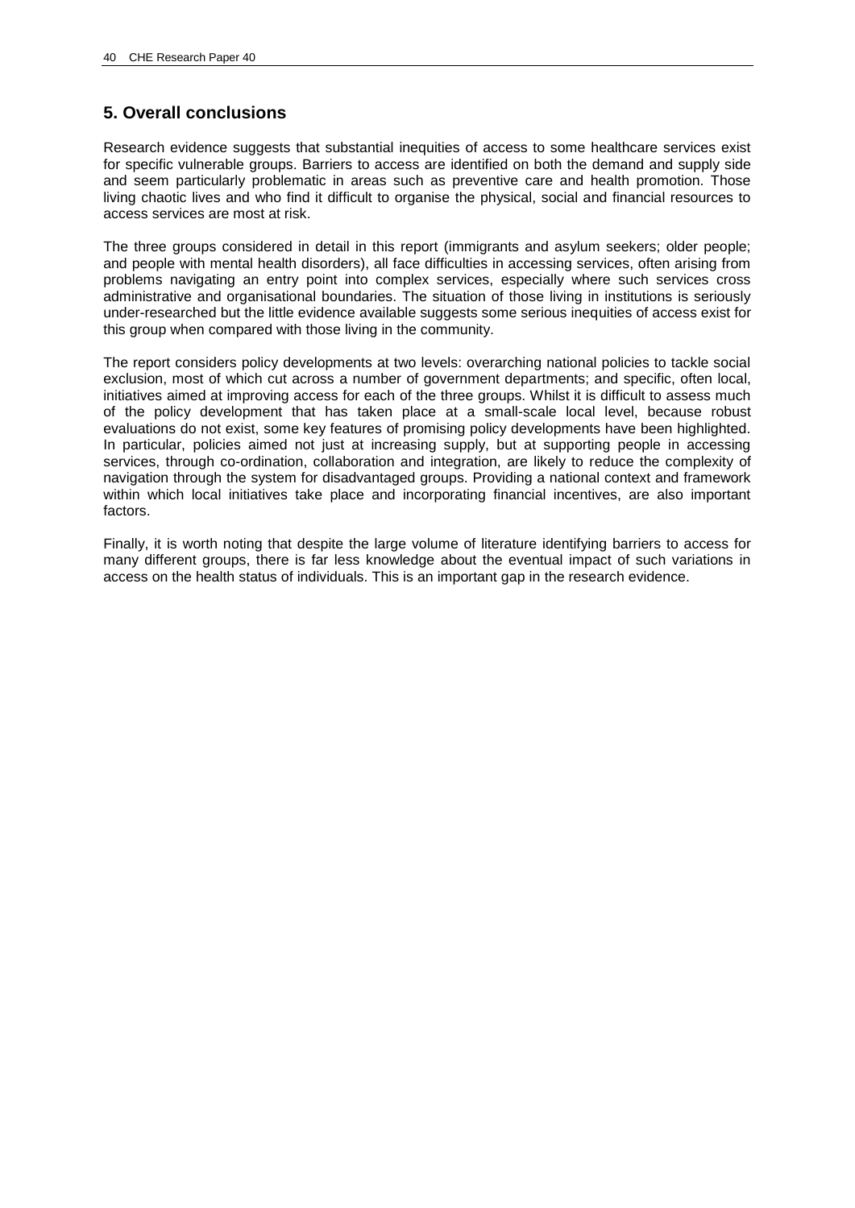## 5. Overall conclusions

Research evidence suggests that substantial inequities of access to some healthcare services exist for specific vulnerable groups. Barriers to access are identified on both the demand and supply side and seem particularly problematic in areas such as preventive care and health promotion. Those living chaotic lives and who find it difficult to organise the physical, social and financial resources to access services are most at risk.

The three groups considered in detail in this report (immigrants and asylum seekers; older people; and people with mental health disorders), all face difficulties in accessing services, often arising from problems navigating an entry point into complex services, especially where such services cross administrative and organisational boundaries. The situation of those living in institutions is seriously under-researched but the little evidence available suggests some serious inequities of access exist for this group when compared with those living in the community.

The report considers policy developments at two levels: overarching national policies to tackle social exclusion, most of which cut across a number of government departments; and specific, often local, initiatives aimed at improving access for each of the three groups. Whilst it is difficult to assess much of the policy development that has taken place at a small-scale local level, because robust evaluations do not exist, some key features of promising policy developments have been highlighted. In particular, policies aimed not just at increasing supply, but at supporting people in accessing services, through co-ordination, collaboration and integration, are likely to reduce the complexity of navigation through the system for disadvantaged groups. Providing a national context and framework within which local initiatives take place and incorporating financial incentives, are also important factors.

Finally, it is worth noting that despite the large volume of literature identifying barriers to access for many different groups, there is far less knowledge about the eventual impact of such variations in access on the health status of individuals. This is an important gap in the research evidence.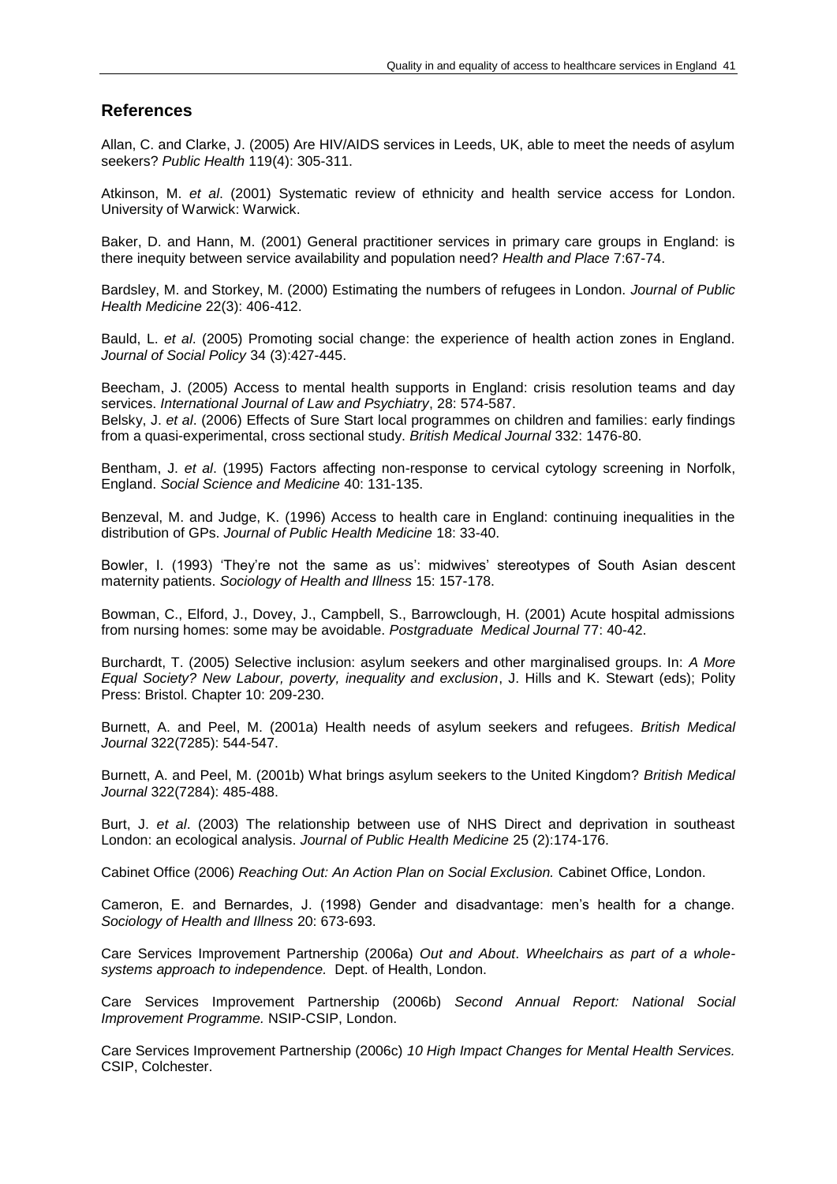## References

Allan, C. and Clarke, J. (2005) Are HIV/AIDS services in Leeds, UK, able to meet the needs of asylum seekers? *Public Health* 119(4): 305-311.

Atkinson, M. *et al*. (2001) Systematic review of ethnicity and health service access for London. University of Warwick: Warwick.

Baker, D. and Hann, M. (2001) General practitioner services in primary care groups in England: is there inequity between service availability and population need? *Health and Place* 7:67-74.

Bardsley, M. and Storkey, M. (2000) Estimating the numbers of refugees in London. *Journal of Public Health Medicine* 22(3): 406-412.

Bauld, L. *et al*. (2005) Promoting social change: the experience of health action zones in England. *Journal of Social Policy* 34 (3):427-445.

Beecham, J. (2005) Access to mental health supports in England: crisis resolution teams and day services. *International Journal of Law and Psychiatry*, 28: 574-587.

Belsky, J. *et al*. (2006) Effects of Sure Start local programmes on children and families: early findings from a quasi-experimental, cross sectional study. *British Medical Journal* 332: 1476-80.

Bentham, J. *et al*. (1995) Factors affecting non-response to cervical cytology screening in Norfolk, England. *Social Science and Medicine* 40: 131-135.

Benzeval, M. and Judge, K. (1996) Access to health care in England: continuing inequalities in the distribution of GPs. *Journal of Public Health Medicine* 18: 33-40.

Bowler, I. (1993) 'They're not the same as us': midwives' stereotypes of South Asian descent maternity patients. *Sociology of Health and Illness* 15: 157-178.

Bowman, C., Elford, J., Dovey, J., Campbell, S., Barrowclough, H. (2001) Acute hospital admissions from nursing homes: some may be avoidable. *Postgraduate Medical Journal* 77: 40-42.

Burchardt, T. (2005) Selective inclusion: asylum seekers and other marginalised groups. In: *A More Equal Society? New Labour, poverty, inequality and exclusion*, J. Hills and K. Stewart (eds); Polity Press: Bristol. Chapter 10: 209-230.

Burnett, A. and Peel, M. (2001a) Health needs of asylum seekers and refugees. *British Medical Journal* 322(7285): 544-547.

Burnett, A. and Peel, M. (2001b) What brings asylum seekers to the United Kingdom? *British Medical Journal* 322(7284): 485-488.

Burt, J. *et al*. (2003) The relationship between use of NHS Direct and deprivation in southeast London: an ecological analysis. *Journal of Public Health Medicine* 25 (2):174-176.

Cabinet Office (2006) *Reaching Out: An Action Plan on Social Exclusion.* Cabinet Office, London.

Cameron, E. and Bernardes, J. (1998) Gender and disadvantage: men's health for a change. *Sociology of Health and Illness* 20: 673-693.

Care Services Improvement Partnership (2006a) *Out and About*. *Wheelchairs as part of a whole-systems approach to independence.* Dept. of Health, London.

Care Services Improvement Partnership (2006b) *Second Annual Report: National Social Improvement Programme.* NSIP-CSIP, London.

Care Services Improvement Partnership (2006c) *10 High Impact Changes for Mental Health Services.* CSIP, Colchester.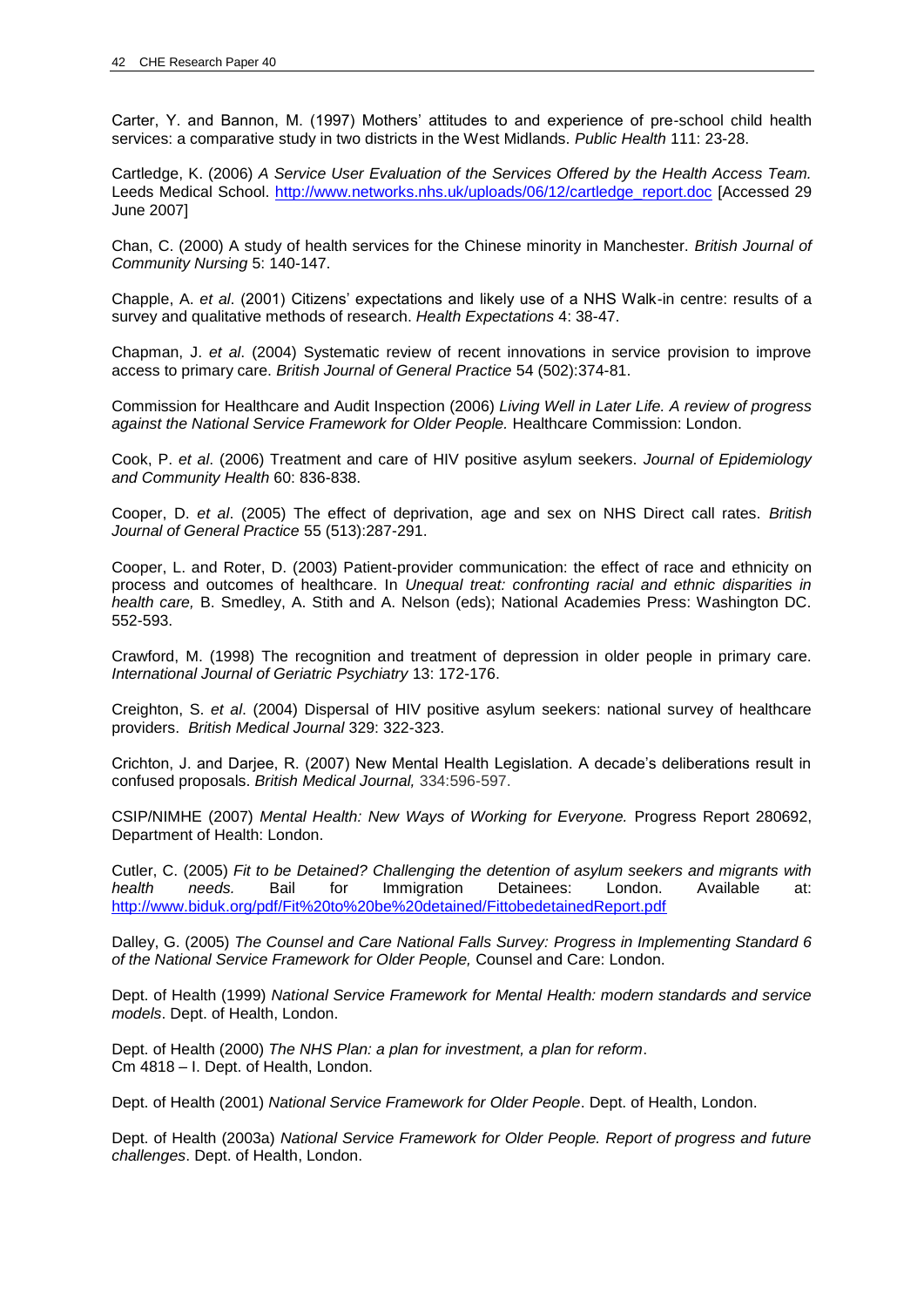Carter, Y. and Bannon, M. (1997) Mothers' attitudes to and experience of pre-school child health services: a comparative study in two districts in the West Midlands. *Public Health* 111: 23-28.

Cartledge, K. (2006) *A Service User Evaluation of the Services Offered by the Health Access Team.* Leeds Medical School. http://www.networks.nhs.uk/uploads/06/12/cartledge_report.doc [Accessed 29 June 2007]

Chan, C. (2000) A study of health services for the Chinese minority in Manchester. *British Journal of Community Nursing* 5: 140-147.

Chapple, A. *et al*. (2001) Citizens' expectations and likely use of a NHS Walk-in centre: results of a survey and qualitative methods of research. *Health Expectations* 4: 38-47.

Chapman, J. *et al*. (2004) Systematic review of recent innovations in service provision to improve access to primary care. *British Journal of General Practice* 54 (502):374-81.

Commission for Healthcare and Audit Inspection (2006) *Living Well in Later Life. A review of progress against the National Service Framework for Older People.* Healthcare Commission: London.

Cook, P. *et al*. (2006) Treatment and care of HIV positive asylum seekers. *Journal of Epidemiology and Community Health* 60: 836-838.

Cooper, D. *et al*. (2005) The effect of deprivation, age and sex on NHS Direct call rates. *British Journal of General Practice* 55 (513):287-291.

Cooper, L. and Roter, D. (2003) Patient-provider communication: the effect of race and ethnicity on process and outcomes of healthcare. In *Unequal treat: confronting racial and ethnic disparities in health care,* B. Smedley, A. Stith and A. Nelson (eds); National Academies Press: Washington DC. 552-593.

Crawford, M. (1998) The recognition and treatment of depression in older people in primary care. *International Journal of Geriatric Psychiatry* 13: 172-176.

Creighton, S. *et al*. (2004) Dispersal of HIV positive asylum seekers: national survey of healthcare providers. *British Medical Journal* 329: 322-323.

Crichton, J. and Darjee, R. (2007) New Mental Health Legislation. A decade's deliberations result in confused proposals. *British Medical Journal,* 334:596-597.

CSIP/NIMHE (2007) *Mental Health: New Ways of Working for Everyone.* Progress Report 280692, Department of Health: London.

Cutler, C. (2005) *Fit to be Detained? Challenging the detention of asylum seekers and migrants with health needs.* Bail for Immigration Detainees: London. Available at: http://www.biduk.org/pdf/Fit%20to%20be%20detained/FittobedetainedReport.pdf

Dalley, G. (2005) *The Counsel and Care National Falls Survey: Progress in Implementing Standard 6 of the National Service Framework for Older People,* Counsel and Care: London.

Dept. of Health (1999) *National Service Framework for Mental Health: modern standards and service models*. Dept. of Health, London.

Dept. of Health (2000) *The NHS Plan: a plan for investment, a plan for reform*. Cm 4818 – I. Dept. of Health, London.

Dept. of Health (2001) *National Service Framework for Older People*. Dept. of Health, London.

Dept. of Health (2003a) *National Service Framework for Older People. Report of progress and future challenges*. Dept. of Health, London.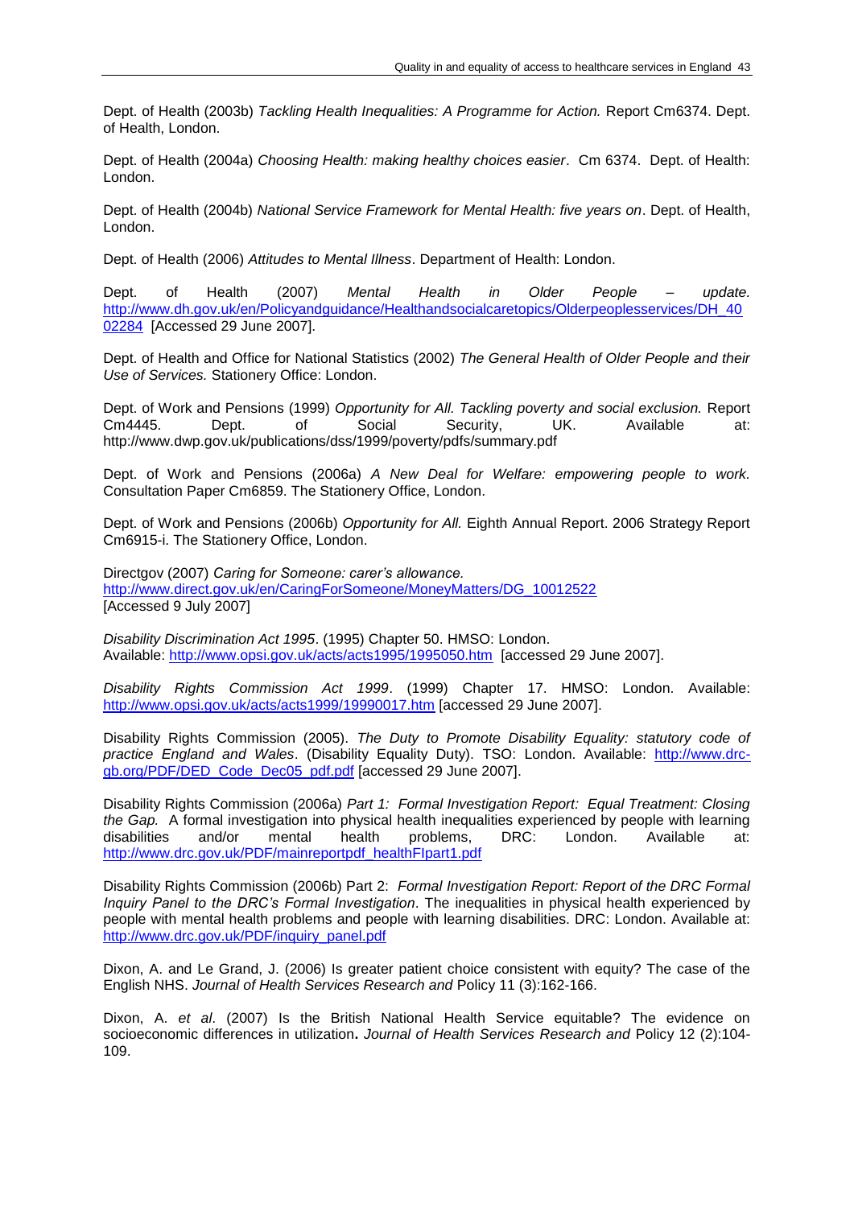Dept. of Health (2003b) *Tackling Health Inequalities: A Programme for Action.* Report Cm6374. Dept. of Health, London.

Dept. of Health (2004a) *Choosing Health: making healthy choices easier*. Cm 6374. Dept. of Health: London.

Dept. of Health (2004b) *National Service Framework for Mental Health: five years on*. Dept. of Health, London.

Dept. of Health (2006) *Attitudes to Mental Illness*. Department of Health: London.

Dept. of Health (2007) *Mental Health in Older People – update.* http://www.dh.gov.uk/en/Policyandguidance/Healthandsocialcaretopics/Olderpeoplesservices/DH_4002284 [Accessed 29 June 2007].

Dept. of Health and Office for National Statistics (2002) *The General Health of Older People and their Use of Services.* Stationery Office: London.

Dept. of Work and Pensions (1999) *Opportunity for All. Tackling poverty and social exclusion.* Report Cm4445. Dept. of Social Security, UK. Available at: http://www.dwp.gov.uk/publications/dss/1999/poverty/pdfs/summary.pdf

Dept. of Work and Pensions (2006a) *A New Deal for Welfare: empowering people to work*. Consultation Paper Cm6859. The Stationery Office, London.

Dept. of Work and Pensions (2006b) *Opportunity for All.* Eighth Annual Report. 2006 Strategy Report Cm6915-i. The Stationery Office, London.

Directgov (2007) *Caring for Someone: carer's allowance.*
http://www.direct.gov.uk/en/CaringForSomeone/MoneyMatters/DG_10012522
[Accessed 9 July 2007]

*Disability Discrimination Act 1995*. (1995) Chapter 50. HMSO: London.
Available: http://www.opsi.gov.uk/acts/acts1995/1995050.htm [accessed 29 June 2007].

*Disability Rights Commission Act 1999*. (1999) Chapter 17. HMSO: London. Available: http://www.opsi.gov.uk/acts/acts1999/19990017.htm [accessed 29 June 2007].

Disability Rights Commission (2005). *The Duty to Promote Disability Equality: statutory code of practice England and Wales*. (Disability Equality Duty). TSO: London. Available: http://www.drc-gb.org/PDF/DED_Code_Dec05_pdf.pdf [accessed 29 June 2007].

Disability Rights Commission (2006a) *Part 1: Formal Investigation Report: Equal Treatment: Closing the Gap.* A formal investigation into physical health inequalities experienced by people with learning disabilities and/or mental health problems, DRC: London. Available at: http://www.drc.gov.uk/PDF/mainreportpdf_healthFIpart1.pdf

Disability Rights Commission (2006b) Part 2: *Formal Investigation Report: Report of the DRC Formal Inquiry Panel to the DRC's Formal Investigation*. The inequalities in physical health experienced by people with mental health problems and people with learning disabilities. DRC: London. Available at: http://www.drc.gov.uk/PDF/inquiry_panel.pdf

Dixon, A. and Le Grand, J. (2006) Is greater patient choice consistent with equity? The case of the English NHS. *Journal of Health Services Research and* Policy 11 (3):162-166.

Dixon, A. *et al*. (2007) Is the British National Health Service equitable? The evidence on socioeconomic differences in utilization**.** *Journal of Health Services Research and* Policy 12 (2):104-109.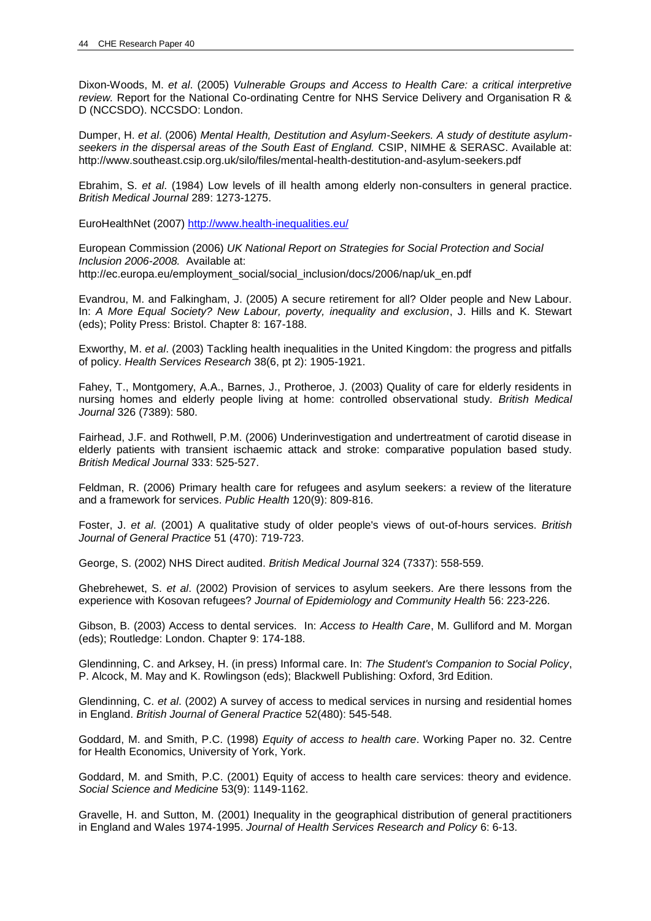Dixon-Woods, M. *et al*. (2005) *Vulnerable Groups and Access to Health Care: a critical interpretive review.* Report for the National Co-ordinating Centre for NHS Service Delivery and Organisation R & D (NCCSDO). NCCSDO: London.

Dumper, H. *et al*. (2006) *Mental Health, Destitution and Asylum-Seekers. A study of destitute asylum-seekers in the dispersal areas of the South East of England.* CSIP, NIMHE & SERASC. Available at: http://www.southeast.csip.org.uk/silo/files/mental-health-destitution-and-asylum-seekers.pdf

Ebrahim, S. *et al*. (1984) Low levels of ill health among elderly non-consulters in general practice. *British Medical Journal* 289: 1273-1275.

EuroHealthNet (2007) http://www.health-inequalities.eu/

European Commission (2006) *UK National Report on Strategies for Social Protection and Social Inclusion 2006-2008.* Available at: http://ec.europa.eu/employment_social/social_inclusion/docs/2006/nap/uk_en.pdf

Evandrou, M. and Falkingham, J. (2005) A secure retirement for all? Older people and New Labour. In: *A More Equal Society? New Labour, poverty, inequality and exclusion*, J. Hills and K. Stewart (eds); Polity Press: Bristol. Chapter 8: 167-188.

Exworthy, M. *et al*. (2003) Tackling health inequalities in the United Kingdom: the progress and pitfalls of policy. *Health Services Research* 38(6, pt 2): 1905-1921.

Fahey, T., Montgomery, A.A., Barnes, J., Protheroe, J. (2003) Quality of care for elderly residents in nursing homes and elderly people living at home: controlled observational study. *British Medical Journal* 326 (7389): 580.

Fairhead, J.F. and Rothwell, P.M. (2006) Underinvestigation and undertreatment of carotid disease in elderly patients with transient ischaemic attack and stroke: comparative population based study. *British Medical Journal* 333: 525-527.

Feldman, R. (2006) Primary health care for refugees and asylum seekers: a review of the literature and a framework for services. *Public Health* 120(9): 809-816.

Foster, J. *et al*. (2001) A qualitative study of older people's views of out-of-hours services. *British Journal of General Practice* 51 (470): 719-723.

George, S. (2002) NHS Direct audited. *British Medical Journal* 324 (7337): 558-559.

Ghebrehewet, S. *et al*. (2002) Provision of services to asylum seekers. Are there lessons from the experience with Kosovan refugees? *Journal of Epidemiology and Community Health* 56: 223-226.

Gibson, B. (2003) Access to dental services. In: *Access to Health Care*, M. Gulliford and M. Morgan (eds); Routledge: London. Chapter 9: 174-188.

Glendinning, C. and Arksey, H. (in press) Informal care. In: *The Student's Companion to Social Policy*, P. Alcock, M. May and K. Rowlingson (eds); Blackwell Publishing: Oxford, 3rd Edition.

Glendinning, C. *et al*. (2002) A survey of access to medical services in nursing and residential homes in England. *British Journal of General Practice* 52(480): 545-548.

Goddard, M. and Smith, P.C. (1998) *Equity of access to health care*. Working Paper no. 32. Centre for Health Economics, University of York, York.

Goddard, M. and Smith, P.C. (2001) Equity of access to health care services: theory and evidence. *Social Science and Medicine* 53(9): 1149-1162.

Gravelle, H. and Sutton, M. (2001) Inequality in the geographical distribution of general practitioners in England and Wales 1974-1995. *Journal of Health Services Research and Policy* 6: 6-13.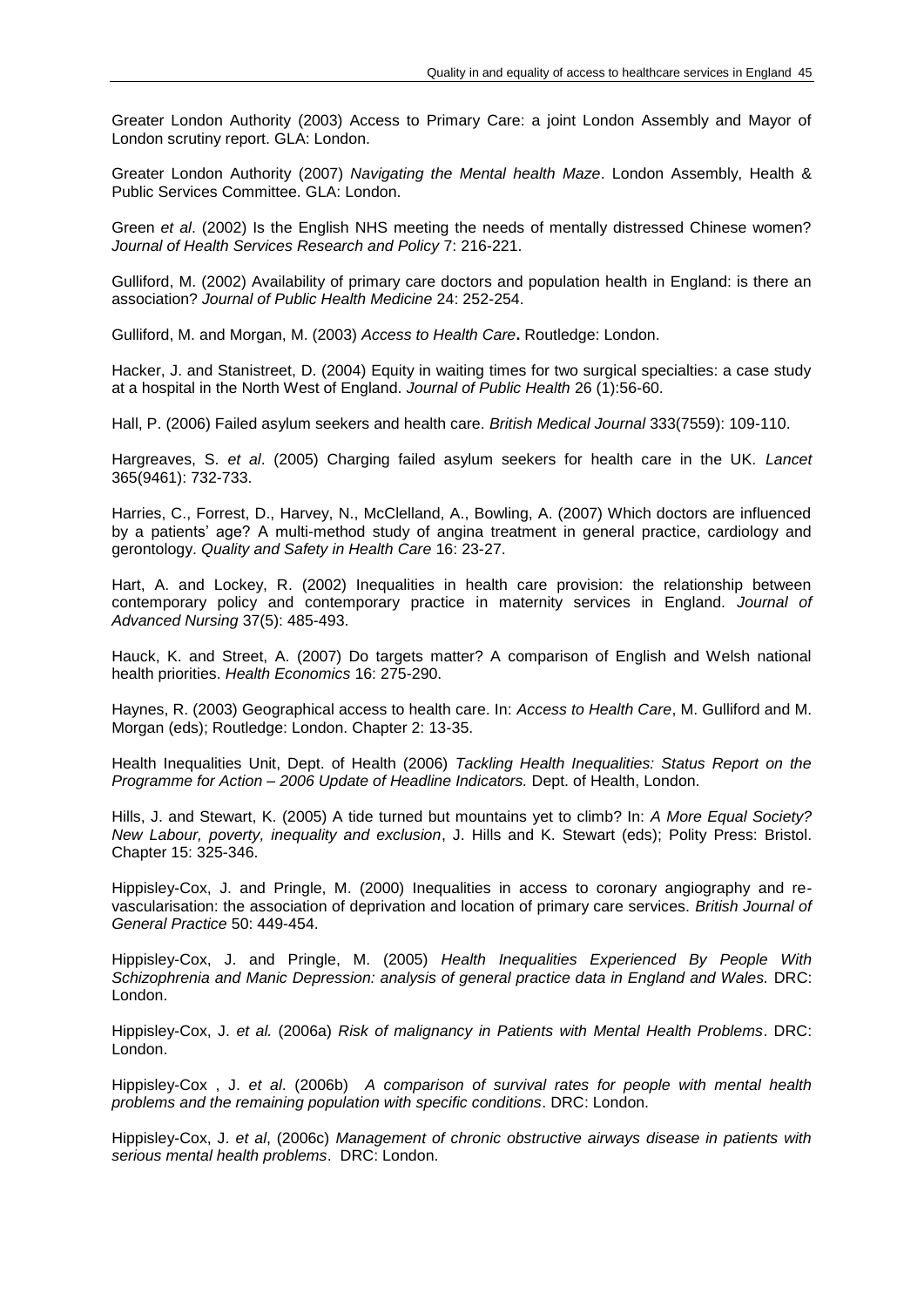Greater London Authority (2003) Access to Primary Care: a joint London Assembly and Mayor of London scrutiny report. GLA: London.

Greater London Authority (2007) *Navigating the Mental health Maze*. London Assembly, Health & Public Services Committee. GLA: London.

Green *et al*. (2002) Is the English NHS meeting the needs of mentally distressed Chinese women? *Journal of Health Services Research and Policy* 7: 216-221.

Gulliford, M. (2002) Availability of primary care doctors and population health in England: is there an association? *Journal of Public Health Medicine* 24: 252-254.

Gulliford, M. and Morgan, M. (2003) *Access to Health Care***.** Routledge: London.

Hacker, J. and Stanistreet, D. (2004) Equity in waiting times for two surgical specialties: a case study at a hospital in the North West of England. *Journal of Public Health* 26 (1):56-60.

Hall, P. (2006) Failed asylum seekers and health care. *British Medical Journal* 333(7559): 109-110.

Hargreaves, S. *et al*. (2005) Charging failed asylum seekers for health care in the UK. *Lancet* 365(9461): 732-733.

Harries, C., Forrest, D., Harvey, N., McClelland, A., Bowling, A. (2007) Which doctors are influenced by a patients' age? A multi-method study of angina treatment in general practice, cardiology and gerontology. *Quality and Safety in Health Care* 16: 23-27.

Hart, A. and Lockey, R. (2002) Inequalities in health care provision: the relationship between contemporary policy and contemporary practice in maternity services in England. *Journal of Advanced Nursing* 37(5): 485-493.

Hauck, K. and Street, A. (2007) Do targets matter? A comparison of English and Welsh national health priorities. *Health Economics* 16: 275-290.

Haynes, R. (2003) Geographical access to health care. In: *Access to Health Care*, M. Gulliford and M. Morgan (eds); Routledge: London. Chapter 2: 13-35.

Health Inequalities Unit, Dept. of Health (2006) *Tackling Health Inequalities: Status Report on the Programme for Action – 2006 Update of Headline Indicators.* Dept. of Health, London.

Hills, J. and Stewart, K. (2005) A tide turned but mountains yet to climb? In: *A More Equal Society? New Labour, poverty, inequality and exclusion*, J. Hills and K. Stewart (eds); Polity Press: Bristol. Chapter 15: 325-346.

Hippisley-Cox, J. and Pringle, M. (2000) Inequalities in access to coronary angiography and re-vascularisation: the association of deprivation and location of primary care services. *British Journal of General Practice* 50: 449-454.

Hippisley-Cox, J. and Pringle, M. (2005) *Health Inequalities Experienced By People With Schizophrenia and Manic Depression: analysis of general practice data in England and Wales.* DRC: London.

Hippisley-Cox, J. *et al.* (2006a) *Risk of malignancy in Patients with Mental Health Problems*. DRC: London.

Hippisley-Cox , J. *et al*. (2006b) *A comparison of survival rates for people with mental health problems and the remaining population with specific conditions*. DRC: London.

Hippisley-Cox, J. *et al*, (2006c) *Management of chronic obstructive airways disease in patients with serious mental health problems*. DRC: London.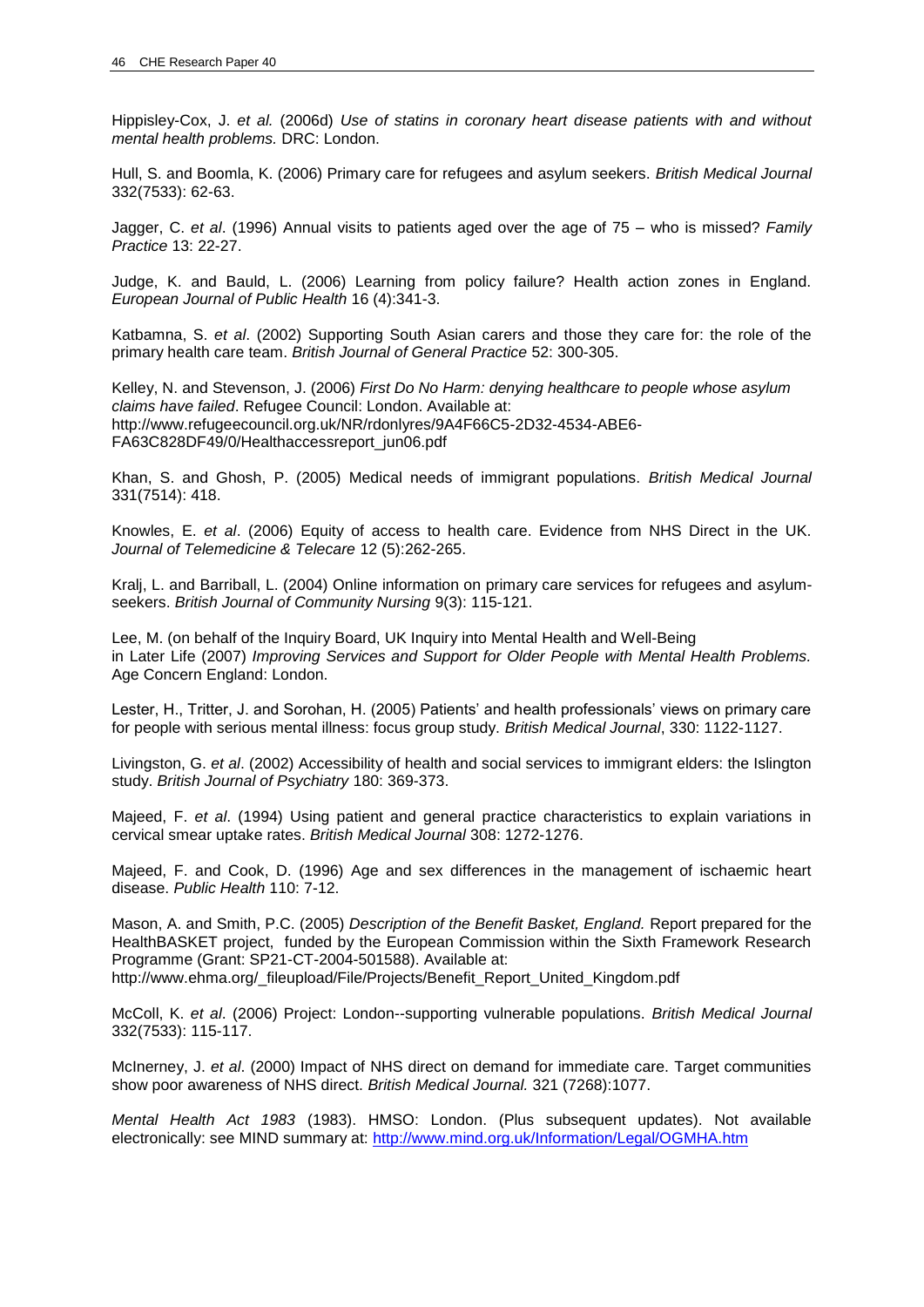Hippisley-Cox, J. *et al.* (2006d) *Use of statins in coronary heart disease patients with and without mental health problems.* DRC: London.

Hull, S. and Boomla, K. (2006) Primary care for refugees and asylum seekers. *British Medical Journal* 332(7533): 62-63.

Jagger, C. *et al*. (1996) Annual visits to patients aged over the age of 75 – who is missed? *Family Practice* 13: 22-27.

Judge, K. and Bauld, L. (2006) Learning from policy failure? Health action zones in England. *European Journal of Public Health* 16 (4):341-3.

Katbamna, S. *et al*. (2002) Supporting South Asian carers and those they care for: the role of the primary health care team. *British Journal of General Practice* 52: 300-305.

Kelley, N. and Stevenson, J. (2006) *First Do No Harm: denying healthcare to people whose asylum claims have failed*. Refugee Council: London. Available at: http://www.refugeecouncil.org.uk/NR/rdonlyres/9A4F66C5-2D32-4534-ABE6-FA63C828DF49/0/Healthaccessreport_jun06.pdf

Khan, S. and Ghosh, P. (2005) Medical needs of immigrant populations. *British Medical Journal* 331(7514): 418.

Knowles, E. *et al*. (2006) Equity of access to health care. Evidence from NHS Direct in the UK. *Journal of Telemedicine & Telecare* 12 (5):262-265.

Kralj, L. and Barriball, L. (2004) Online information on primary care services for refugees and asylum-seekers. *British Journal of Community Nursing* 9(3): 115-121.

Lee, M. (on behalf of the Inquiry Board, UK Inquiry into Mental Health and Well-Being in Later Life (2007) *Improving Services and Support for Older People with Mental Health Problems.* Age Concern England: London.

Lester, H., Tritter, J. and Sorohan, H. (2005) Patients' and health professionals' views on primary care for people with serious mental illness: focus group study. *British Medical Journal*, 330: 1122-1127.

Livingston, G. *et al*. (2002) Accessibility of health and social services to immigrant elders: the Islington study. *British Journal of Psychiatry* 180: 369-373.

Majeed, F. *et al*. (1994) Using patient and general practice characteristics to explain variations in cervical smear uptake rates. *British Medical Journal* 308: 1272-1276.

Majeed, F. and Cook, D. (1996) Age and sex differences in the management of ischaemic heart disease. *Public Health* 110: 7-12.

Mason, A. and Smith, P.C. (2005) *Description of the Benefit Basket, England.* Report prepared for the HealthBASKET project, funded by the European Commission within the Sixth Framework Research Programme (Grant: SP21-CT-2004-501588). Available at: http://www.ehma.org/_fileupload/File/Projects/Benefit_Report_United_Kingdom.pdf

McColl, K. *et al*. (2006) Project: London--supporting vulnerable populations. *British Medical Journal* 332(7533): 115-117.

McInerney, J. *et al*. (2000) Impact of NHS direct on demand for immediate care. Target communities show poor awareness of NHS direct. *British Medical Journal.* 321 (7268):1077.

*Mental Health Act 1983* (1983). HMSO: London. (Plus subsequent updates). Not available electronically: see MIND summary at: http://www.mind.org.uk/Information/Legal/OGMHA.htm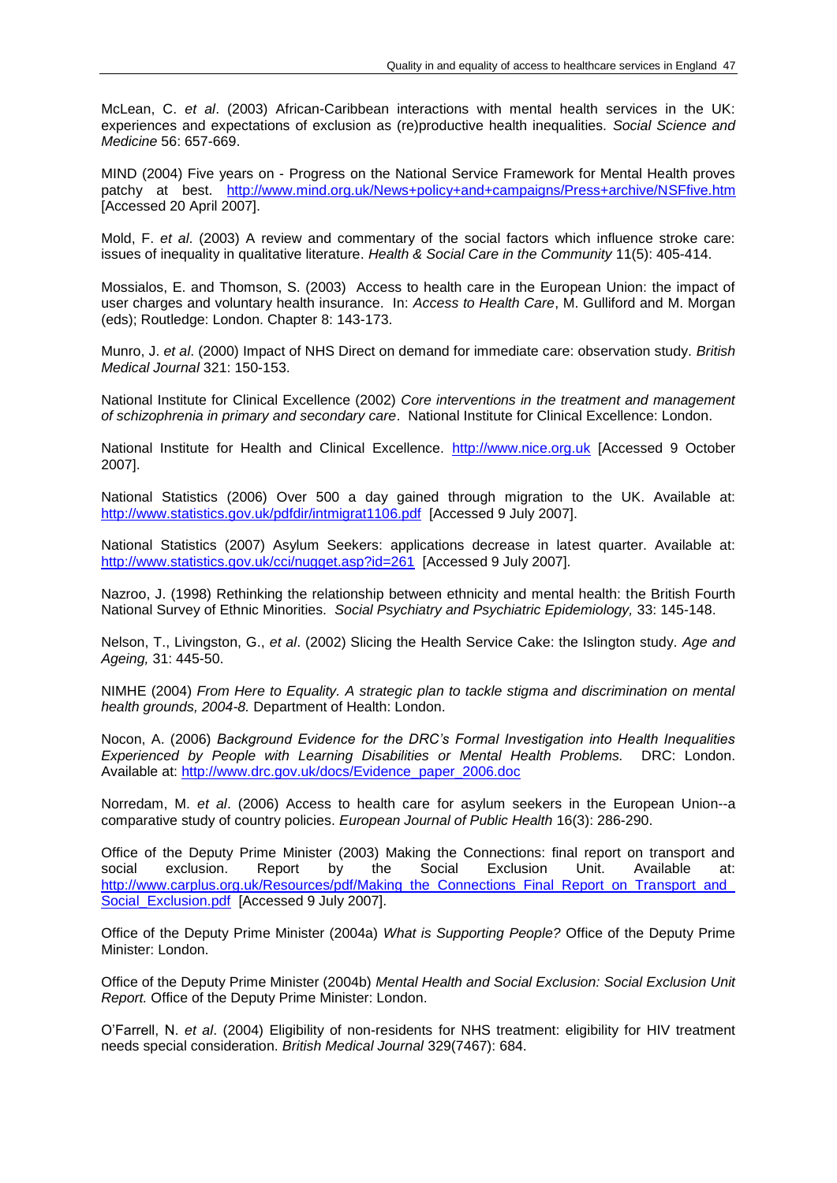McLean, C. *et al*. (2003) African-Caribbean interactions with mental health services in the UK: experiences and expectations of exclusion as (re)productive health inequalities. *Social Science and Medicine* 56: 657-669.

MIND (2004) Five years on - Progress on the National Service Framework for Mental Health proves patchy at best. http://www.mind.org.uk/News+policy+and+campaigns/Press+archive/NSFfive.htm [Accessed 20 April 2007].

Mold, F. *et al*. (2003) A review and commentary of the social factors which influence stroke care: issues of inequality in qualitative literature. *Health & Social Care in the Community* 11(5): 405-414.

Mossialos, E. and Thomson, S. (2003) Access to health care in the European Union: the impact of user charges and voluntary health insurance. In: *Access to Health Care*, M. Gulliford and M. Morgan (eds); Routledge: London. Chapter 8: 143-173.

Munro, J. *et al*. (2000) Impact of NHS Direct on demand for immediate care: observation study. *British Medical Journal* 321: 150-153.

National Institute for Clinical Excellence (2002) *Core interventions in the treatment and management of schizophrenia in primary and secondary care*. National Institute for Clinical Excellence: London.

National Institute for Health and Clinical Excellence. http://www.nice.org.uk [Accessed 9 October 2007].

National Statistics (2006) Over 500 a day gained through migration to the UK. Available at: http://www.statistics.gov.uk/pdfdir/intmigrat1106.pdf [Accessed 9 July 2007].

National Statistics (2007) Asylum Seekers: applications decrease in latest quarter. Available at: http://www.statistics.gov.uk/cci/nugget.asp?id=261 [Accessed 9 July 2007].

Nazroo, J. (1998) Rethinking the relationship between ethnicity and mental health: the British Fourth National Survey of Ethnic Minorities. *Social Psychiatry and Psychiatric Epidemiology,* 33: 145-148.

Nelson, T., Livingston, G., *et al*. (2002) Slicing the Health Service Cake: the Islington study. *Age and Ageing,* 31: 445-50.

NIMHE (2004) *From Here to Equality. A strategic plan to tackle stigma and discrimination on mental health grounds, 2004-8.* Department of Health: London.

Nocon, A. (2006) *Background Evidence for the DRC's Formal Investigation into Health Inequalities Experienced by People with Learning Disabilities or Mental Health Problems.* DRC: London. Available at: http://www.drc.gov.uk/docs/Evidence_paper_2006.doc

Norredam, M. *et al*. (2006) Access to health care for asylum seekers in the European Union--a comparative study of country policies. *European Journal of Public Health* 16(3): 286-290.

Office of the Deputy Prime Minister (2003) Making the Connections: final report on transport and social exclusion. Report by the Social Exclusion Unit. Available at: http://www.carplus.org.uk/Resources/pdf/Making_the_Connections_Final_Report_on_Transport_and_Social_Exclusion.pdf [Accessed 9 July 2007].

Office of the Deputy Prime Minister (2004a) *What is Supporting People?* Office of the Deputy Prime Minister: London.

Office of the Deputy Prime Minister (2004b) *Mental Health and Social Exclusion: Social Exclusion Unit Report.* Office of the Deputy Prime Minister: London.

O'Farrell, N. *et al*. (2004) Eligibility of non-residents for NHS treatment: eligibility for HIV treatment needs special consideration. *British Medical Journal* 329(7467): 684.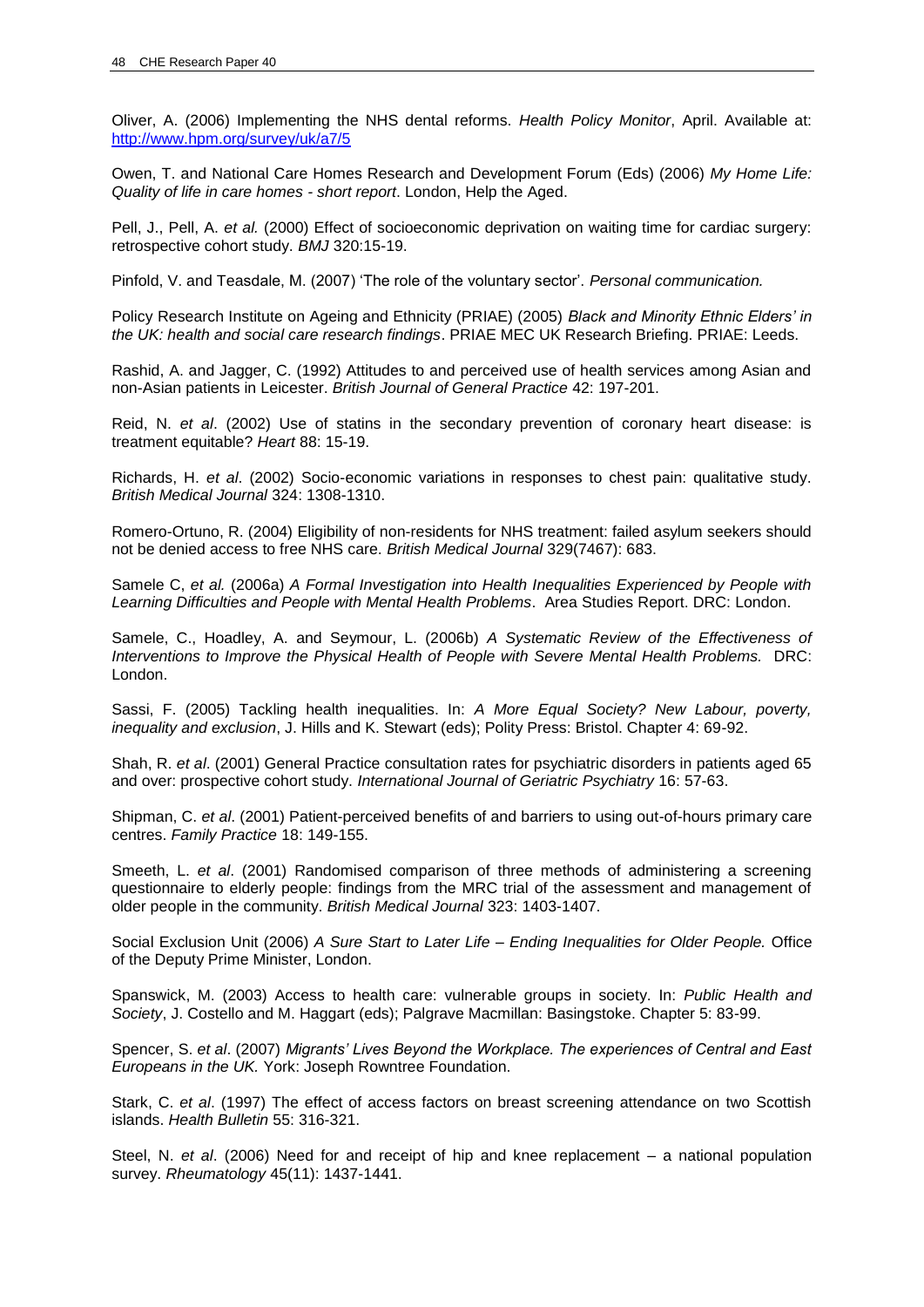Oliver, A. (2006) Implementing the NHS dental reforms. *Health Policy Monitor*, April. Available at: http://www.hpm.org/survey/uk/a7/5

Owen, T. and National Care Homes Research and Development Forum (Eds) (2006) *My Home Life: Quality of life in care homes - short report*. London, Help the Aged.

Pell, J., Pell, A. *et al.* (2000) Effect of socioeconomic deprivation on waiting time for cardiac surgery: retrospective cohort study. *BMJ* 320:15-19.

Pinfold, V. and Teasdale, M. (2007) 'The role of the voluntary sector'. *Personal communication.*

Policy Research Institute on Ageing and Ethnicity (PRIAE) (2005) *Black and Minority Ethnic Elders' in the UK: health and social care research findings*. PRIAE MEC UK Research Briefing. PRIAE: Leeds.

Rashid, A. and Jagger, C. (1992) Attitudes to and perceived use of health services among Asian and non-Asian patients in Leicester. *British Journal of General Practice* 42: 197-201.

Reid, N. *et al*. (2002) Use of statins in the secondary prevention of coronary heart disease: is treatment equitable? *Heart* 88: 15-19.

Richards, H. *et al*. (2002) Socio-economic variations in responses to chest pain: qualitative study. *British Medical Journal* 324: 1308-1310.

Romero-Ortuno, R. (2004) Eligibility of non-residents for NHS treatment: failed asylum seekers should not be denied access to free NHS care. *British Medical Journal* 329(7467): 683.

Samele C, *et al.* (2006a) *A Formal Investigation into Health Inequalities Experienced by People with Learning Difficulties and People with Mental Health Problems*. Area Studies Report. DRC: London.

Samele, C., Hoadley, A. and Seymour, L. (2006b) *A Systematic Review of the Effectiveness of Interventions to Improve the Physical Health of People with Severe Mental Health Problems.* DRC: London.

Sassi, F. (2005) Tackling health inequalities. In: *A More Equal Society? New Labour, poverty, inequality and exclusion*, J. Hills and K. Stewart (eds); Polity Press: Bristol. Chapter 4: 69-92.

Shah, R. *et al*. (2001) General Practice consultation rates for psychiatric disorders in patients aged 65 and over: prospective cohort study. *International Journal of Geriatric Psychiatry* 16: 57-63.

Shipman, C. *et al*. (2001) Patient-perceived benefits of and barriers to using out-of-hours primary care centres. *Family Practice* 18: 149-155.

Smeeth, L. *et al*. (2001) Randomised comparison of three methods of administering a screening questionnaire to elderly people: findings from the MRC trial of the assessment and management of older people in the community. *British Medical Journal* 323: 1403-1407.

Social Exclusion Unit (2006) *A Sure Start to Later Life – Ending Inequalities for Older People.* Office of the Deputy Prime Minister, London.

Spanswick, M. (2003) Access to health care: vulnerable groups in society. In: *Public Health and Society*, J. Costello and M. Haggart (eds); Palgrave Macmillan: Basingstoke. Chapter 5: 83-99.

Spencer, S. *et al*. (2007) *Migrants' Lives Beyond the Workplace. The experiences of Central and East Europeans in the UK.* York: Joseph Rowntree Foundation.

Stark, C. *et al*. (1997) The effect of access factors on breast screening attendance on two Scottish islands. *Health Bulletin* 55: 316-321.

Steel, N. *et al*. (2006) Need for and receipt of hip and knee replacement – a national population survey. *Rheumatology* 45(11): 1437-1441.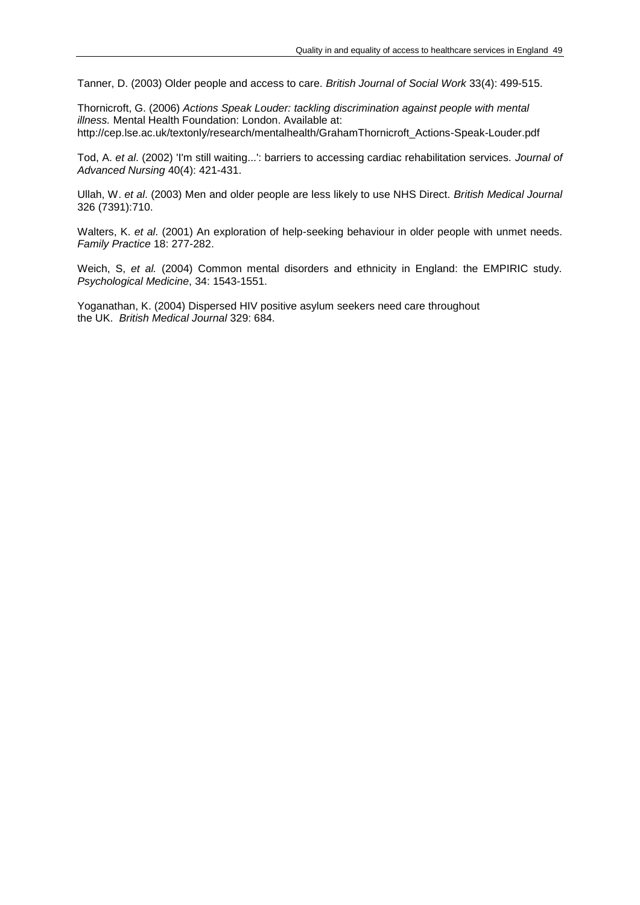Tanner, D. (2003) Older people and access to care. *British Journal of Social Work* 33(4): 499-515.

Thornicroft, G. (2006) *Actions Speak Louder: tackling discrimination against people with mental illness.* Mental Health Foundation: London. Available at: http://cep.lse.ac.uk/textonly/research/mentalhealth/GrahamThornicroft_Actions-Speak-Louder.pdf

Tod, A. *et al*. (2002) 'I'm still waiting...': barriers to accessing cardiac rehabilitation services. *Journal of Advanced Nursing* 40(4): 421-431.

Ullah, W. *et al*. (2003) Men and older people are less likely to use NHS Direct. *British Medical Journal* 326 (7391):710.

Walters, K. *et al*. (2001) An exploration of help-seeking behaviour in older people with unmet needs. *Family Practice* 18: 277-282.

Weich, S, *et al.* (2004) Common mental disorders and ethnicity in England: the EMPIRIC study. *Psychological Medicine*, 34: 1543-1551.

Yoganathan, K. (2004) Dispersed HIV positive asylum seekers need care throughout the UK. *British Medical Journal* 329: 684.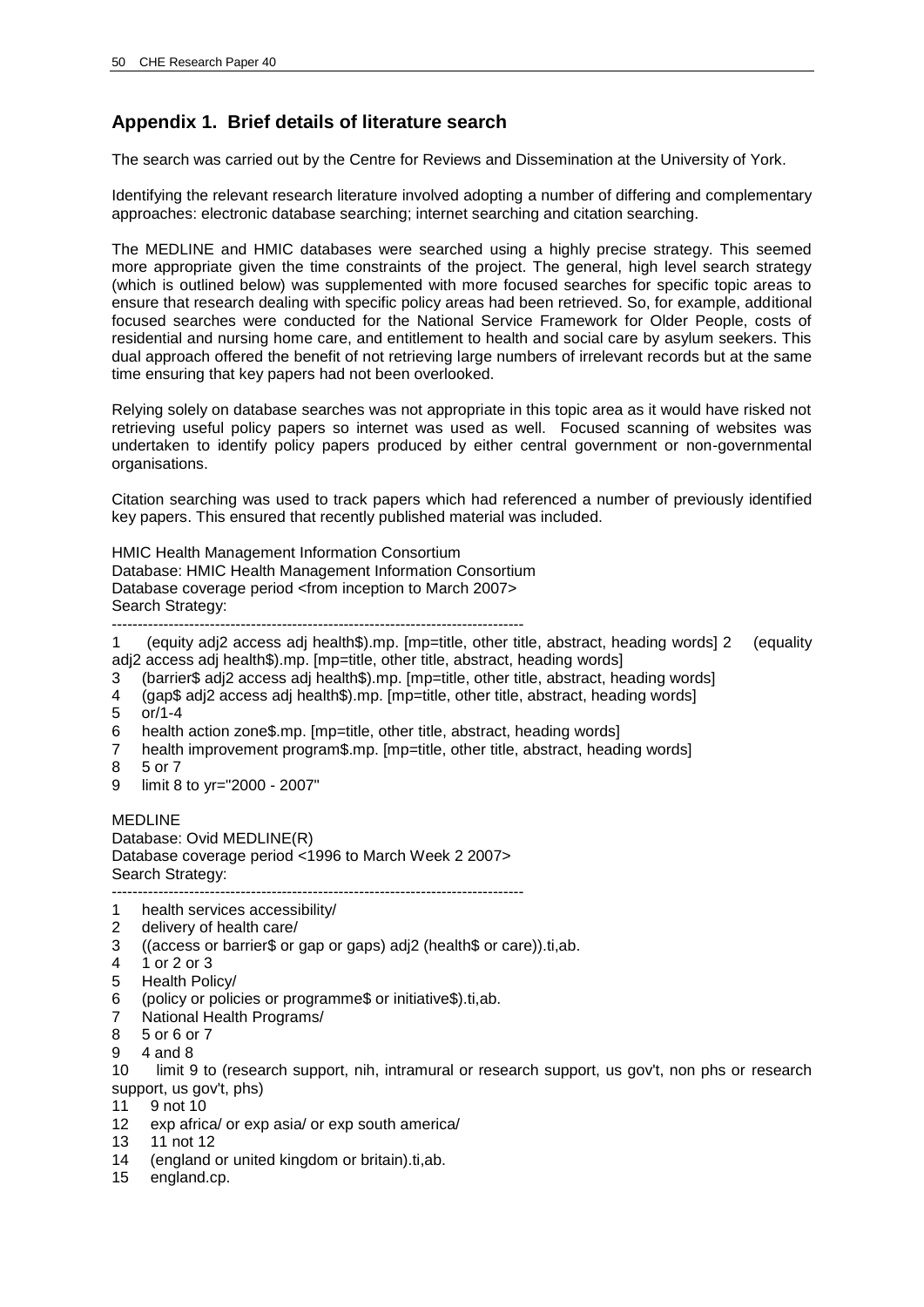## Appendix 1. Brief details of literature search

The search was carried out by the Centre for Reviews and Dissemination at the University of York.

Identifying the relevant research literature involved adopting a number of differing and complementary approaches: electronic database searching; internet searching and citation searching.

The MEDLINE and HMIC databases were searched using a highly precise strategy. This seemed more appropriate given the time constraints of the project. The general, high level search strategy (which is outlined below) was supplemented with more focused searches for specific topic areas to ensure that research dealing with specific policy areas had been retrieved. So, for example, additional focused searches were conducted for the National Service Framework for Older People, costs of residential and nursing home care, and entitlement to health and social care by asylum seekers. This dual approach offered the benefit of not retrieving large numbers of irrelevant records but at the same time ensuring that key papers had not been overlooked.

Relying solely on database searches was not appropriate in this topic area as it would have risked not retrieving useful policy papers so internet was used as well. Focused scanning of websites was undertaken to identify policy papers produced by either central government or non-governmental organisations.

Citation searching was used to track papers which had referenced a number of previously identified key papers. This ensured that recently published material was included.

HMIC Health Management Information Consortium
Database: HMIC Health Management Information Consortium
Database coverage period <from inception to March 2007>
Search Strategy:

```
--------------------------------------------------------------------------------
1    (equity adj2 access adj health$).mp. [mp=title, other title, abstract, heading words]
2    (equality adj2 access adj health$).mp. [mp=title, other title, abstract, heading words]
3    (barrier$ adj2 access adj health$).mp. [mp=title, other title, abstract, heading words]
4    (gap$ adj2 access adj health$).mp. [mp=title, other title, abstract, heading words]
5    or/1-4
6    health action zone$.mp. [mp=title, other title, abstract, heading words]
7    health improvement program$.mp. [mp=title, other title, abstract, heading words]
8    5 or 7
9    limit 8 to yr="2000 - 2007"
```

MEDLINE
Database: Ovid MEDLINE(R)
Database coverage period <1996 to March Week 2 2007>
Search Strategy:

```
--------------------------------------------------------------------------------
1    health services accessibility/
2    delivery of health care/
3    ((access or barrier$ or gap or gaps) adj2 (health$ or care)).ti,ab.
4    1 or 2 or 3
5    Health Policy/
6    (policy or policies or programme$ or initiative$).ti,ab.
7    National Health Programs/
8    5 or 6 or 7
9    4 and 8
10   limit 9 to (research support, nih, intramural or research support, us gov't, non phs or research support, us gov't, phs)
11   9 not 10
12   exp africa/ or exp asia/ or exp south america/
13   11 not 12
14   (england or united kingdom or britain).ti,ab.
15   england.cp.
```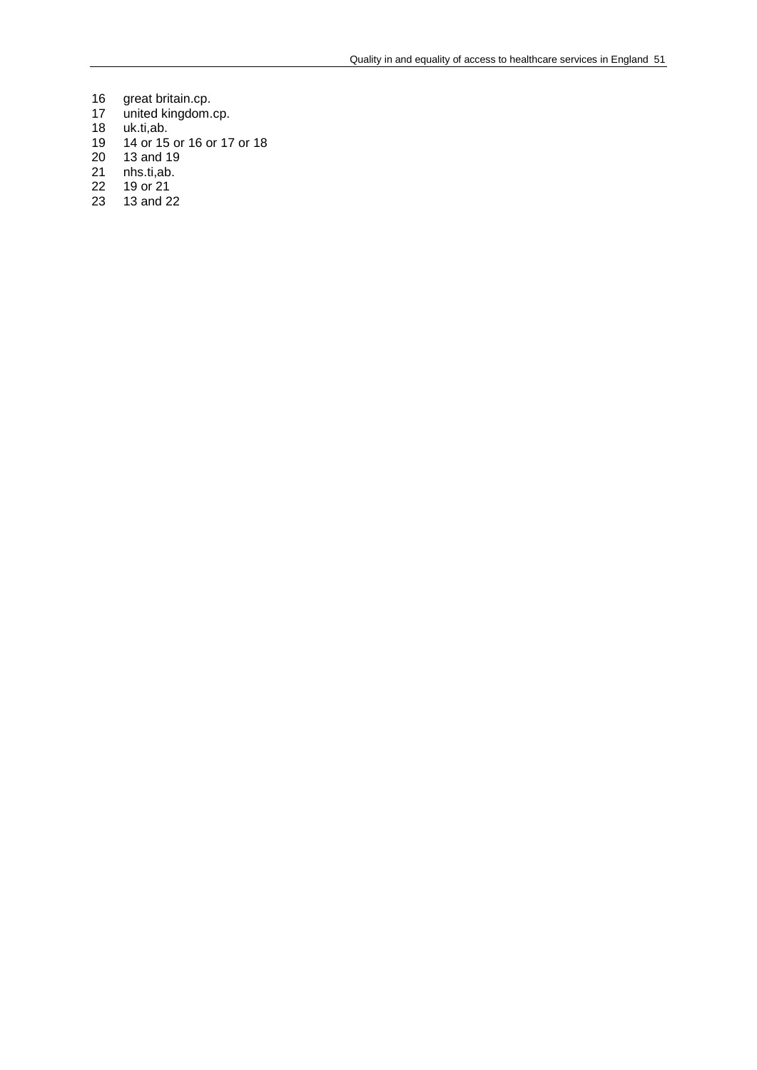16 great britain.cp.
17 united kingdom.cp.
18 uk.ti,ab.
19 14 or 15 or 16 or 17 or 18
20 13 and 19
21 nhs.ti,ab.
22 19 or 21
23 13 and 22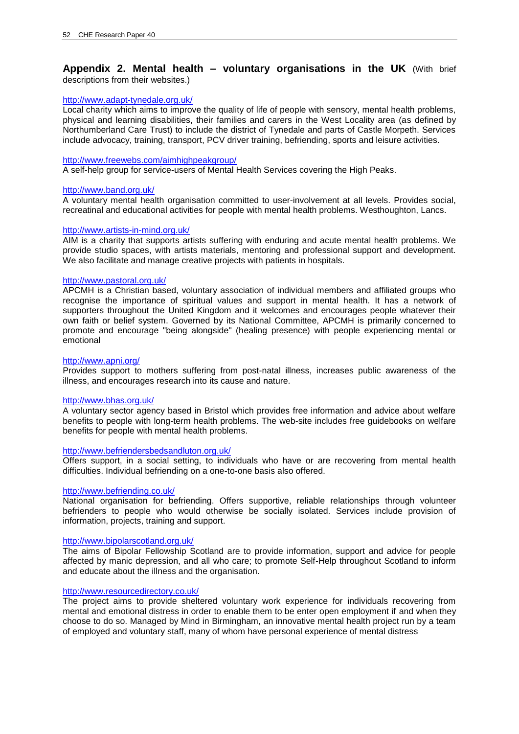## Appendix 2. Mental health – voluntary organisations in the UK (With brief descriptions from their websites.)

http://www.adapt-tynedale.org.uk/
Local charity which aims to improve the quality of life of people with sensory, mental health problems, physical and learning disabilities, their families and carers in the West Locality area (as defined by Northumberland Care Trust) to include the district of Tynedale and parts of Castle Morpeth. Services include advocacy, training, transport, PCV driver training, befriending, sports and leisure activities.

http://www.freewebs.com/aimhighpeakgroup/
A self-help group for service-users of Mental Health Services covering the High Peaks.

http://www.band.org.uk/
A voluntary mental health organisation committed to user-involvement at all levels. Provides social, recreatinal and educational activities for people with mental health problems. Westhoughton, Lancs.

http://www.artists-in-mind.org.uk/
AIM is a charity that supports artists suffering with enduring and acute mental health problems. We provide studio spaces, with artists materials, mentoring and professional support and development. We also facilitate and manage creative projects with patients in hospitals.

http://www.pastoral.org.uk/
APCMH is a Christian based, voluntary association of individual members and affiliated groups who recognise the importance of spiritual values and support in mental health. It has a network of supporters throughout the United Kingdom and it welcomes and encourages people whatever their own faith or belief system. Governed by its National Committee, APCMH is primarily concerned to promote and encourage "being alongside" (healing presence) with people experiencing mental or emotional

http://www.apni.org/
Provides support to mothers suffering from post-natal illness, increases public awareness of the illness, and encourages research into its cause and nature.

http://www.bhas.org.uk/
A voluntary sector agency based in Bristol which provides free information and advice about welfare benefits to people with long-term health problems. The web-site includes free guidebooks on welfare benefits for people with mental health problems.

http://www.befriendersbedsandluton.org.uk/
Offers support, in a social setting, to individuals who have or are recovering from mental health difficulties. Individual befriending on a one-to-one basis also offered.

http://www.befriending.co.uk/
National organisation for befriending. Offers supportive, reliable relationships through volunteer befrienders to people who would otherwise be socially isolated. Services include provision of information, projects, training and support.

http://www.bipolarscotland.org.uk/
The aims of Bipolar Fellowship Scotland are to provide information, support and advice for people affected by manic depression, and all who care; to promote Self-Help throughout Scotland to inform and educate about the illness and the organisation.

http://www.resourcedirectory.co.uk/
The project aims to provide sheltered voluntary work experience for individuals recovering from mental and emotional distress in order to enable them to be enter open employment if and when they choose to do so. Managed by Mind in Birmingham, an innovative mental health project run by a team of employed and voluntary staff, many of whom have personal experience of mental distress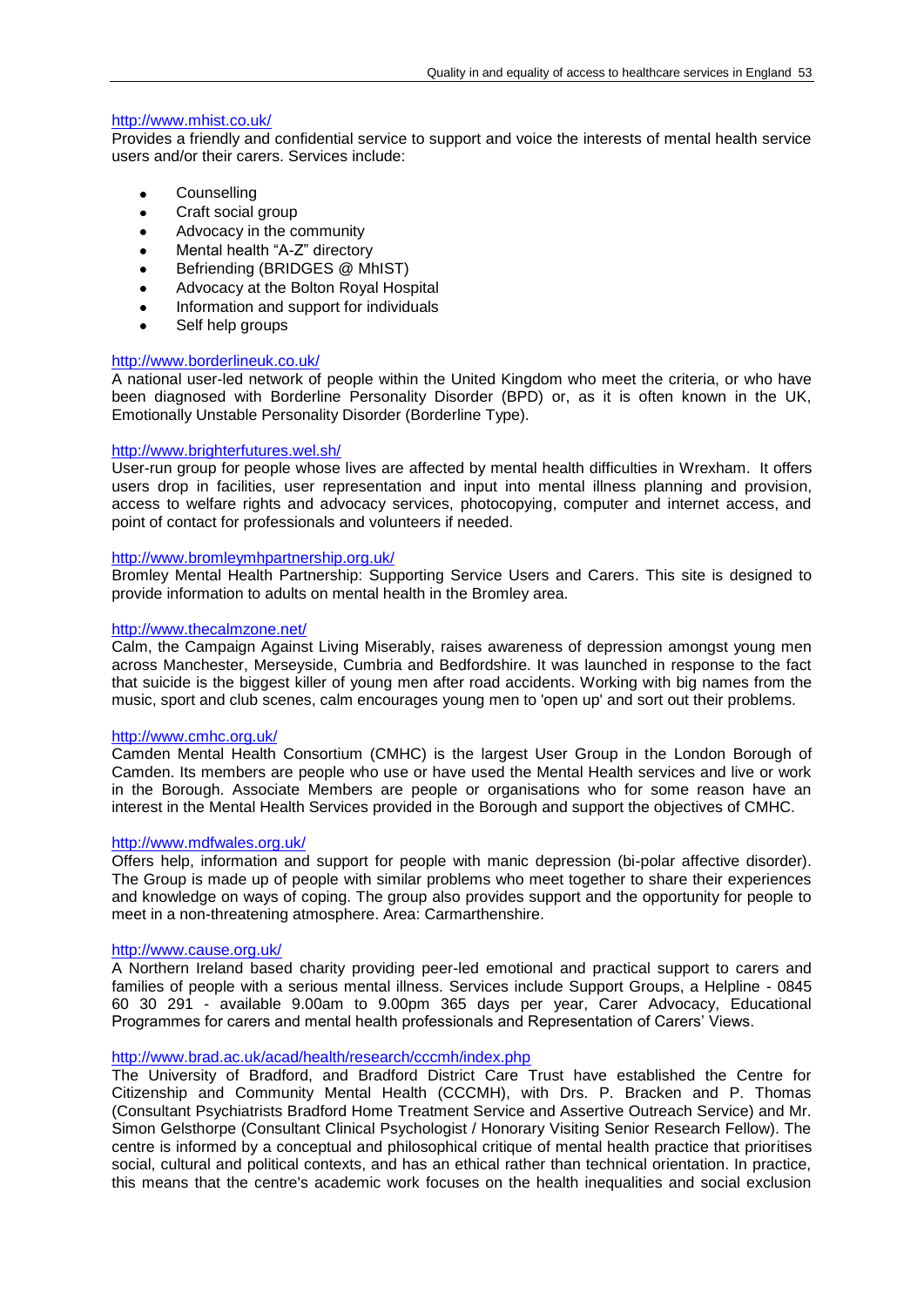http://www.mhist.co.uk/

Provides a friendly and confidential service to support and voice the interests of mental health service users and/or their carers. Services include:

- Counselling
- Craft social group
- Advocacy in the community
- Mental health "A-Z" directory
- Befriending (BRIDGES @ MhIST)
- Advocacy at the Bolton Royal Hospital
- Information and support for individuals
- Self help groups

http://www.borderlineuk.co.uk/

A national user-led network of people within the United Kingdom who meet the criteria, or who have been diagnosed with Borderline Personality Disorder (BPD) or, as it is often known in the UK, Emotionally Unstable Personality Disorder (Borderline Type).

http://www.brighterfutures.wel.sh/

User-run group for people whose lives are affected by mental health difficulties in Wrexham. It offers users drop in facilities, user representation and input into mental illness planning and provision, access to welfare rights and advocacy services, photocopying, computer and internet access, and point of contact for professionals and volunteers if needed.

http://www.bromleymhpartnership.org.uk/

Bromley Mental Health Partnership: Supporting Service Users and Carers. This site is designed to provide information to adults on mental health in the Bromley area.

http://www.thecalmzone.net/

Calm, the Campaign Against Living Miserably, raises awareness of depression amongst young men across Manchester, Merseyside, Cumbria and Bedfordshire. It was launched in response to the fact that suicide is the biggest killer of young men after road accidents. Working with big names from the music, sport and club scenes, calm encourages young men to 'open up' and sort out their problems.

http://www.cmhc.org.uk/

Camden Mental Health Consortium (CMHC) is the largest User Group in the London Borough of Camden. Its members are people who use or have used the Mental Health services and live or work in the Borough. Associate Members are people or organisations who for some reason have an interest in the Mental Health Services provided in the Borough and support the objectives of CMHC.

http://www.mdfwales.org.uk/

Offers help, information and support for people with manic depression (bi-polar affective disorder). The Group is made up of people with similar problems who meet together to share their experiences and knowledge on ways of coping. The group also provides support and the opportunity for people to meet in a non-threatening atmosphere. Area: Carmarthenshire.

http://www.cause.org.uk/

A Northern Ireland based charity providing peer-led emotional and practical support to carers and families of people with a serious mental illness. Services include Support Groups, a Helpline - 0845 60 30 291 - available 9.00am to 9.00pm 365 days per year, Carer Advocacy, Educational Programmes for carers and mental health professionals and Representation of Carers' Views.

http://www.brad.ac.uk/acad/health/research/cccmh/index.php

The University of Bradford, and Bradford District Care Trust have established the Centre for Citizenship and Community Mental Health (CCCMH), with Drs. P. Bracken and P. Thomas (Consultant Psychiatrists Bradford Home Treatment Service and Assertive Outreach Service) and Mr. Simon Gelsthorpe (Consultant Clinical Psychologist / Honorary Visiting Senior Research Fellow). The centre is informed by a conceptual and philosophical critique of mental health practice that prioritises social, cultural and political contexts, and has an ethical rather than technical orientation. In practice, this means that the centre's academic work focuses on the health inequalities and social exclusion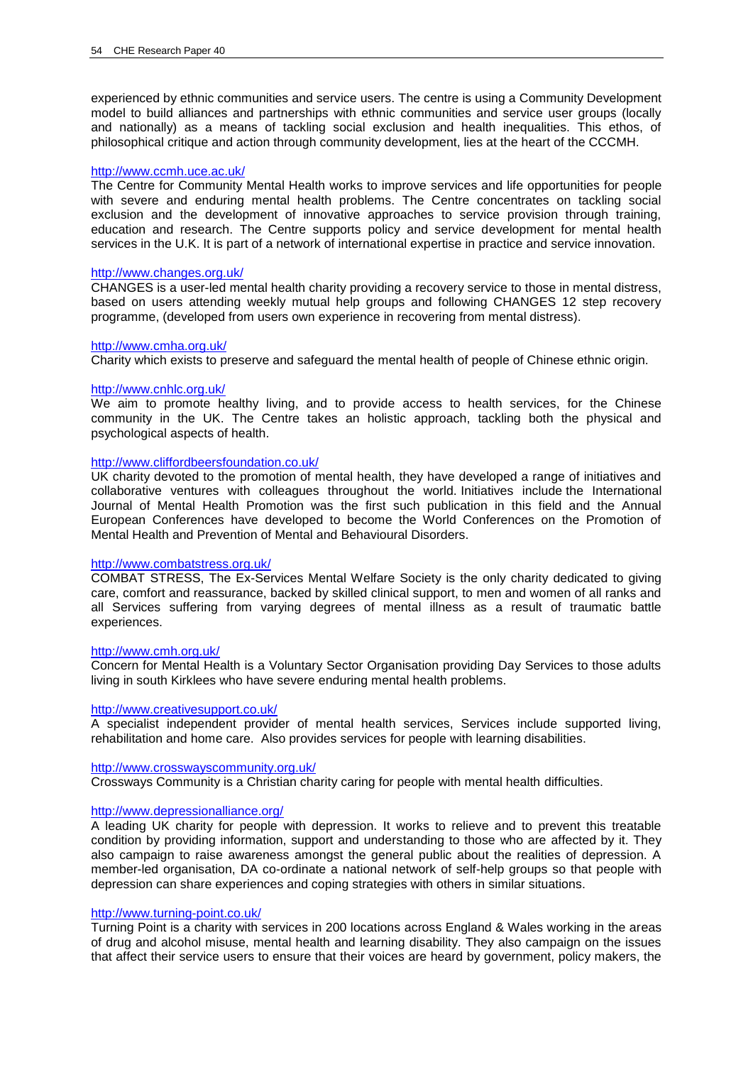experienced by ethnic communities and service users. The centre is using a Community Development model to build alliances and partnerships with ethnic communities and service user groups (locally and nationally) as a means of tackling social exclusion and health inequalities. This ethos, of philosophical critique and action through community development, lies at the heart of the CCCMH.

http://www.ccmh.uce.ac.uk/
The Centre for Community Mental Health works to improve services and life opportunities for people with severe and enduring mental health problems. The Centre concentrates on tackling social exclusion and the development of innovative approaches to service provision through training, education and research. The Centre supports policy and service development for mental health services in the U.K. It is part of a network of international expertise in practice and service innovation.

http://www.changes.org.uk/
CHANGES is a user-led mental health charity providing a recovery service to those in mental distress, based on users attending weekly mutual help groups and following CHANGES 12 step recovery programme, (developed from users own experience in recovering from mental distress).

http://www.cmha.org.uk/
Charity which exists to preserve and safeguard the mental health of people of Chinese ethnic origin.

http://www.cnhlc.org.uk/
We aim to promote healthy living, and to provide access to health services, for the Chinese community in the UK. The Centre takes an holistic approach, tackling both the physical and psychological aspects of health.

http://www.cliffordbeersfoundation.co.uk/
UK charity devoted to the promotion of mental health, they have developed a range of initiatives and collaborative ventures with colleagues throughout the world. Initiatives include the International Journal of Mental Health Promotion was the first such publication in this field and the Annual European Conferences have developed to become the World Conferences on the Promotion of Mental Health and Prevention of Mental and Behavioural Disorders.

http://www.combatstress.org.uk/
COMBAT STRESS, The Ex-Services Mental Welfare Society is the only charity dedicated to giving care, comfort and reassurance, backed by skilled clinical support, to men and women of all ranks and all Services suffering from varying degrees of mental illness as a result of traumatic battle experiences.

http://www.cmh.org.uk/
Concern for Mental Health is a Voluntary Sector Organisation providing Day Services to those adults living in south Kirklees who have severe enduring mental health problems.

http://www.creativesupport.co.uk/
A specialist independent provider of mental health services, Services include supported living, rehabilitation and home care. Also provides services for people with learning disabilities.

http://www.crosswayscommunity.org.uk/
Crossways Community is a Christian charity caring for people with mental health difficulties.

http://www.depressionalliance.org/
A leading UK charity for people with depression. It works to relieve and to prevent this treatable condition by providing information, support and understanding to those who are affected by it. They also campaign to raise awareness amongst the general public about the realities of depression. A member-led organisation, DA co-ordinate a national network of self-help groups so that people with depression can share experiences and coping strategies with others in similar situations.

http://www.turning-point.co.uk/
Turning Point is a charity with services in 200 locations across England & Wales working in the areas of drug and alcohol misuse, mental health and learning disability. They also campaign on the issues that affect their service users to ensure that their voices are heard by government, policy makers, the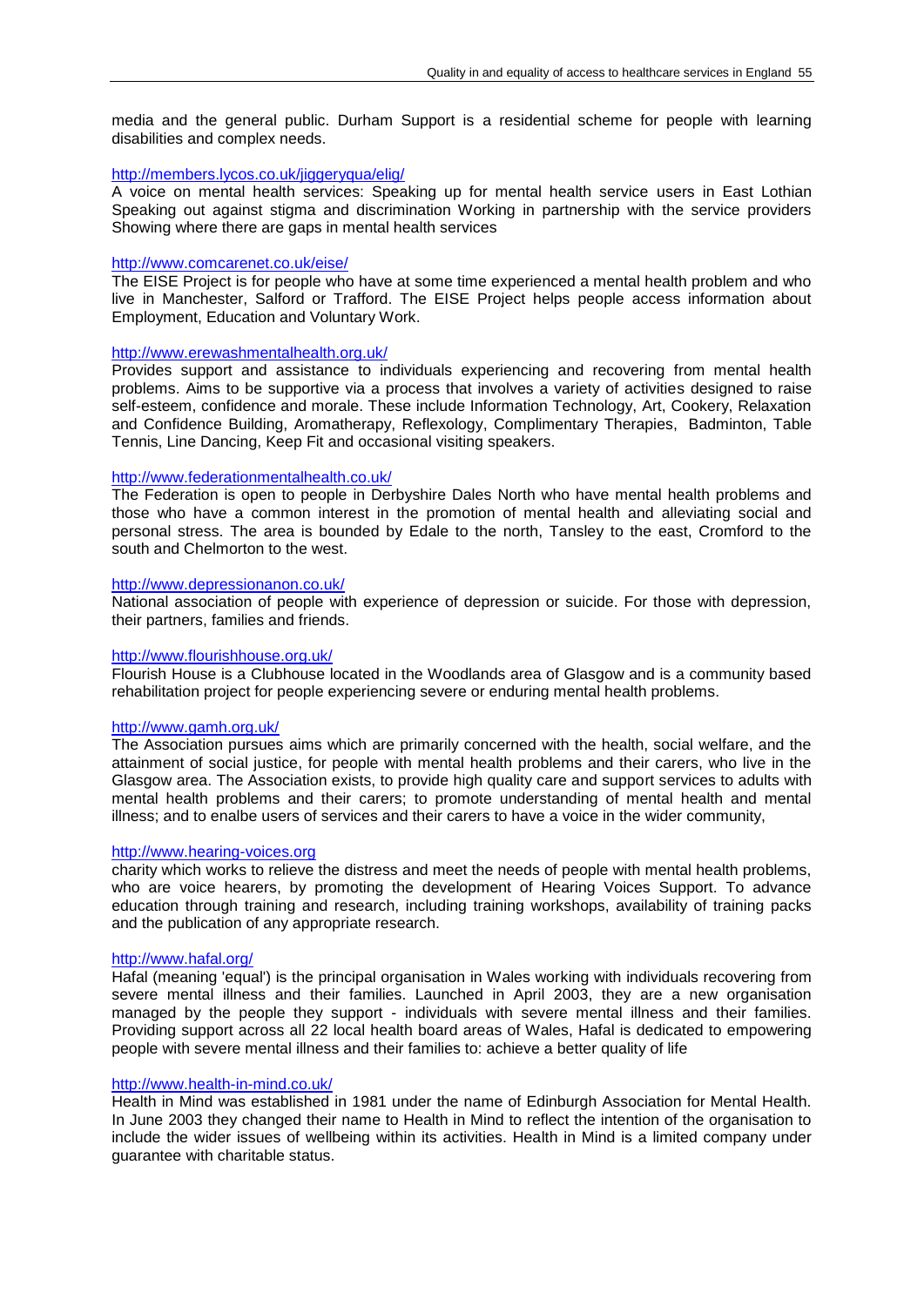media and the general public. Durham Support is a residential scheme for people with learning disabilities and complex needs.

http://members.lycos.co.uk/jiggeryqua/elig/

A voice on mental health services: Speaking up for mental health service users in East Lothian Speaking out against stigma and discrimination Working in partnership with the service providers Showing where there are gaps in mental health services

http://www.comcarenet.co.uk/eise/

The EISE Project is for people who have at some time experienced a mental health problem and who live in Manchester, Salford or Trafford. The EISE Project helps people access information about Employment, Education and Voluntary Work.

http://www.erewashmentalhealth.org.uk/

Provides support and assistance to individuals experiencing and recovering from mental health problems. Aims to be supportive via a process that involves a variety of activities designed to raise self-esteem, confidence and morale. These include Information Technology, Art, Cookery, Relaxation and Confidence Building, Aromatherapy, Reflexology, Complimentary Therapies, Badminton, Table Tennis, Line Dancing, Keep Fit and occasional visiting speakers.

http://www.federationmentalhealth.co.uk/

The Federation is open to people in Derbyshire Dales North who have mental health problems and those who have a common interest in the promotion of mental health and alleviating social and personal stress. The area is bounded by Edale to the north, Tansley to the east, Cromford to the south and Chelmorton to the west.

http://www.depressionanon.co.uk/

National association of people with experience of depression or suicide. For those with depression, their partners, families and friends.

http://www.flourishhouse.org.uk/

Flourish House is a Clubhouse located in the Woodlands area of Glasgow and is a community based rehabilitation project for people experiencing severe or enduring mental health problems.

http://www.gamh.org.uk/

The Association pursues aims which are primarily concerned with the health, social welfare, and the attainment of social justice, for people with mental health problems and their carers, who live in the Glasgow area. The Association exists, to provide high quality care and support services to adults with mental health problems and their carers; to promote understanding of mental health and mental illness; and to enalbe users of services and their carers to have a voice in the wider community,

http://www.hearing-voices.org

charity which works to relieve the distress and meet the needs of people with mental health problems, who are voice hearers, by promoting the development of Hearing Voices Support. To advance education through training and research, including training workshops, availability of training packs and the publication of any appropriate research.

http://www.hafal.org/

Hafal (meaning 'equal') is the principal organisation in Wales working with individuals recovering from severe mental illness and their families. Launched in April 2003, they are a new organisation managed by the people they support - individuals with severe mental illness and their families. Providing support across all 22 local health board areas of Wales, Hafal is dedicated to empowering people with severe mental illness and their families to: achieve a better quality of life

http://www.health-in-mind.co.uk/

Health in Mind was established in 1981 under the name of Edinburgh Association for Mental Health. In June 2003 they changed their name to Health in Mind to reflect the intention of the organisation to include the wider issues of wellbeing within its activities. Health in Mind is a limited company under guarantee with charitable status.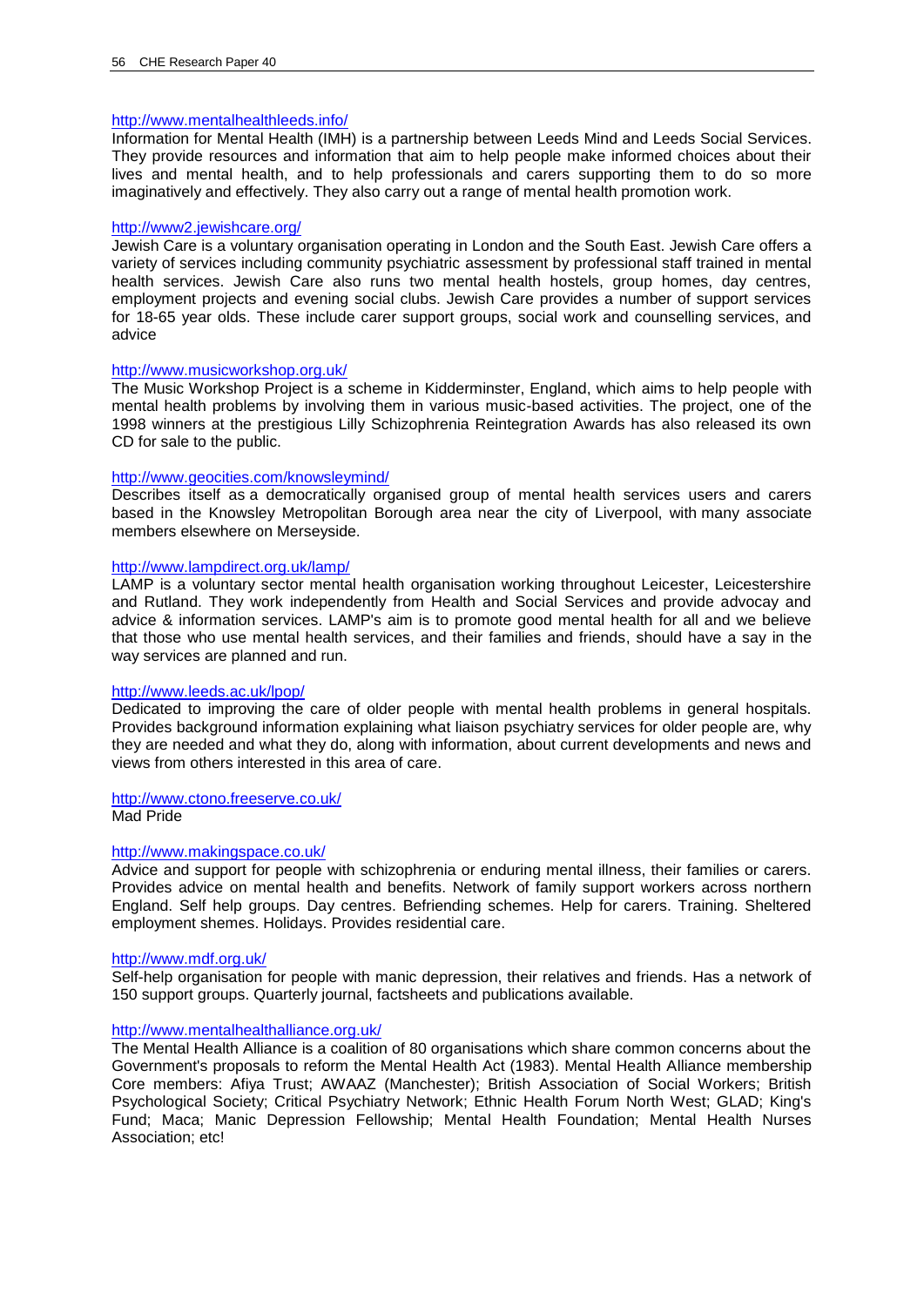http://www.mentalhealthleeds.info/

Information for Mental Health (IMH) is a partnership between Leeds Mind and Leeds Social Services. They provide resources and information that aim to help people make informed choices about their lives and mental health, and to help professionals and carers supporting them to do so more imaginatively and effectively. They also carry out a range of mental health promotion work.

http://www2.jewishcare.org/

Jewish Care is a voluntary organisation operating in London and the South East. Jewish Care offers a variety of services including community psychiatric assessment by professional staff trained in mental health services. Jewish Care also runs two mental health hostels, group homes, day centres, employment projects and evening social clubs. Jewish Care provides a number of support services for 18-65 year olds. These include carer support groups, social work and counselling services, and advice

http://www.musicworkshop.org.uk/

The Music Workshop Project is a scheme in Kidderminster, England, which aims to help people with mental health problems by involving them in various music-based activities. The project, one of the 1998 winners at the prestigious Lilly Schizophrenia Reintegration Awards has also released its own CD for sale to the public.

http://www.geocities.com/knowsleymind/

Describes itself as a democratically organised group of mental health services users and carers based in the Knowsley Metropolitan Borough area near the city of Liverpool, with many associate members elsewhere on Merseyside.

http://www.lampdirect.org.uk/lamp/

LAMP is a voluntary sector mental health organisation working throughout Leicester, Leicestershire and Rutland. They work independently from Health and Social Services and provide advocay and advice & information services. LAMP's aim is to promote good mental health for all and we believe that those who use mental health services, and their families and friends, should have a say in the way services are planned and run.

http://www.leeds.ac.uk/lpop/

Dedicated to improving the care of older people with mental health problems in general hospitals. Provides background information explaining what liaison psychiatry services for older people are, why they are needed and what they do, along with information, about current developments and news and views from others interested in this area of care.

http://www.ctono.freeserve.co.uk/

Mad Pride

http://www.makingspace.co.uk/

Advice and support for people with schizophrenia or enduring mental illness, their families or carers. Provides advice on mental health and benefits. Network of family support workers across northern England. Self help groups. Day centres. Befriending schemes. Help for carers. Training. Sheltered employment shemes. Holidays. Provides residential care.

http://www.mdf.org.uk/

Self-help organisation for people with manic depression, their relatives and friends. Has a network of 150 support groups. Quarterly journal, factsheets and publications available.

http://www.mentalhealthalliance.org.uk/

The Mental Health Alliance is a coalition of 80 organisations which share common concerns about the Government's proposals to reform the Mental Health Act (1983). Mental Health Alliance membership Core members: Afiya Trust; AWAAZ (Manchester); British Association of Social Workers; British Psychological Society; Critical Psychiatry Network; Ethnic Health Forum North West; GLAD; King's Fund; Maca; Manic Depression Fellowship; Mental Health Foundation; Mental Health Nurses Association; etc!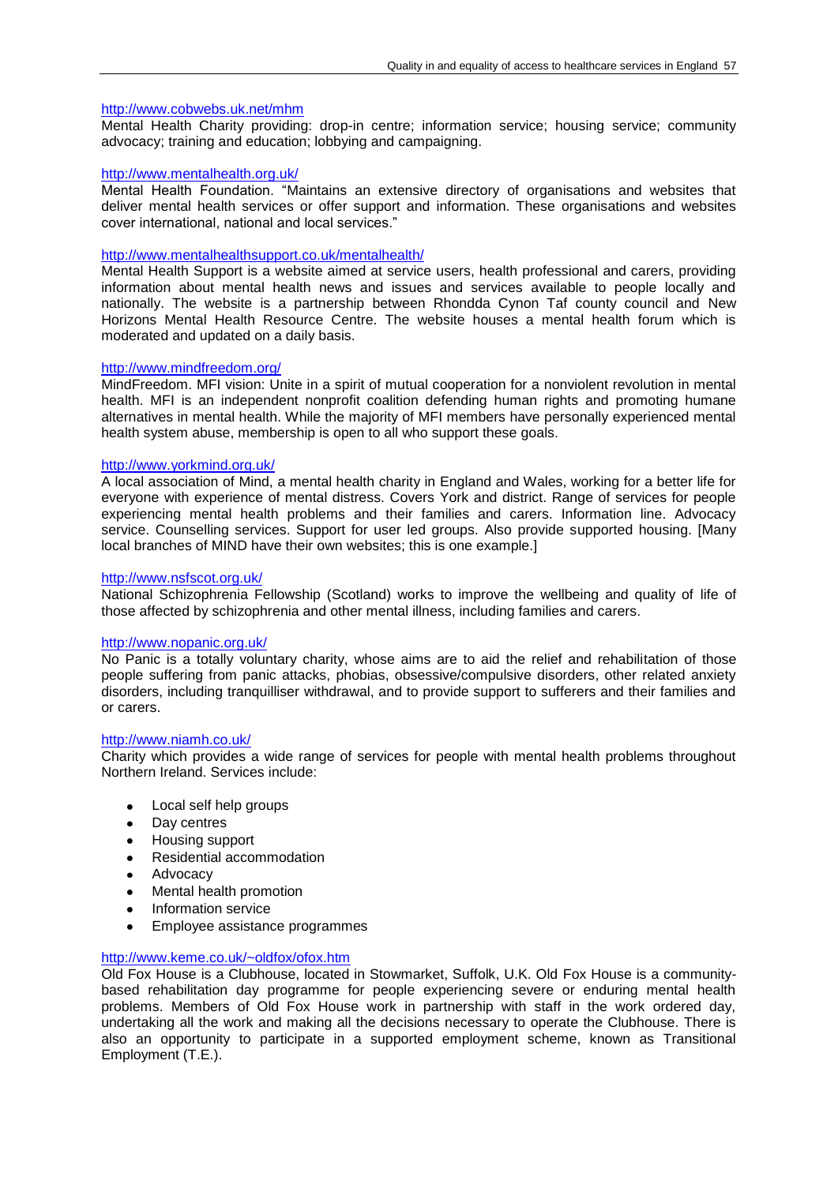http://www.cobwebs.uk.net/mhm
Mental Health Charity providing: drop-in centre; information service; housing service; community advocacy; training and education; lobbying and campaigning.

http://www.mentalhealth.org.uk/
Mental Health Foundation. "Maintains an extensive directory of organisations and websites that deliver mental health services or offer support and information. These organisations and websites cover international, national and local services."

http://www.mentalhealthsupport.co.uk/mentalhealth/
Mental Health Support is a website aimed at service users, health professional and carers, providing information about mental health news and issues and services available to people locally and nationally. The website is a partnership between Rhondda Cynon Taf county council and New Horizons Mental Health Resource Centre. The website houses a mental health forum which is moderated and updated on a daily basis.

http://www.mindfreedom.org/
MindFreedom. MFI vision: Unite in a spirit of mutual cooperation for a nonviolent revolution in mental health. MFI is an independent nonprofit coalition defending human rights and promoting humane alternatives in mental health. While the majority of MFI members have personally experienced mental health system abuse, membership is open to all who support these goals.

http://www.yorkmind.org.uk/
A local association of Mind, a mental health charity in England and Wales, working for a better life for everyone with experience of mental distress. Covers York and district. Range of services for people experiencing mental health problems and their families and carers. Information line. Advocacy service. Counselling services. Support for user led groups. Also provide supported housing. [Many local branches of MIND have their own websites; this is one example.]

http://www.nsfscot.org.uk/
National Schizophrenia Fellowship (Scotland) works to improve the wellbeing and quality of life of those affected by schizophrenia and other mental illness, including families and carers.

http://www.nopanic.org.uk/
No Panic is a totally voluntary charity, whose aims are to aid the relief and rehabilitation of those people suffering from panic attacks, phobias, obsessive/compulsive disorders, other related anxiety disorders, including tranquilliser withdrawal, and to provide support to sufferers and their families and or carers.

http://www.niamh.co.uk/
Charity which provides a wide range of services for people with mental health problems throughout Northern Ireland. Services include:

- Local self help groups
- Day centres
- Housing support
- Residential accommodation
- Advocacy
- Mental health promotion
- Information service
- Employee assistance programmes

http://www.keme.co.uk/~oldfox/ofox.htm
Old Fox House is a Clubhouse, located in Stowmarket, Suffolk, U.K. Old Fox House is a community-based rehabilitation day programme for people experiencing severe or enduring mental health problems. Members of Old Fox House work in partnership with staff in the work ordered day, undertaking all the work and making all the decisions necessary to operate the Clubhouse. There is also an opportunity to participate in a supported employment scheme, known as Transitional Employment (T.E.).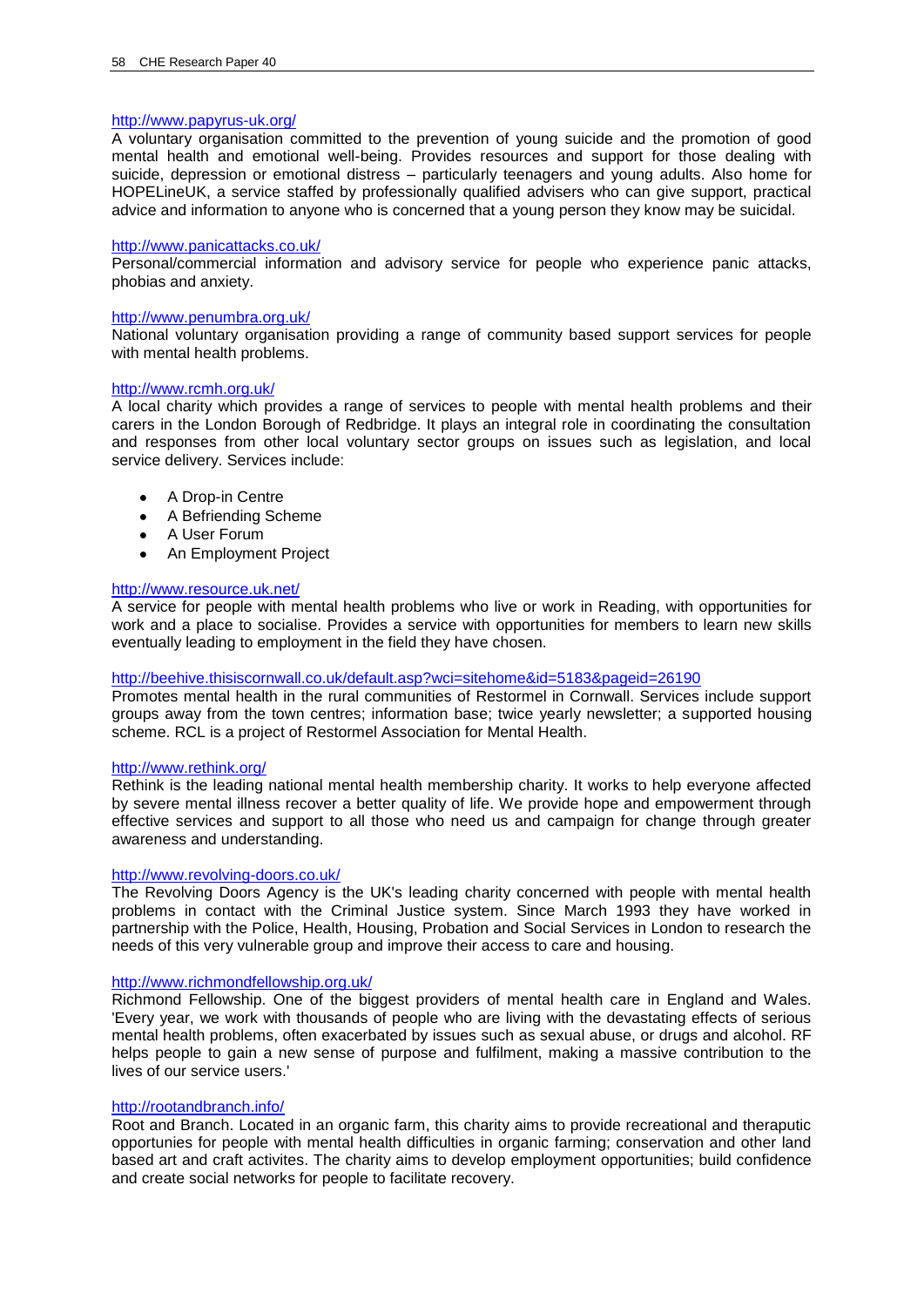http://www.papyrus-uk.org/

A voluntary organisation committed to the prevention of young suicide and the promotion of good mental health and emotional well-being. Provides resources and support for those dealing with suicide, depression or emotional distress – particularly teenagers and young adults. Also home for HOPELineUK, a service staffed by professionally qualified advisers who can give support, practical advice and information to anyone who is concerned that a young person they know may be suicidal.

http://www.panicattacks.co.uk/

Personal/commercial information and advisory service for people who experience panic attacks, phobias and anxiety.

http://www.penumbra.org.uk/

National voluntary organisation providing a range of community based support services for people with mental health problems.

http://www.rcmh.org.uk/

A local charity which provides a range of services to people with mental health problems and their carers in the London Borough of Redbridge. It plays an integral role in coordinating the consultation and responses from other local voluntary sector groups on issues such as legislation, and local service delivery. Services include:

- A Drop-in Centre
- A Befriending Scheme
- A User Forum
- An Employment Project

http://www.resource.uk.net/

A service for people with mental health problems who live or work in Reading, with opportunities for work and a place to socialise. Provides a service with opportunities for members to learn new skills eventually leading to employment in the field they have chosen.

http://beehive.thisiscornwall.co.uk/default.asp?wci=sitehome&id=5183&pageid=26190

Promotes mental health in the rural communities of Restormel in Cornwall. Services include support groups away from the town centres; information base; twice yearly newsletter; a supported housing scheme. RCL is a project of Restormel Association for Mental Health.

http://www.rethink.org/

Rethink is the leading national mental health membership charity. It works to help everyone affected by severe mental illness recover a better quality of life. We provide hope and empowerment through effective services and support to all those who need us and campaign for change through greater awareness and understanding.

http://www.revolving-doors.co.uk/

The Revolving Doors Agency is the UK's leading charity concerned with people with mental health problems in contact with the Criminal Justice system. Since March 1993 they have worked in partnership with the Police, Health, Housing, Probation and Social Services in London to research the needs of this very vulnerable group and improve their access to care and housing.

http://www.richmondfellowship.org.uk/

Richmond Fellowship. One of the biggest providers of mental health care in England and Wales. 'Every year, we work with thousands of people who are living with the devastating effects of serious mental health problems, often exacerbated by issues such as sexual abuse, or drugs and alcohol. RF helps people to gain a new sense of purpose and fulfilment, making a massive contribution to the lives of our service users.'

http://rootandbranch.info/

Root and Branch. Located in an organic farm, this charity aims to provide recreational and theraputic opportunies for people with mental health difficulties in organic farming; conservation and other land based art and craft activites. The charity aims to develop employment opportunities; build confidence and create social networks for people to facilitate recovery.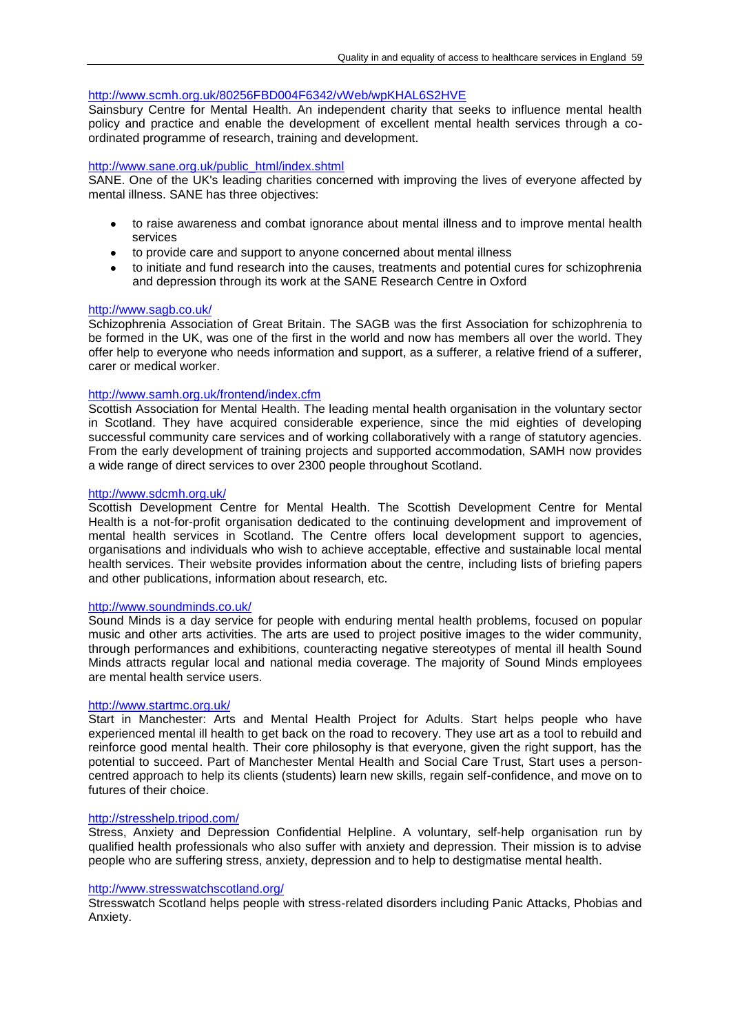http://www.scmh.org.uk/80256FBD004F6342/vWeb/wpKHAL6S2HVE

Sainsbury Centre for Mental Health. An independent charity that seeks to influence mental health policy and practice and enable the development of excellent mental health services through a co-ordinated programme of research, training and development.

http://www.sane.org.uk/public_html/index.shtml

SANE. One of the UK's leading charities concerned with improving the lives of everyone affected by mental illness. SANE has three objectives:

- to raise awareness and combat ignorance about mental illness and to improve mental health services
- to provide care and support to anyone concerned about mental illness
- to initiate and fund research into the causes, treatments and potential cures for schizophrenia and depression through its work at the SANE Research Centre in Oxford

http://www.sagb.co.uk/

Schizophrenia Association of Great Britain. The SAGB was the first Association for schizophrenia to be formed in the UK, was one of the first in the world and now has members all over the world. They offer help to everyone who needs information and support, as a sufferer, a relative friend of a sufferer, carer or medical worker.

http://www.samh.org.uk/frontend/index.cfm

Scottish Association for Mental Health. The leading mental health organisation in the voluntary sector in Scotland. They have acquired considerable experience, since the mid eighties of developing successful community care services and of working collaboratively with a range of statutory agencies. From the early development of training projects and supported accommodation, SAMH now provides a wide range of direct services to over 2300 people throughout Scotland.

http://www.sdcmh.org.uk/

Scottish Development Centre for Mental Health. The Scottish Development Centre for Mental Health is a not-for-profit organisation dedicated to the continuing development and improvement of mental health services in Scotland. The Centre offers local development support to agencies, organisations and individuals who wish to achieve acceptable, effective and sustainable local mental health services. Their website provides information about the centre, including lists of briefing papers and other publications, information about research, etc.

http://www.soundminds.co.uk/

Sound Minds is a day service for people with enduring mental health problems, focused on popular music and other arts activities. The arts are used to project positive images to the wider community, through performances and exhibitions, counteracting negative stereotypes of mental ill health Sound Minds attracts regular local and national media coverage. The majority of Sound Minds employees are mental health service users.

http://www.startmc.org.uk/

Start in Manchester: Arts and Mental Health Project for Adults. Start helps people who have experienced mental ill health to get back on the road to recovery. They use art as a tool to rebuild and reinforce good mental health. Their core philosophy is that everyone, given the right support, has the potential to succeed. Part of Manchester Mental Health and Social Care Trust, Start uses a person-centred approach to help its clients (students) learn new skills, regain self-confidence, and move on to futures of their choice.

http://stresshelp.tripod.com/

Stress, Anxiety and Depression Confidential Helpline. A voluntary, self-help organisation run by qualified health professionals who also suffer with anxiety and depression. Their mission is to advise people who are suffering stress, anxiety, depression and to help to destigmatise mental health.

http://www.stresswatchscotland.org/

Stresswatch Scotland helps people with stress-related disorders including Panic Attacks, Phobias and Anxiety.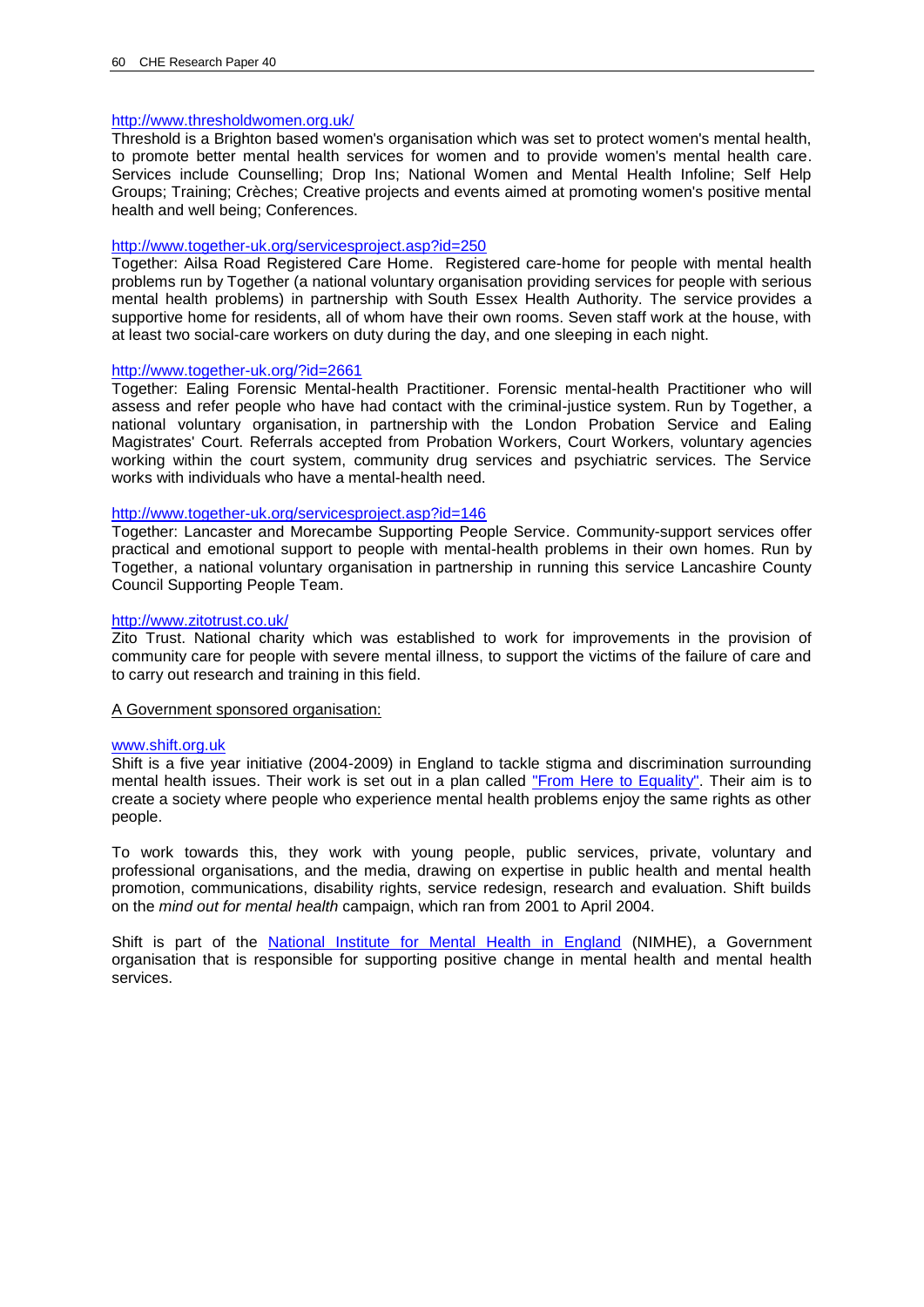http://www.thresholdwomen.org.uk/
Threshold is a Brighton based women's organisation which was set to protect women's mental health, to promote better mental health services for women and to provide women's mental health care. Services include Counselling; Drop Ins; National Women and Mental Health Infoline; Self Help Groups; Training; Crèches; Creative projects and events aimed at promoting women's positive mental health and well being; Conferences.

http://www.together-uk.org/servicesproject.asp?id=250
Together: Ailsa Road Registered Care Home. Registered care-home for people with mental health problems run by Together (a national voluntary organisation providing services for people with serious mental health problems) in partnership with South Essex Health Authority. The service provides a supportive home for residents, all of whom have their own rooms. Seven staff work at the house, with at least two social-care workers on duty during the day, and one sleeping in each night.

http://www.together-uk.org/?id=2661
Together: Ealing Forensic Mental-health Practitioner. Forensic mental-health Practitioner who will assess and refer people who have had contact with the criminal-justice system. Run by Together, a national voluntary organisation, in partnership with the London Probation Service and Ealing Magistrates' Court. Referrals accepted from Probation Workers, Court Workers, voluntary agencies working within the court system, community drug services and psychiatric services. The Service works with individuals who have a mental-health need.

http://www.together-uk.org/servicesproject.asp?id=146
Together: Lancaster and Morecambe Supporting People Service. Community-support services offer practical and emotional support to people with mental-health problems in their own homes. Run by Together, a national voluntary organisation in partnership in running this service Lancashire County Council Supporting People Team.

http://www.zitotrust.co.uk/
Zito Trust. National charity which was established to work for improvements in the provision of community care for people with severe mental illness, to support the victims of the failure of care and to carry out research and training in this field.

A Government sponsored organisation:

www.shift.org.uk
Shift is a five year initiative (2004-2009) in England to tackle stigma and discrimination surrounding mental health issues. Their work is set out in a plan called "From Here to Equality". Their aim is to create a society where people who experience mental health problems enjoy the same rights as other people.

To work towards this, they work with young people, public services, private, voluntary and professional organisations, and the media, drawing on expertise in public health and mental health promotion, communications, disability rights, service redesign, research and evaluation. Shift builds on the *mind out for mental health* campaign, which ran from 2001 to April 2004.

Shift is part of the National Institute for Mental Health in England (NIMHE), a Government organisation that is responsible for supporting positive change in mental health and mental health services.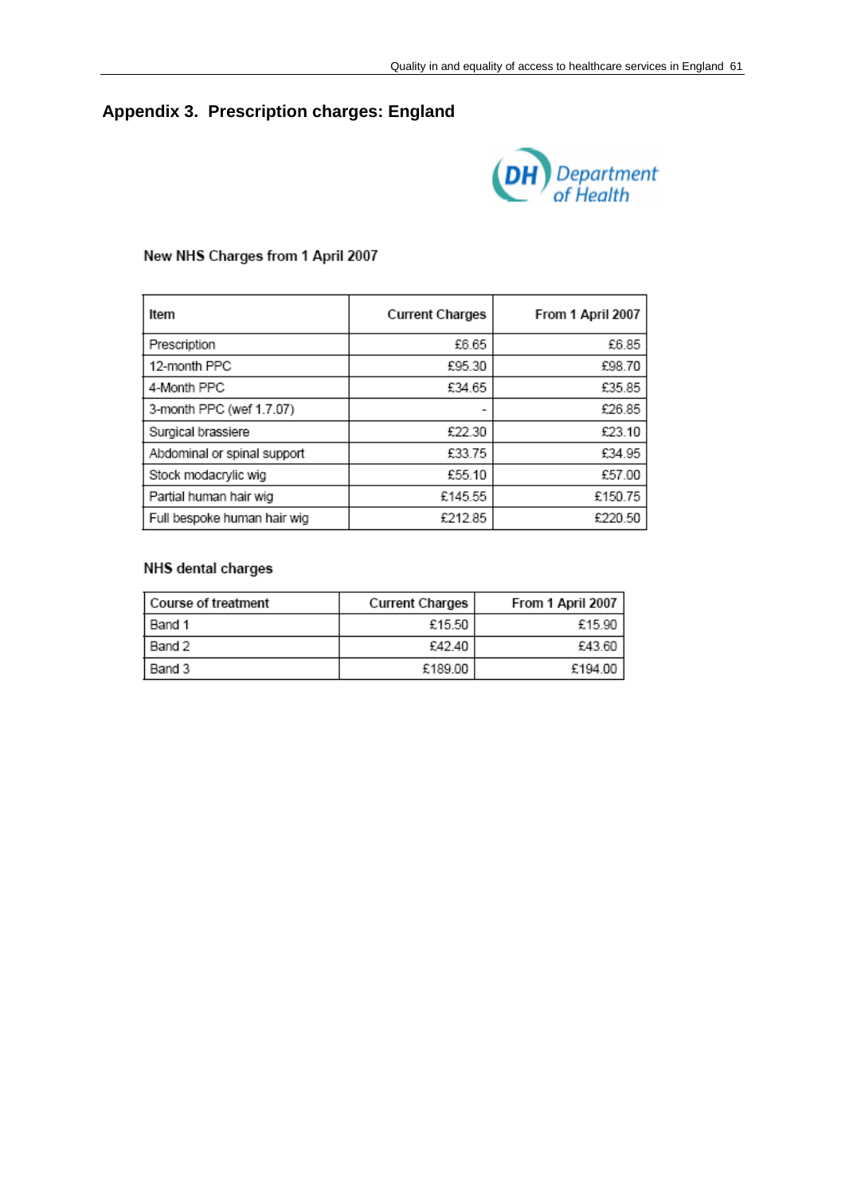## Appendix 3. Prescription charges: England

Department of Health

New NHS Charges from 1 April 2007

| Item | Current Charges | From 1 April 2007 |
|---|---|---|
| Prescription | £6.65 | £6.85 |
| 12-month PPC | £95.30 | £98.70 |
| 4-Month PPC | £34.65 | £35.85 |
| 3-month PPC (wef 1.7.07) | - | £26.85 |
| Surgical brassiere | £22.30 | £23.10 |
| Abdominal or spinal support | £33.75 | £34.95 |
| Stock modacrylic wig | £55.10 | £57.00 |
| Partial human hair wig | £145.55 | £150.75 |
| Full bespoke human hair wig | £212.85 | £220.50 |

NHS dental charges

| Course of treatment | Current Charges | From 1 April 2007 |
|---|---|---|
| Band 1 | £15.50 | £15.90 |
| Band 2 | £42.40 | £43.60 |
| Band 3 | £189.00 | £194.00 |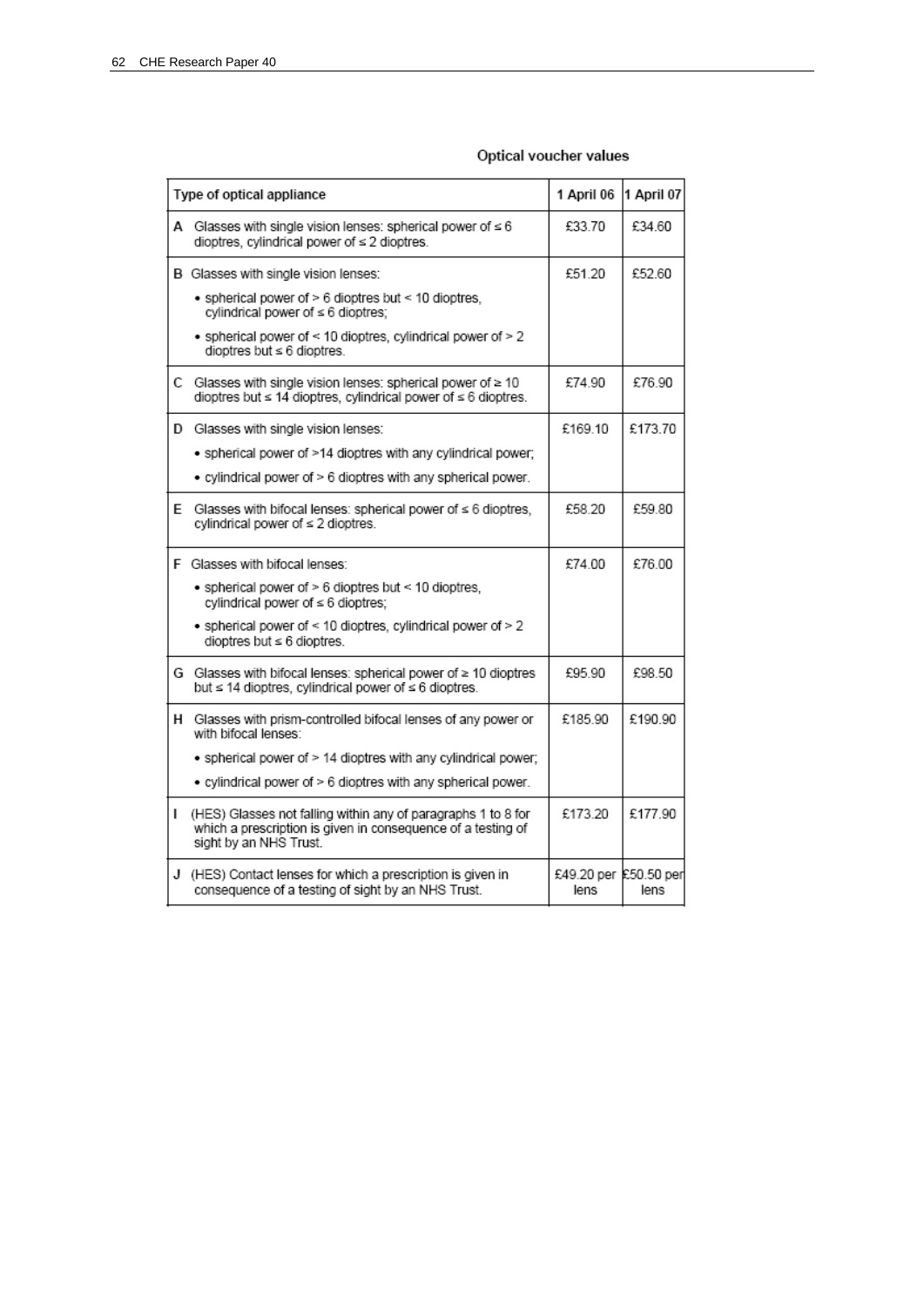### Optical voucher values

| Type of optical appliance | 1 April 06 | 1 April 07 |
|---|---|---|
| A Glasses with single vision lenses: spherical power of ≤ 6 dioptres, cylindrical power of ≤ 2 dioptres. | £33.70 | £34.60 |
| B Glasses with single vision lenses: <br>• spherical power of > 6 dioptres but < 10 dioptres, cylindrical power of ≤ 6 dioptres; <br>• spherical power of < 10 dioptres, cylindrical power of > 2 dioptres but ≤ 6 dioptres. | £51.20 | £52.60 |
| C Glasses with single vision lenses: spherical power of ≥ 10 dioptres but ≤ 14 dioptres, cylindrical power of ≤ 6 dioptres. | £74.90 | £76.90 |
| D Glasses with single vision lenses: <br>• spherical power of >14 dioptres with any cylindrical power; <br>• cylindrical power of > 6 dioptres with any spherical power. | £169.10 | £173.70 |
| E Glasses with bifocal lenses: spherical power of ≤ 6 dioptres, cylindrical power of ≤ 2 dioptres. | £58.20 | £59.80 |
| F Glasses with bifocal lenses: <br>• spherical power of > 6 dioptres but < 10 dioptres, cylindrical power of ≤ 6 dioptres; <br>• spherical power of < 10 dioptres, cylindrical power of > 2 dioptres but ≤ 6 dioptres. | £74.00 | £76.00 |
| G Glasses with bifocal lenses: spherical power of ≥ 10 dioptres but ≤ 14 dioptres, cylindrical power of ≤ 6 dioptres. | £95.90 | £98.50 |
| H Glasses with prism-controlled bifocal lenses of any power or with bifocal lenses: <br>• spherical power of > 14 dioptres with any cylindrical power; <br>• cylindrical power of > 6 dioptres with any spherical power. | £185.90 | £190.90 |
| I (HES) Glasses not falling within any of paragraphs 1 to 8 for which a prescription is given in consequence of a testing of sight by an NHS Trust. | £173.20 | £177.90 |
| J (HES) Contact lenses for which a prescription is given in consequence of a testing of sight by an NHS Trust. | £49.20 per lens | £50.50 per lens |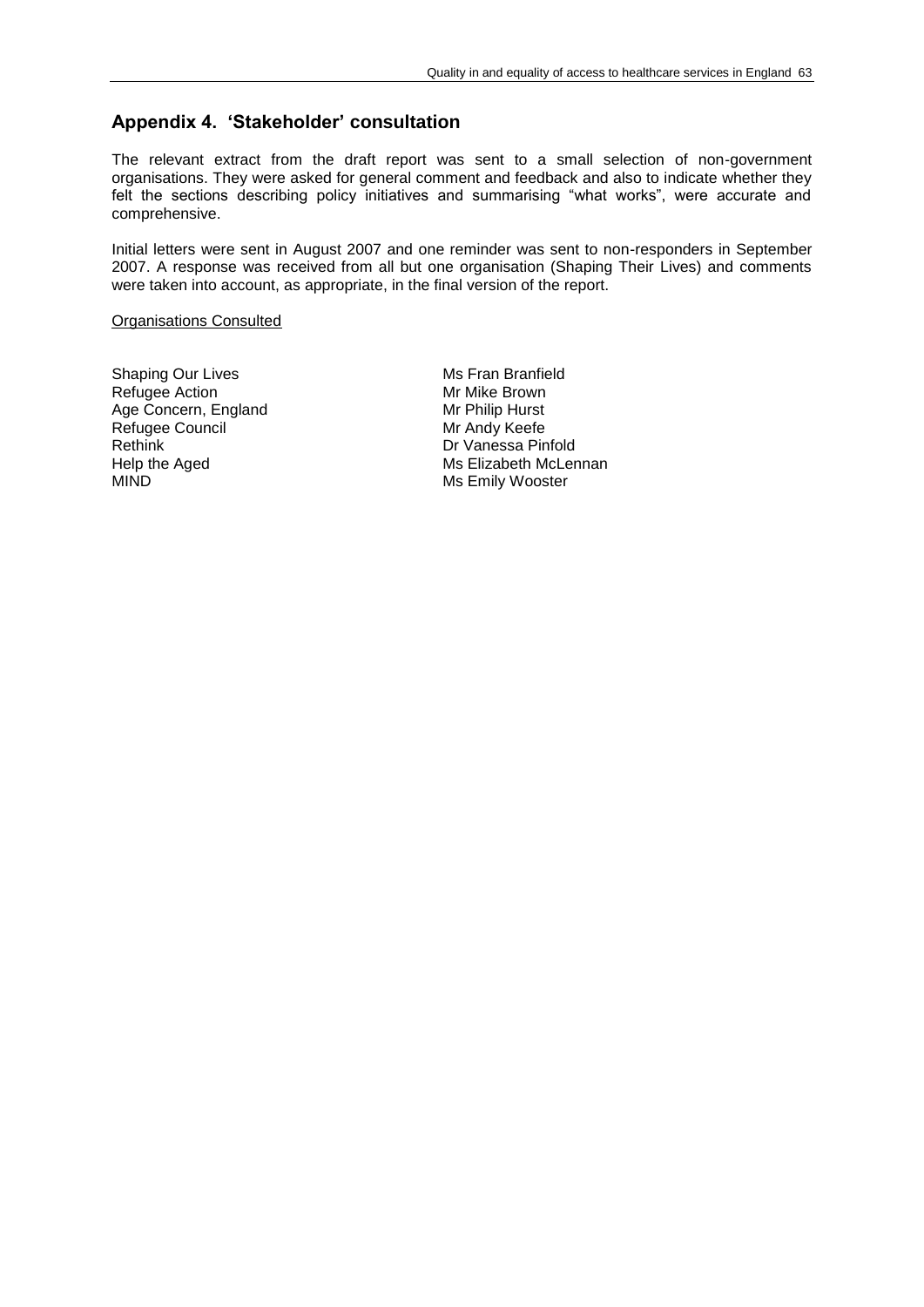## Appendix 4. 'Stakeholder' consultation

The relevant extract from the draft report was sent to a small selection of non-government organisations. They were asked for general comment and feedback and also to indicate whether they felt the sections describing policy initiatives and summarising "what works", were accurate and comprehensive.

Initial letters were sent in August 2007 and one reminder was sent to non-responders in September 2007. A response was received from all but one organisation (Shaping Their Lives) and comments were taken into account, as appropriate, in the final version of the report.

Organisations Consulted

| | |
|---|---|
| Shaping Our Lives | Ms Fran Branfield |
| Refugee Action | Mr Mike Brown |
| Age Concern, England | Mr Philip Hurst |
| Refugee Council | Mr Andy Keefe |
| Rethink | Dr Vanessa Pinfold |
| Help the Aged | Ms Elizabeth McLennan |
| MIND | Ms Emily Wooster |